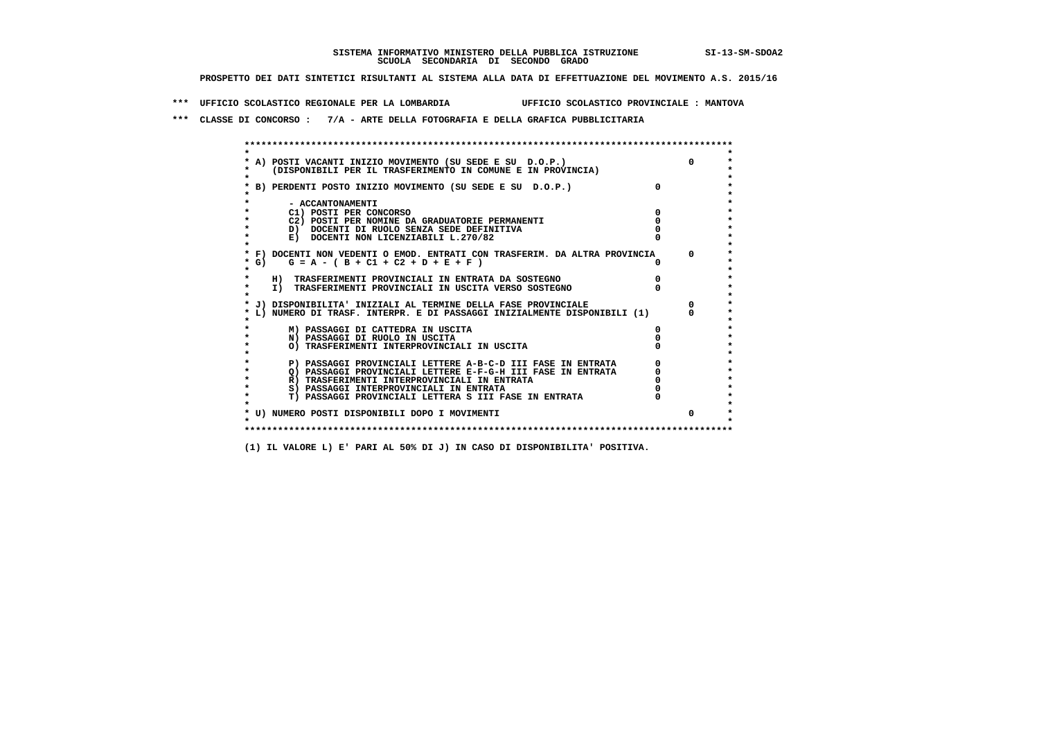**SISTEMA INFORMATIVO MINISTERO DELLA PUBBLICA ISTRUZIONE SI-13-SM-SDOA2**
**SCUOLA SECONDARIA DI SECONDO GRADO**

**PROSPETTO DEI DATI SINTETICI RISULTANTI AL SISTEMA ALLA DATA DI EFFETTUAZIONE DEL MOVIMENTO A.S. 2015/16**

**\*\*\* UFFICIO SCOLASTICO REGIONALE PER LA LOMBARDIA UFFICIO SCOLASTICO PROVINCIALE : MANTOVA**

**\*\*\* CLASSE DI CONCORSO : 7/A - ARTE DELLA FOTOGRAFIA E DELLA GRAFICA PUBBLICITARIA**

```
A) POSTI VACANTI INIZIO MOVIMENTO (SU SEDE E SU  D.O.P.)                          0
   (DISPONIBILI PER IL TRASFERIMENTO IN COMUNE E IN PROVINCIA)

B) PERDENTI POSTO INIZIO MOVIMENTO (SU SEDE E SU  D.O.P.)                 0

      - ACCANTONAMENTI
      C1) POSTI PER CONCORSO                                               0
      C2) POSTI PER NOMINE DA GRADUATORIE PERMANENTI                       0
      D)  DOCENTI DI RUOLO SENZA SEDE DEFINITIVA                           0
      E)  DOCENTI NON LICENZIABILI L.270/82                                0

F) DOCENTI NON VEDENTI O EMOD. ENTRATI CON TRASFERIM. DA ALTRA PROVINCIA      0
G)    G = A - ( B + C1 + C2 + D + E + F )                                  0

   H)  TRASFERIMENTI PROVINCIALI IN ENTRATA DA SOSTEGNO                    0
   I)  TRASFERIMENTI PROVINCIALI IN USCITA VERSO SOSTEGNO                  0

J) DISPONIBILITA' INIZIALI AL TERMINE DELLA FASE PROVINCIALE                  0
L) NUMERO DI TRASF. INTERPR. E DI PASSAGGI INIZIALMENTE DISPONIBILI (1)       0

      M) PASSAGGI DI CATTEDRA IN USCITA                                    0
      N) PASSAGGI DI RUOLO IN USCITA                                       0
      O) TRASFERIMENTI INTERPROVINCIALI IN USCITA                          0

      P) PASSAGGI PROVINCIALI LETTERE A-B-C-D III FASE IN ENTRATA          0
      Q) PASSAGGI PROVINCIALI LETTERE E-F-G-H III FASE IN ENTRATA          0
      R) TRASFERIMENTI INTERPROVINCIALI IN ENTRATA                         0
      S) PASSAGGI INTERPROVINCIALI IN ENTRATA                              0
      T) PASSAGGI PROVINCIALI LETTERA S III FASE IN ENTRATA                0

U) NUMERO POSTI DISPONIBILI DOPO I MOVIMENTI                                  0
```

**(1) IL VALORE L) E' PARI AL 50% DI J) IN CASO DI DISPONIBILITA' POSITIVA.**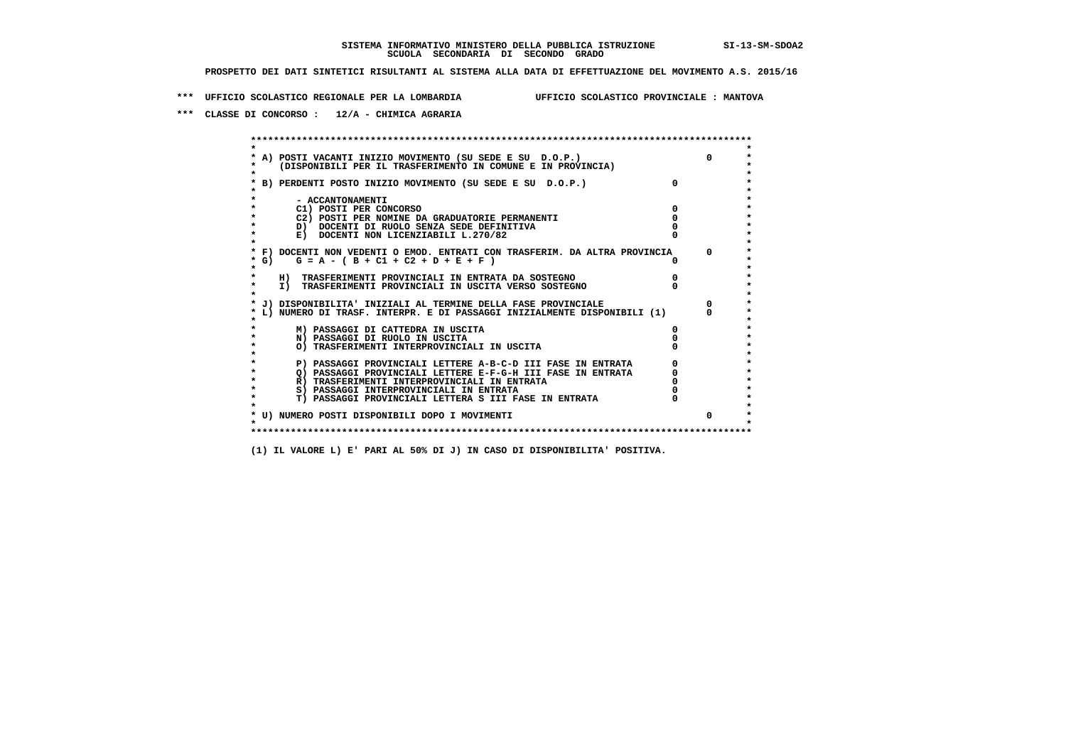**SISTEMA INFORMATIVO MINISTERO DELLA PUBBLICA ISTRUZIONE SI-13-SM-SDOA2**
**SCUOLA SECONDARIA DI SECONDO GRADO**

**PROSPETTO DEI DATI SINTETICI RISULTANTI AL SISTEMA ALLA DATA DI EFFETTUAZIONE DEL MOVIMENTO A.S. 2015/16**

**\*\*\* UFFICIO SCOLASTICO REGIONALE PER LA LOMBARDIA UFFICIO SCOLASTICO PROVINCIALE : MANTOVA**

**\*\*\* CLASSE DI CONCORSO : 12/A - CHIMICA AGRARIA**

```
******************************************************************************************
*                                                                                        *
* A) POSTI VACANTI INIZIO MOVIMENTO (SU SEDE E SU  D.O.P.)                      0        *
*     (DISPONIBILI PER IL TRASFERIMENTO IN COMUNE E IN PROVINCIA)                        *
*                                                                                        *
* B) PERDENTI POSTO INIZIO MOVIMENTO (SU SEDE E SU  D.O.P.)              0                *
*                                                                                        *
*       - ACCANTONAMENTI                                                                 *
*       C1) POSTI PER CONCORSO                                          0                *
*       C2) POSTI PER NOMINE DA GRADUATORIE PERMANENTI                  0                *
*       D)  DOCENTI DI RUOLO SENZA SEDE DEFINITIVA                      0                *
*       E)  DOCENTI NON LICENZIABILI L.270/82                           0                *
*                                                                                        *
* F) DOCENTI NON VEDENTI O EMOD. ENTRATI CON TRASFERIM. DA ALTRA PROVINCIA      0        *
* G)    G = A - ( B + C1 + C2 + D + E + F )                              0                *
*                                                                                        *
*    H)  TRASFERIMENTI PROVINCIALI IN ENTRATA DA SOSTEGNO               0                *
*    I)  TRASFERIMENTI PROVINCIALI IN USCITA VERSO SOSTEGNO             0                *
*                                                                                        *
* J) DISPONIBILITA' INIZIALI AL TERMINE DELLA FASE PROVINCIALE                  0        *
* L) NUMERO DI TRASF. INTERPR. E DI PASSAGGI INIZIALMENTE DISPONIBILI (1)       0        *
*                                                                                        *
*       M) PASSAGGI DI CATTEDRA IN USCITA                               0                *
*       N) PASSAGGI DI RUOLO IN USCITA                                  0                *
*       O) TRASFERIMENTI INTERPROVINCIALI IN USCITA                     0                *
*                                                                                        *
*       P) PASSAGGI PROVINCIALI LETTERE A-B-C-D III FASE IN ENTRATA     0                *
*       Q) PASSAGGI PROVINCIALI LETTERE E-F-G-H III FASE IN ENTRATA     0                *
*       R) TRASFERIMENTI INTERPROVINCIALI IN ENTRATA                    0                *
*       S) PASSAGGI INTERPROVINCIALI IN ENTRATA                         0                *
*       T) PASSAGGI PROVINCIALI LETTERA S III FASE IN ENTRATA           0                *
*                                                                                        *
* U) NUMERO POSTI DISPONIBILI DOPO I MOVIMENTI                                  0        *
*                                                                                        *
******************************************************************************************
```

**(1) IL VALORE L) E' PARI AL 50% DI J) IN CASO DI DISPONIBILITA' POSITIVA.**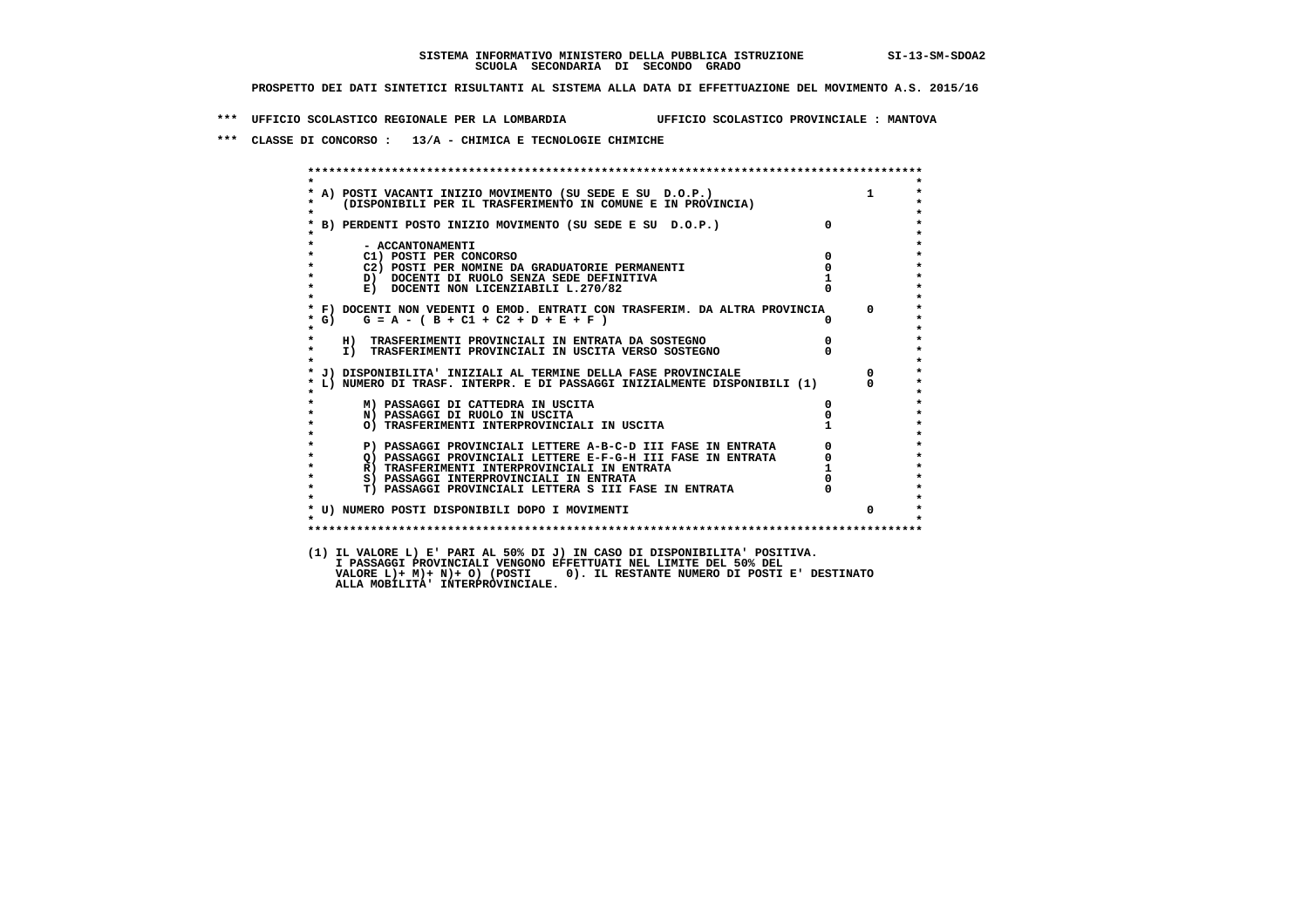SISTEMA INFORMATIVO MINISTERO DELLA PUBBLICA ISTRUZIONE SI-13-SM-SDOA2
SCUOLA SECONDARIA DI SECONDO GRADO

PROSPETTO DEI DATI SINTETICI RISULTANTI AL SISTEMA ALLA DATA DI EFFETTUAZIONE DEL MOVIMENTO A.S. 2015/16

*** UFFICIO SCOLASTICO REGIONALE PER LA LOMBARDIA UFFICIO SCOLASTICO PROVINCIALE : MANTOVA

*** CLASSE DI CONCORSO : 13/A - CHIMICA E TECNOLOGIE CHIMICHE

| | | |
|---|---|---|
| A) POSTI VACANTI INIZIO MOVIMENTO (SU SEDE E SU D.O.P.) (DISPONIBILI PER IL TRASFERIMENTO IN COMUNE E IN PROVINCIA) | | 1 |
| B) PERDENTI POSTO INIZIO MOVIMENTO (SU SEDE E SU D.O.P.) | 0 | |
| - ACCANTONAMENTI | | |
| C1) POSTI PER CONCORSO | 0 | |
| C2) POSTI PER NOMINE DA GRADUATORIE PERMANENTI | 0 | |
| D) DOCENTI DI RUOLO SENZA SEDE DEFINITIVA | 1 | |
| E) DOCENTI NON LICENZIABILI L.270/82 | 0 | |
| F) DOCENTI NON VEDENTI O EMOD. ENTRATI CON TRASFERIM. DA ALTRA PROVINCIA | | 0 |
| G) G = A - ( B + C1 + C2 + D + E + F ) | 0 | |
| H) TRASFERIMENTI PROVINCIALI IN ENTRATA DA SOSTEGNO | 0 | |
| I) TRASFERIMENTI PROVINCIALI IN USCITA VERSO SOSTEGNO | 0 | |
| J) DISPONIBILITA' INIZIALI AL TERMINE DELLA FASE PROVINCIALE | | 0 |
| L) NUMERO DI TRASF. INTERPR. E DI PASSAGGI INIZIALMENTE DISPONIBILI (1) | | 0 |
| M) PASSAGGI DI CATTEDRA IN USCITA | 0 | |
| N) PASSAGGI DI RUOLO IN USCITA | 0 | |
| O) TRASFERIMENTI INTERPROVINCIALI IN USCITA | 1 | |
| P) PASSAGGI PROVINCIALI LETTERE A-B-C-D III FASE IN ENTRATA | 0 | |
| Q) PASSAGGI PROVINCIALI LETTERE E-F-G-H III FASE IN ENTRATA | 0 | |
| R) TRASFERIMENTI INTERPROVINCIALI IN ENTRATA | 1 | |
| S) PASSAGGI INTERPROVINCIALI IN ENTRATA | 0 | |
| T) PASSAGGI PROVINCIALI LETTERA S III FASE IN ENTRATA | 0 | |
| U) NUMERO POSTI DISPONIBILI DOPO I MOVIMENTI | | 0 |

(1) IL VALORE L) E' PARI AL 50% DI J) IN CASO DI DISPONIBILITA' POSITIVA.
I PASSAGGI PROVINCIALI VENGONO EFFETTUATI NEL LIMITE DEL 50% DEL
VALORE L)+ M)+ N)+ O) (POSTI 0). IL RESTANTE NUMERO DI POSTI E' DESTINATO
ALLA MOBILITA' INTERPROVINCIALE.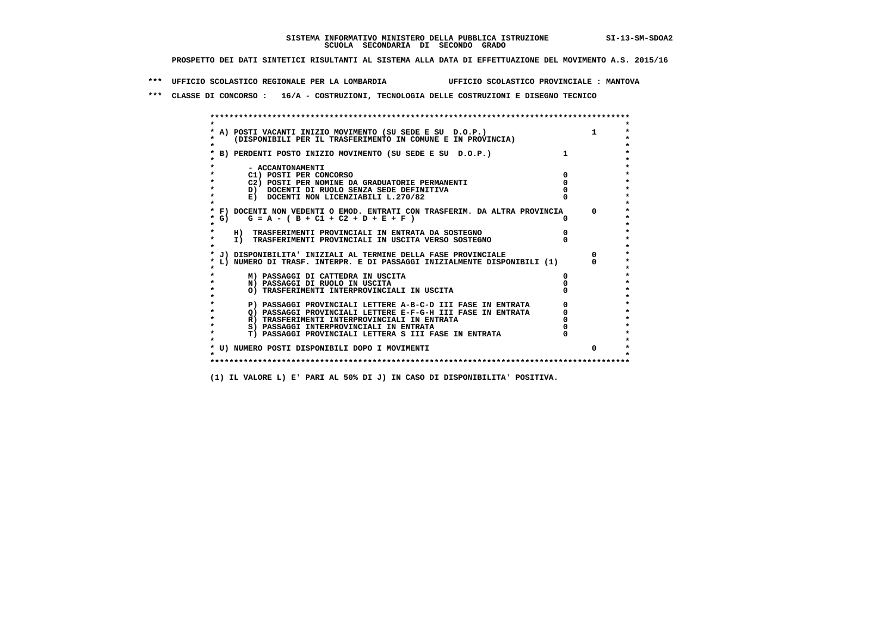SISTEMA INFORMATIVO MINISTERO DELLA PUBBLICA ISTRUZIONE SI-13-SM-SDOA2
SCUOLA SECONDARIA DI SECONDO GRADO

PROSPETTO DEI DATI SINTETICI RISULTANTI AL SISTEMA ALLA DATA DI EFFETTUAZIONE DEL MOVIMENTO A.S. 2015/16

*** UFFICIO SCOLASTICO REGIONALE PER LA LOMBARDIA UFFICIO SCOLASTICO PROVINCIALE : MANTOVA

*** CLASSE DI CONCORSO : 16/A - COSTRUZIONI, TECNOLOGIA DELLE COSTRUZIONI E DISEGNO TECNICO

| Voce | | |
|---|---|---|
| A) POSTI VACANTI INIZIO MOVIMENTO (SU SEDE E SU D.O.P.) (DISPONIBILI PER IL TRASFERIMENTO IN COMUNE E IN PROVINCIA) | | 1 |
| B) PERDENTI POSTO INIZIO MOVIMENTO (SU SEDE E SU D.O.P.) | 1 | |
| - ACCANTONAMENTI | | |
| C1) POSTI PER CONCORSO | 0 | |
| C2) POSTI PER NOMINE DA GRADUATORIE PERMANENTI | 0 | |
| D) DOCENTI DI RUOLO SENZA SEDE DEFINITIVA | 0 | |
| E) DOCENTI NON LICENZIABILI L.270/82 | 0 | |
| F) DOCENTI NON VEDENTI O EMOD. ENTRATI CON TRASFERIM. DA ALTRA PROVINCIA | | 0 |
| G) G = A - ( B + C1 + C2 + D + E + F ) | 0 | |
| H) TRASFERIMENTI PROVINCIALI IN ENTRATA DA SOSTEGNO | 0 | |
| I) TRASFERIMENTI PROVINCIALI IN USCITA VERSO SOSTEGNO | 0 | |
| J) DISPONIBILITA' INIZIALI AL TERMINE DELLA FASE PROVINCIALE | | 0 |
| L) NUMERO DI TRASF. INTERPR. E DI PASSAGGI INIZIALMENTE DISPONIBILI (1) | | 0 |
| M) PASSAGGI DI CATTEDRA IN USCITA | 0 | |
| N) PASSAGGI DI RUOLO IN USCITA | 0 | |
| O) TRASFERIMENTI INTERPROVINCIALI IN USCITA | 0 | |
| P) PASSAGGI PROVINCIALI LETTERE A-B-C-D III FASE IN ENTRATA | 0 | |
| Q) PASSAGGI PROVINCIALI LETTERE E-F-G-H III FASE IN ENTRATA | 0 | |
| R) TRASFERIMENTI INTERPROVINCIALI IN ENTRATA | 0 | |
| S) PASSAGGI INTERPROVINCIALI IN ENTRATA | 0 | |
| T) PASSAGGI PROVINCIALI LETTERA S III FASE IN ENTRATA | 0 | |
| U) NUMERO POSTI DISPONIBILI DOPO I MOVIMENTI | | 0 |

(1) IL VALORE L) E' PARI AL 50% DI J) IN CASO DI DISPONIBILITA' POSITIVA.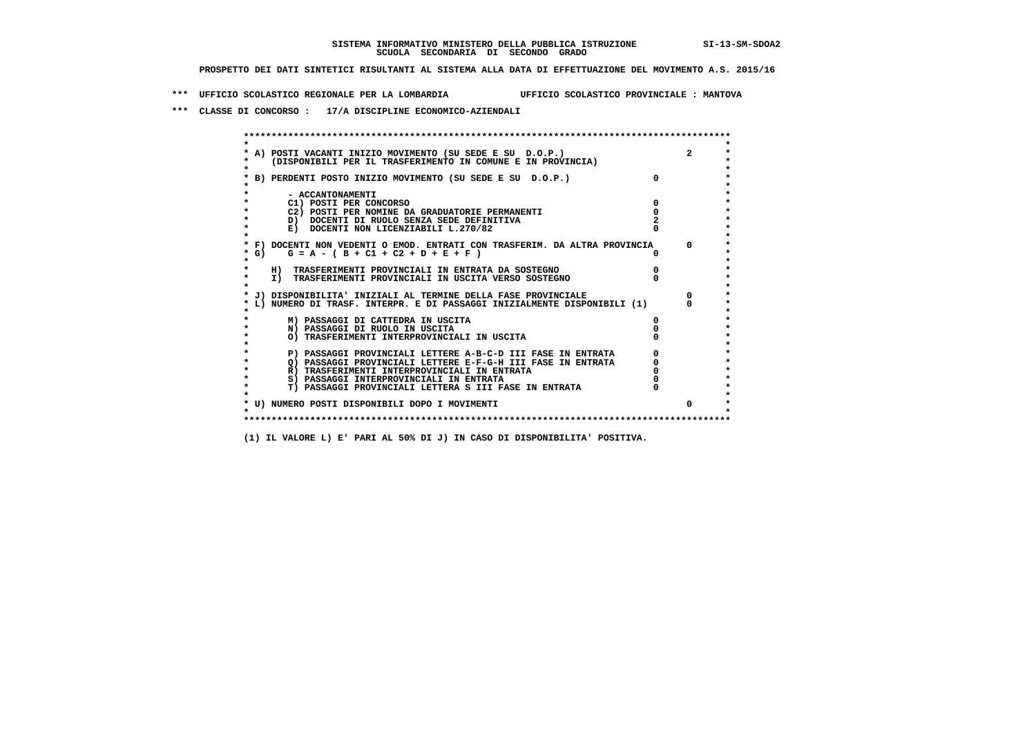SISTEMA INFORMATIVO MINISTERO DELLA PUBBLICA ISTRUZIONE SI-13-SM-SDOA2

SCUOLA SECONDARIA DI SECONDO GRADO

PROSPETTO DEI DATI SINTETICI RISULTANTI AL SISTEMA ALLA DATA DI EFFETTUAZIONE DEL MOVIMENTO A.S. 2015/16

*** UFFICIO SCOLASTICO REGIONALE PER LA LOMBARDIA UFFICIO SCOLASTICO PROVINCIALE : MANTOVA

*** CLASSE DI CONCORSO : 17/A DISCIPLINE ECONOMICO-AZIENDALI

| | | |
|---|---|---|
| A) POSTI VACANTI INIZIO MOVIMENTO (SU SEDE E SU D.O.P.) (DISPONIBILI PER IL TRASFERIMENTO IN COMUNE E IN PROVINCIA) | | 2 |
| B) PERDENTI POSTO INIZIO MOVIMENTO (SU SEDE E SU D.O.P.) | 0 | |
| - ACCANTONAMENTI | | |
| C1) POSTI PER CONCORSO | 0 | |
| C2) POSTI PER NOMINE DA GRADUATORIE PERMANENTI | 0 | |
| D) DOCENTI DI RUOLO SENZA SEDE DEFINITIVA | 2 | |
| E) DOCENTI NON LICENZIABILI L.270/82 | 0 | |
| F) DOCENTI NON VEDENTI O EMOD. ENTRATI CON TRASFERIM. DA ALTRA PROVINCIA | | 0 |
| G) G = A - ( B + C1 + C2 + D + E + F ) | 0 | |
| H) TRASFERIMENTI PROVINCIALI IN ENTRATA DA SOSTEGNO | 0 | |
| I) TRASFERIMENTI PROVINCIALI IN USCITA VERSO SOSTEGNO | 0 | |
| J) DISPONIBILITA' INIZIALI AL TERMINE DELLA FASE PROVINCIALE | | 0 |
| L) NUMERO DI TRASF. INTERPR. E DI PASSAGGI INIZIALMENTE DISPONIBILI (1) | | 0 |
| M) PASSAGGI DI CATTEDRA IN USCITA | 0 | |
| N) PASSAGGI DI RUOLO IN USCITA | 0 | |
| O) TRASFERIMENTI INTERPROVINCIALI IN USCITA | 0 | |
| P) PASSAGGI PROVINCIALI LETTERE A-B-C-D III FASE IN ENTRATA | 0 | |
| Q) PASSAGGI PROVINCIALI LETTERE E-F-G-H III FASE IN ENTRATA | 0 | |
| R) TRASFERIMENTI INTERPROVINCIALI IN ENTRATA | 0 | |
| S) PASSAGGI INTERPROVINCIALI IN ENTRATA | 0 | |
| T) PASSAGGI PROVINCIALI LETTERA S III FASE IN ENTRATA | 0 | |
| U) NUMERO POSTI DISPONIBILI DOPO I MOVIMENTI | | 0 |

(1) IL VALORE L) E' PARI AL 50% DI J) IN CASO DI DISPONIBILITA' POSITIVA.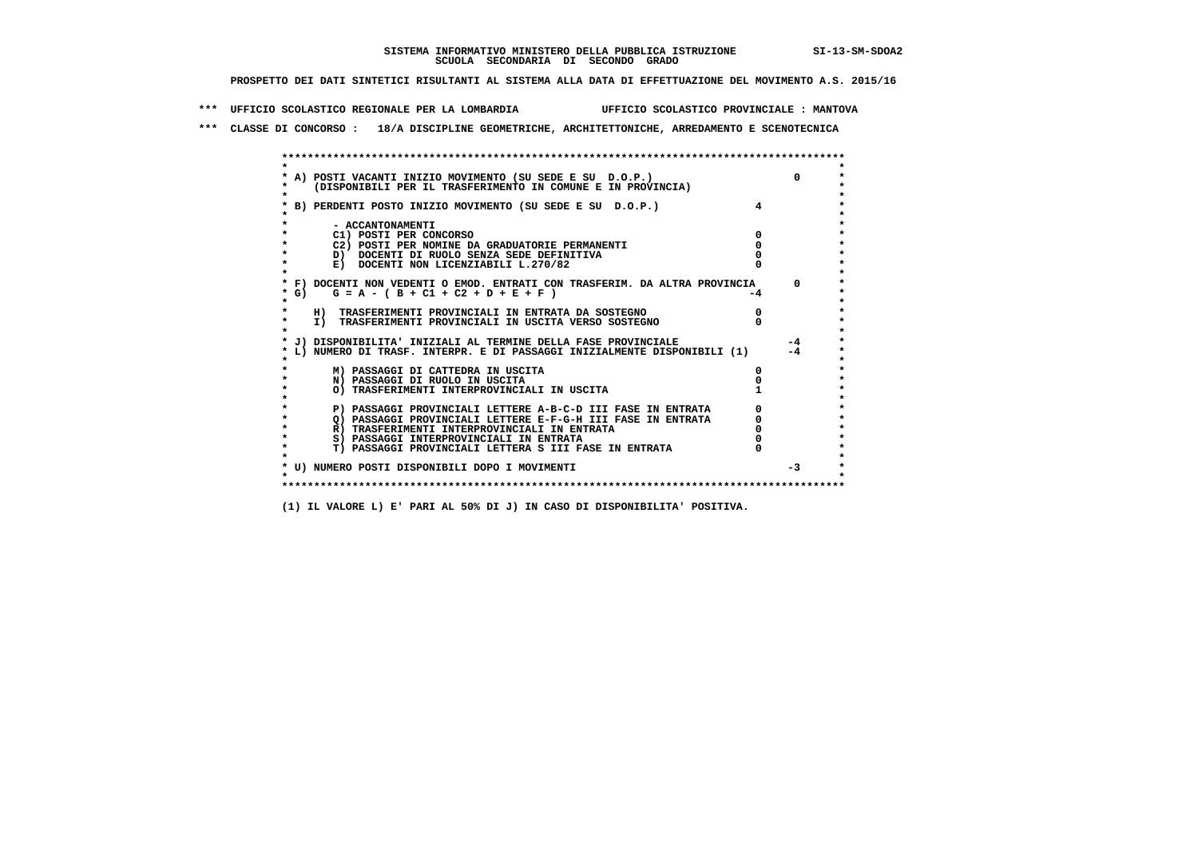**SISTEMA INFORMATIVO MINISTERO DELLA PUBBLICA ISTRUZIONE SI-13-SM-SDOA2**
**SCUOLA SECONDARIA DI SECONDO GRADO**

**PROSPETTO DEI DATI SINTETICI RISULTANTI AL SISTEMA ALLA DATA DI EFFETTUAZIONE DEL MOVIMENTO A.S. 2015/16**

**\*\*\* UFFICIO SCOLASTICO REGIONALE PER LA LOMBARDIA UFFICIO SCOLASTICO PROVINCIALE : MANTOVA**

**\*\*\* CLASSE DI CONCORSO : 18/A DISCIPLINE GEOMETRICHE, ARCHITETTONICHE, ARREDAMENTO E SCENOTECNICA**

| Voce | | |
|---|---|---|
| A) POSTI VACANTI INIZIO MOVIMENTO (SU SEDE E SU D.O.P.) (DISPONIBILI PER IL TRASFERIMENTO IN COMUNE E IN PROVINCIA) | | 0 |
| B) PERDENTI POSTO INIZIO MOVIMENTO (SU SEDE E SU D.O.P.) | 4 | |
| - ACCANTONAMENTI | | |
| C1) POSTI PER CONCORSO | 0 | |
| C2) POSTI PER NOMINE DA GRADUATORIE PERMANENTI | 0 | |
| D) DOCENTI DI RUOLO SENZA SEDE DEFINITIVA | 0 | |
| E) DOCENTI NON LICENZIABILI L.270/82 | 0 | |
| F) DOCENTI NON VEDENTI O EMOD. ENTRATI CON TRASFERIM. DA ALTRA PROVINCIA | | 0 |
| G) G = A - ( B + C1 + C2 + D + E + F ) | -4 | |
| H) TRASFERIMENTI PROVINCIALI IN ENTRATA DA SOSTEGNO | 0 | |
| I) TRASFERIMENTI PROVINCIALI IN USCITA VERSO SOSTEGNO | 0 | |
| J) DISPONIBILITA' INIZIALI AL TERMINE DELLA FASE PROVINCIALE | | -4 |
| L) NUMERO DI TRASF. INTERPR. E DI PASSAGGI INIZIALMENTE DISPONIBILI (1) | | -4 |
| M) PASSAGGI DI CATTEDRA IN USCITA | 0 | |
| N) PASSAGGI DI RUOLO IN USCITA | 0 | |
| O) TRASFERIMENTI INTERPROVINCIALI IN USCITA | 1 | |
| P) PASSAGGI PROVINCIALI LETTERE A-B-C-D III FASE IN ENTRATA | 0 | |
| Q) PASSAGGI PROVINCIALI LETTERE E-F-G-H III FASE IN ENTRATA | 0 | |
| R) TRASFERIMENTI INTERPROVINCIALI IN ENTRATA | 0 | |
| S) PASSAGGI INTERPROVINCIALI IN ENTRATA | 0 | |
| T) PASSAGGI PROVINCIALI LETTERA S III FASE IN ENTRATA | 0 | |
| U) NUMERO POSTI DISPONIBILI DOPO I MOVIMENTI | | -3 |

**(1) IL VALORE L) E' PARI AL 50% DI J) IN CASO DI DISPONIBILITA' POSITIVA.**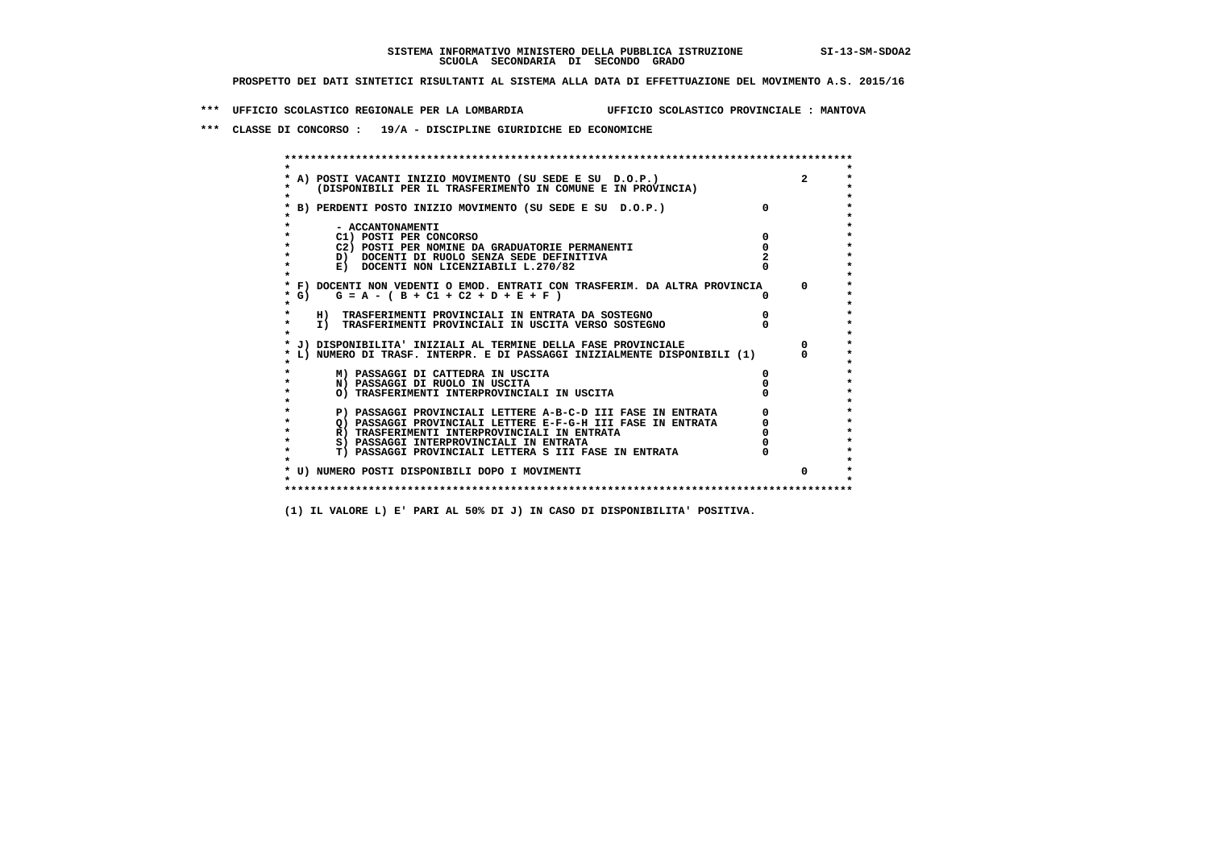**SISTEMA INFORMATIVO MINISTERO DELLA PUBBLICA ISTRUZIONE SI-13-SM-SDOA2**
**SCUOLA SECONDARIA DI SECONDO GRADO**

**PROSPETTO DEI DATI SINTETICI RISULTANTI AL SISTEMA ALLA DATA DI EFFETTUAZIONE DEL MOVIMENTO A.S. 2015/16**

**\*\*\* UFFICIO SCOLASTICO REGIONALE PER LA LOMBARDIA UFFICIO SCOLASTICO PROVINCIALE : MANTOVA**

**\*\*\* CLASSE DI CONCORSO : 19/A - DISCIPLINE GIURIDICHE ED ECONOMICHE**

| Voce | | |
|---|---|---|
| A) POSTI VACANTI INIZIO MOVIMENTO (SU SEDE E SU D.O.P.) (DISPONIBILI PER IL TRASFERIMENTO IN COMUNE E IN PROVINCIA) | | 2 |
| B) PERDENTI POSTO INIZIO MOVIMENTO (SU SEDE E SU D.O.P.) | 0 | |
| - ACCANTONAMENTI | | |
| C1) POSTI PER CONCORSO | 0 | |
| C2) POSTI PER NOMINE DA GRADUATORIE PERMANENTI | 0 | |
| D) DOCENTI DI RUOLO SENZA SEDE DEFINITIVA | 2 | |
| E) DOCENTI NON LICENZIABILI L.270/82 | 0 | |
| F) DOCENTI NON VEDENTI O EMOD. ENTRATI CON TRASFERIM. DA ALTRA PROVINCIA | | 0 |
| G) G = A - ( B + C1 + C2 + D + E + F ) | 0 | |
| H) TRASFERIMENTI PROVINCIALI IN ENTRATA DA SOSTEGNO | 0 | |
| I) TRASFERIMENTI PROVINCIALI IN USCITA VERSO SOSTEGNO | 0 | |
| J) DISPONIBILITA' INIZIALI AL TERMINE DELLA FASE PROVINCIALE | | 0 |
| L) NUMERO DI TRASF. INTERPR. E DI PASSAGGI INIZIALMENTE DISPONIBILI (1) | | 0 |
| M) PASSAGGI DI CATTEDRA IN USCITA | 0 | |
| N) PASSAGGI DI RUOLO IN USCITA | 0 | |
| O) TRASFERIMENTI INTERPROVINCIALI IN USCITA | 0 | |
| P) PASSAGGI PROVINCIALI LETTERE A-B-C-D III FASE IN ENTRATA | 0 | |
| Q) PASSAGGI PROVINCIALI LETTERE E-F-G-H III FASE IN ENTRATA | 0 | |
| R) TRASFERIMENTI INTERPROVINCIALI IN ENTRATA | 0 | |
| S) PASSAGGI INTERPROVINCIALI IN ENTRATA | 0 | |
| T) PASSAGGI PROVINCIALI LETTERA S III FASE IN ENTRATA | 0 | |
| U) NUMERO POSTI DISPONIBILI DOPO I MOVIMENTI | | 0 |

**(1) IL VALORE L) E' PARI AL 50% DI J) IN CASO DI DISPONIBILITA' POSITIVA.**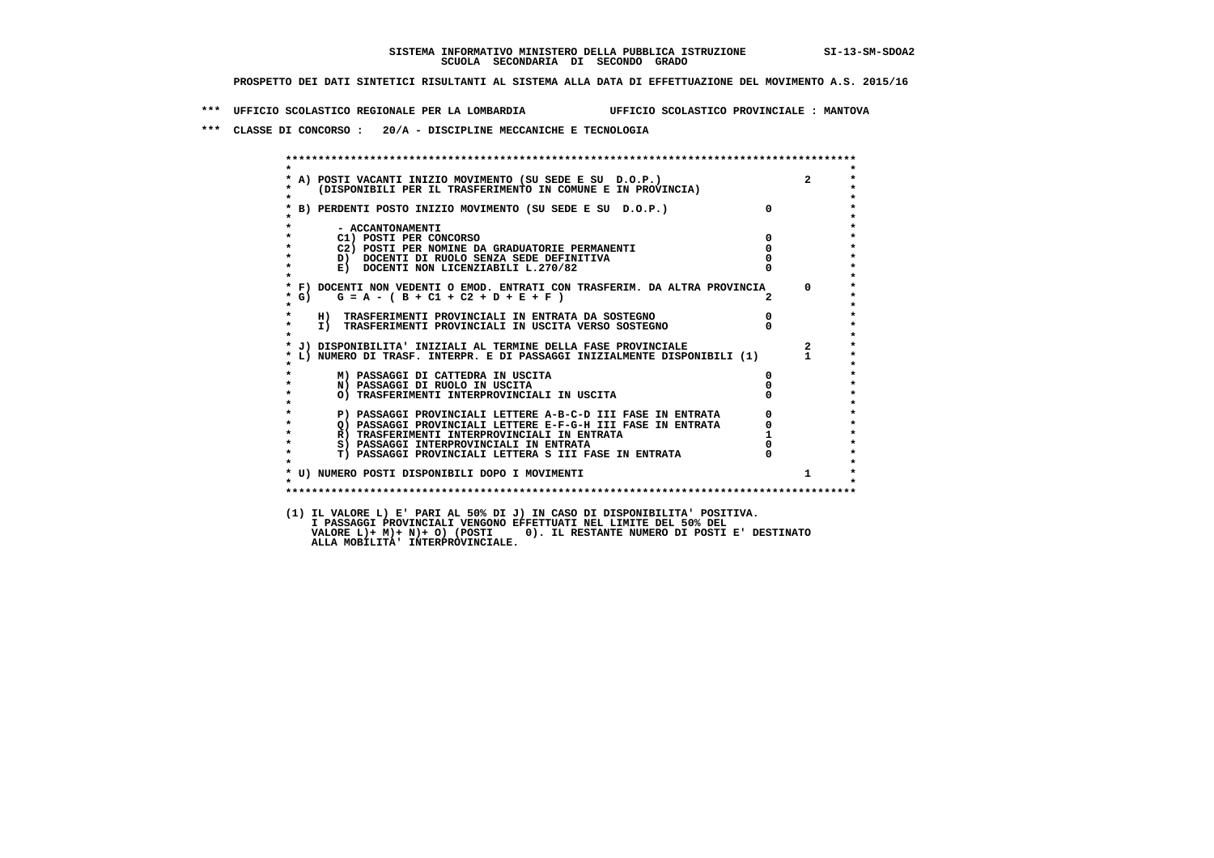SISTEMA INFORMATIVO MINISTERO DELLA PUBBLICA ISTRUZIONE SI-13-SM-SDOA2
SCUOLA SECONDARIA DI SECONDO GRADO

PROSPETTO DEI DATI SINTETICI RISULTANTI AL SISTEMA ALLA DATA DI EFFETTUAZIONE DEL MOVIMENTO A.S. 2015/16

*** UFFICIO SCOLASTICO REGIONALE PER LA LOMBARDIA UFFICIO SCOLASTICO PROVINCIALE : MANTOVA

*** CLASSE DI CONCORSO : 20/A - DISCIPLINE MECCANICHE E TECNOLOGIA

| | | |
|---|---|---|
| A) POSTI VACANTI INIZIO MOVIMENTO (SU SEDE E SU D.O.P.) (DISPONIBILI PER IL TRASFERIMENTO IN COMUNE E IN PROVINCIA) | | 2 |
| B) PERDENTI POSTO INIZIO MOVIMENTO (SU SEDE E SU D.O.P.) | 0 | |
| - ACCANTONAMENTI | | |
| C1) POSTI PER CONCORSO | 0 | |
| C2) POSTI PER NOMINE DA GRADUATORIE PERMANENTI | 0 | |
| D) DOCENTI DI RUOLO SENZA SEDE DEFINITIVA | 0 | |
| E) DOCENTI NON LICENZIABILI L.270/82 | 0 | |
| F) DOCENTI NON VEDENTI O EMOD. ENTRATI CON TRASFERIM. DA ALTRA PROVINCIA | | 0 |
| G) G = A - ( B + C1 + C2 + D + E + F ) | 2 | |
| H) TRASFERIMENTI PROVINCIALI IN ENTRATA DA SOSTEGNO | 0 | |
| I) TRASFERIMENTI PROVINCIALI IN USCITA VERSO SOSTEGNO | 0 | |
| J) DISPONIBILITA' INIZIALI AL TERMINE DELLA FASE PROVINCIALE | | 2 |
| L) NUMERO DI TRASF. INTERPR. E DI PASSAGGI INIZIALMENTE DISPONIBILI (1) | | 1 |
| M) PASSAGGI DI CATTEDRA IN USCITA | 0 | |
| N) PASSAGGI DI RUOLO IN USCITA | 0 | |
| O) TRASFERIMENTI INTERPROVINCIALI IN USCITA | 0 | |
| P) PASSAGGI PROVINCIALI LETTERE A-B-C-D III FASE IN ENTRATA | 0 | |
| Q) PASSAGGI PROVINCIALI LETTERE E-F-G-H III FASE IN ENTRATA | 0 | |
| R) TRASFERIMENTI INTERPROVINCIALI IN ENTRATA | 1 | |
| S) PASSAGGI INTERPROVINCIALI IN ENTRATA | 0 | |
| T) PASSAGGI PROVINCIALI LETTERA S III FASE IN ENTRATA | 0 | |
| U) NUMERO POSTI DISPONIBILI DOPO I MOVIMENTI | | 1 |

(1) IL VALORE L) E' PARI AL 50% DI J) IN CASO DI DISPONIBILITA' POSITIVA.
I PASSAGGI PROVINCIALI VENGONO EFFETTUATI NEL LIMITE DEL 50% DEL
VALORE L)+ M)+ N)+ O) (POSTI 0). IL RESTANTE NUMERO DI POSTI E' DESTINATO
ALLA MOBILITA' INTERPROVINCIALE.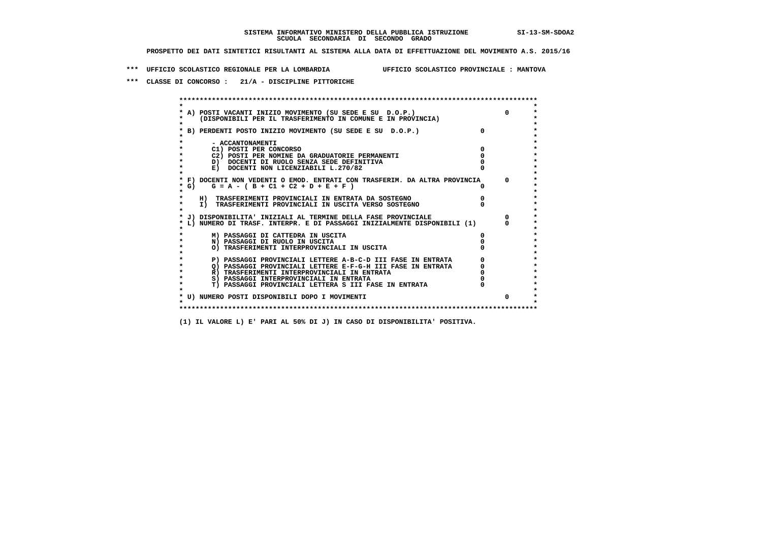SISTEMA INFORMATIVO MINISTERO DELLA PUBBLICA ISTRUZIONE SI-13-SM-SDOA2
SCUOLA SECONDARIA DI SECONDO GRADO

PROSPETTO DEI DATI SINTETICI RISULTANTI AL SISTEMA ALLA DATA DI EFFETTUAZIONE DEL MOVIMENTO A.S. 2015/16

*** UFFICIO SCOLASTICO REGIONALE PER LA LOMBARDIA UFFICIO SCOLASTICO PROVINCIALE : MANTOVA

*** CLASSE DI CONCORSO : 21/A - DISCIPLINE PITTORICHE

| | | |
|---|---|---|
| A) POSTI VACANTI INIZIO MOVIMENTO (SU SEDE E SU D.O.P.) (DISPONIBILI PER IL TRASFERIMENTO IN COMUNE E IN PROVINCIA) | | 0 |
| B) PERDENTI POSTO INIZIO MOVIMENTO (SU SEDE E SU D.O.P.) | 0 | |
| - ACCANTONAMENTI | | |
| C1) POSTI PER CONCORSO | 0 | |
| C2) POSTI PER NOMINE DA GRADUATORIE PERMANENTI | 0 | |
| D) DOCENTI DI RUOLO SENZA SEDE DEFINITIVA | 0 | |
| E) DOCENTI NON LICENZIABILI L.270/82 | 0 | |
| F) DOCENTI NON VEDENTI O EMOD. ENTRATI CON TRASFERIM. DA ALTRA PROVINCIA | | 0 |
| G) G = A - ( B + C1 + C2 + D + E + F ) | 0 | |
| H) TRASFERIMENTI PROVINCIALI IN ENTRATA DA SOSTEGNO | 0 | |
| I) TRASFERIMENTI PROVINCIALI IN USCITA VERSO SOSTEGNO | 0 | |
| J) DISPONIBILITA' INIZIALI AL TERMINE DELLA FASE PROVINCIALE | | 0 |
| L) NUMERO DI TRASF. INTERPR. E DI PASSAGGI INIZIALMENTE DISPONIBILI (1) | | 0 |
| M) PASSAGGI DI CATTEDRA IN USCITA | 0 | |
| N) PASSAGGI DI RUOLO IN USCITA | 0 | |
| O) TRASFERIMENTI INTERPROVINCIALI IN USCITA | 0 | |
| P) PASSAGGI PROVINCIALI LETTERE A-B-C-D III FASE IN ENTRATA | 0 | |
| Q) PASSAGGI PROVINCIALI LETTERE E-F-G-H III FASE IN ENTRATA | 0 | |
| R) TRASFERIMENTI INTERPROVINCIALI IN ENTRATA | 0 | |
| S) PASSAGGI INTERPROVINCIALI IN ENTRATA | 0 | |
| T) PASSAGGI PROVINCIALI LETTERA S III FASE IN ENTRATA | 0 | |
| U) NUMERO POSTI DISPONIBILI DOPO I MOVIMENTI | | 0 |

(1) IL VALORE L) E' PARI AL 50% DI J) IN CASO DI DISPONIBILITA' POSITIVA.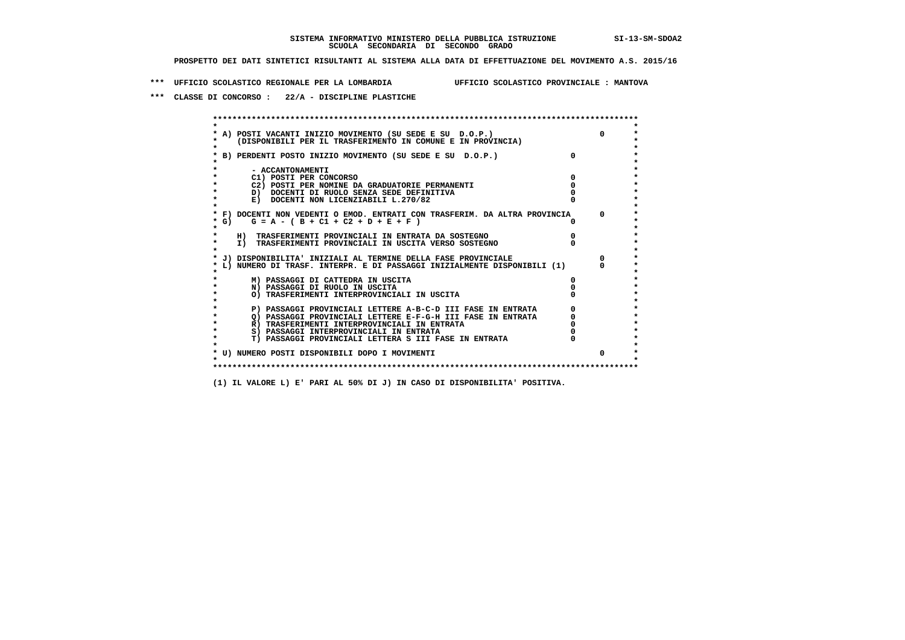SISTEMA INFORMATIVO MINISTERO DELLA PUBBLICA ISTRUZIONE SI-13-SM-SDOA2
SCUOLA SECONDARIA DI SECONDO GRADO

PROSPETTO DEI DATI SINTETICI RISULTANTI AL SISTEMA ALLA DATA DI EFFETTUAZIONE DEL MOVIMENTO A.S. 2015/16

*** UFFICIO SCOLASTICO REGIONALE PER LA LOMBARDIA UFFICIO SCOLASTICO PROVINCIALE : MANTOVA

*** CLASSE DI CONCORSO : 22/A - DISCIPLINE PLASTICHE

```
******************************************************************************************
*                                                                                        *
* A) POSTI VACANTI INIZIO MOVIMENTO (SU SEDE E SU  D.O.P.)                      0        *
*    (DISPONIBILI PER IL TRASFERIMENTO IN COMUNE E IN PROVINCIA)                         *
*                                                                                        *
* B) PERDENTI POSTO INIZIO MOVIMENTO (SU SEDE E SU  D.O.P.)              0                *
*                                                                                        *
*       - ACCANTONAMENTI                                                                 *
*       C1) POSTI PER CONCORSO                                          0                *
*       C2) POSTI PER NOMINE DA GRADUATORIE PERMANENTI                  0                *
*       D)  DOCENTI DI RUOLO SENZA SEDE DEFINITIVA                      0                *
*       E)  DOCENTI NON LICENZIABILI L.270/82                           0                *
*                                                                                        *
* F) DOCENTI NON VEDENTI O EMOD. ENTRATI CON TRASFERIM. DA ALTRA PROVINCIA      0        *
* G)    G = A - ( B + C1 + C2 + D + E + F )                             0                *
*                                                                                        *
*    H)  TRASFERIMENTI PROVINCIALI IN ENTRATA DA SOSTEGNO               0                *
*    I)  TRASFERIMENTI PROVINCIALI IN USCITA VERSO SOSTEGNO             0                *
*                                                                                        *
* J) DISPONIBILITA' INIZIALI AL TERMINE DELLA FASE PROVINCIALE                  0        *
* L) NUMERO DI TRASF. INTERPR. E DI PASSAGGI INIZIALMENTE DISPONIBILI (1)       0        *
*                                                                                        *
*       M) PASSAGGI DI CATTEDRA IN USCITA                               0                *
*       N) PASSAGGI DI RUOLO IN USCITA                                  0                *
*       O) TRASFERIMENTI INTERPROVINCIALI IN USCITA                     0                *
*                                                                                        *
*       P) PASSAGGI PROVINCIALI LETTERE A-B-C-D III FASE IN ENTRATA     0                *
*       Q) PASSAGGI PROVINCIALI LETTERE E-F-G-H III FASE IN ENTRATA     0                *
*       R) TRASFERIMENTI INTERPROVINCIALI IN ENTRATA                    0                *
*       S) PASSAGGI INTERPROVINCIALI IN ENTRATA                         0                *
*       T) PASSAGGI PROVINCIALI LETTERA S III FASE IN ENTRATA           0                *
*                                                                                        *
* U) NUMERO POSTI DISPONIBILI DOPO I MOVIMENTI                                  0        *
*                                                                                        *
******************************************************************************************
```

(1) IL VALORE L) E' PARI AL 50% DI J) IN CASO DI DISPONIBILITA' POSITIVA.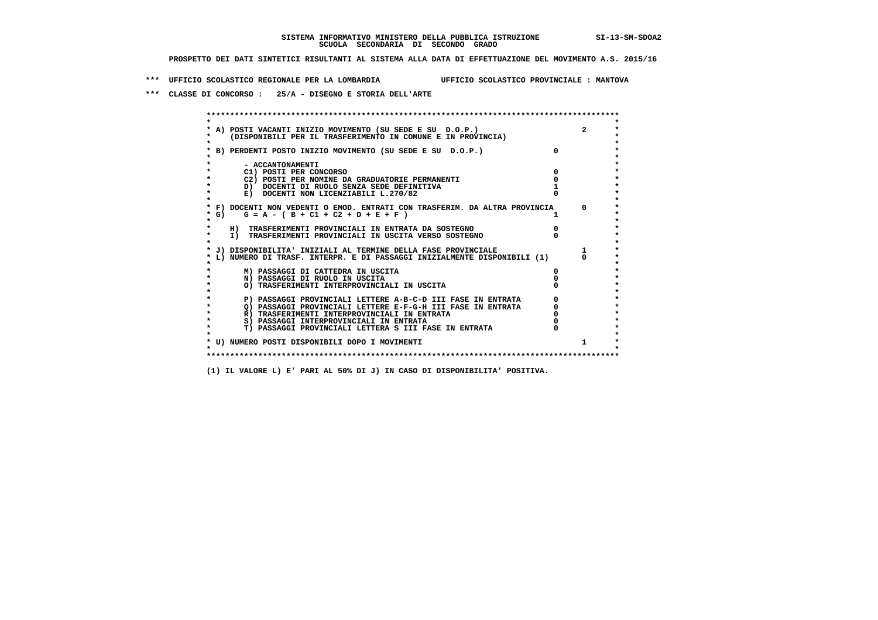SISTEMA INFORMATIVO MINISTERO DELLA PUBBLICA ISTRUZIONE SI-13-SM-SDOA2

SCUOLA SECONDARIA DI SECONDO GRADO

PROSPETTO DEI DATI SINTETICI RISULTANTI AL SISTEMA ALLA DATA DI EFFETTUAZIONE DEL MOVIMENTO A.S. 2015/16

*** UFFICIO SCOLASTICO REGIONALE PER LA LOMBARDIA UFFICIO SCOLASTICO PROVINCIALE : MANTOVA

*** CLASSE DI CONCORSO : 25/A - DISEGNO E STORIA DELL'ARTE

| Voce | | |
|---|---|---|
| A) POSTI VACANTI INIZIO MOVIMENTO (SU SEDE E SU D.O.P.) (DISPONIBILI PER IL TRASFERIMENTO IN COMUNE E IN PROVINCIA) | | 2 |
| B) PERDENTI POSTO INIZIO MOVIMENTO (SU SEDE E SU D.O.P.) | 0 | |
| - ACCANTONAMENTI | | |
| C1) POSTI PER CONCORSO | 0 | |
| C2) POSTI PER NOMINE DA GRADUATORIE PERMANENTI | 0 | |
| D) DOCENTI DI RUOLO SENZA SEDE DEFINITIVA | 1 | |
| E) DOCENTI NON LICENZIABILI L.270/82 | 0 | |
| F) DOCENTI NON VEDENTI O EMOD. ENTRATI CON TRASFERIM. DA ALTRA PROVINCIA | | 0 |
| G) G = A - ( B + C1 + C2 + D + E + F ) | 1 | |
| H) TRASFERIMENTI PROVINCIALI IN ENTRATA DA SOSTEGNO | 0 | |
| I) TRASFERIMENTI PROVINCIALI IN USCITA VERSO SOSTEGNO | 0 | |
| J) DISPONIBILITA' INIZIALI AL TERMINE DELLA FASE PROVINCIALE | | 1 |
| L) NUMERO DI TRASF. INTERPR. E DI PASSAGGI INIZIALMENTE DISPONIBILI (1) | | 0 |
| M) PASSAGGI DI CATTEDRA IN USCITA | 0 | |
| N) PASSAGGI DI RUOLO IN USCITA | 0 | |
| O) TRASFERIMENTI INTERPROVINCIALI IN USCITA | 0 | |
| P) PASSAGGI PROVINCIALI LETTERE A-B-C-D III FASE IN ENTRATA | 0 | |
| Q) PASSAGGI PROVINCIALI LETTERE E-F-G-H III FASE IN ENTRATA | 0 | |
| R) TRASFERIMENTI INTERPROVINCIALI IN ENTRATA | 0 | |
| S) PASSAGGI INTERPROVINCIALI IN ENTRATA | 0 | |
| T) PASSAGGI PROVINCIALI LETTERA S III FASE IN ENTRATA | 0 | |
| U) NUMERO POSTI DISPONIBILI DOPO I MOVIMENTI | | 1 |

(1) IL VALORE L) E' PARI AL 50% DI J) IN CASO DI DISPONIBILITA' POSITIVA.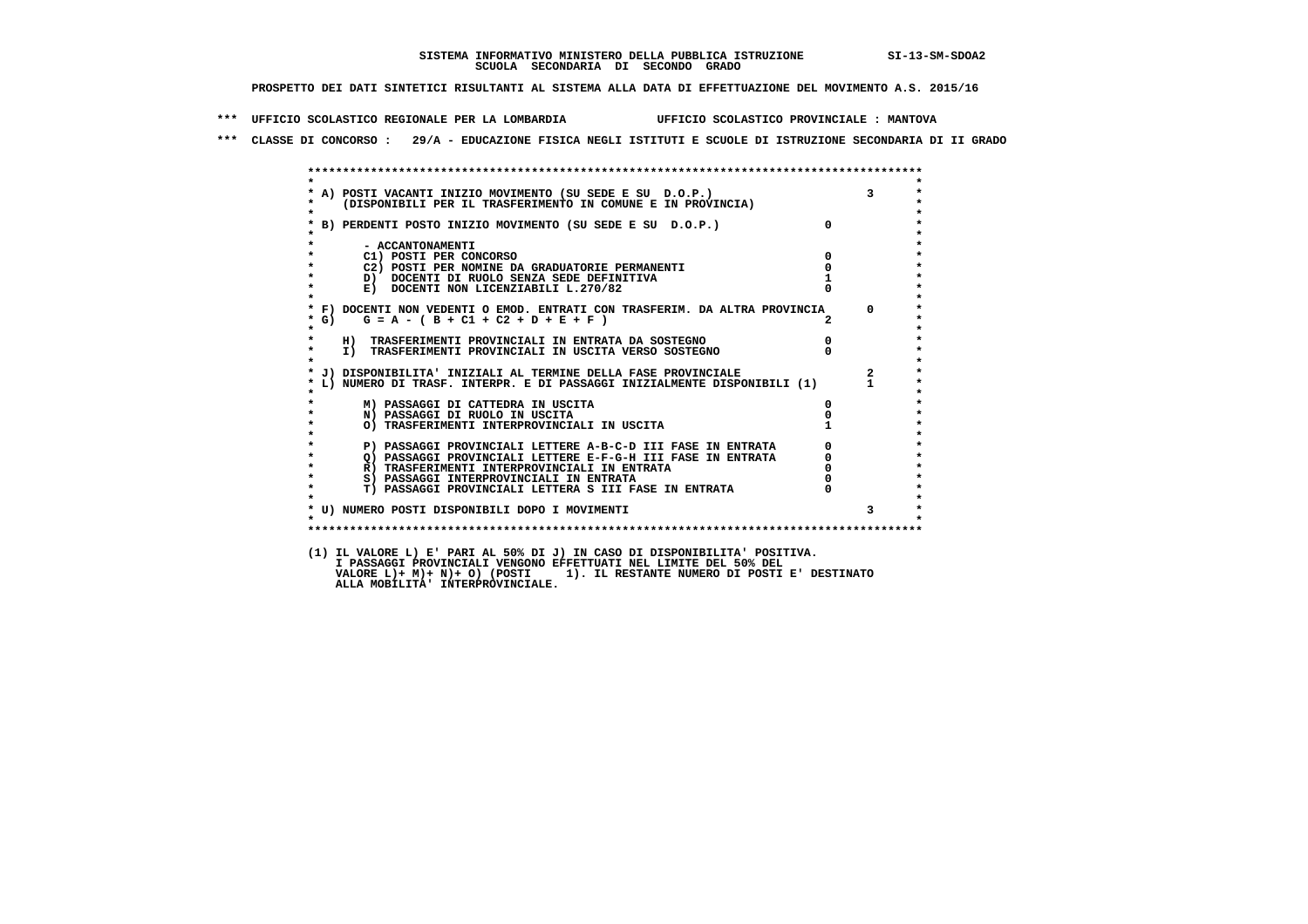SISTEMA INFORMATIVO MINISTERO DELLA PUBBLICA ISTRUZIONE SI-13-SM-SDOA2
SCUOLA SECONDARIA DI SECONDO GRADO

PROSPETTO DEI DATI SINTETICI RISULTANTI AL SISTEMA ALLA DATA DI EFFETTUAZIONE DEL MOVIMENTO A.S. 2015/16

*** UFFICIO SCOLASTICO REGIONALE PER LA LOMBARDIA UFFICIO SCOLASTICO PROVINCIALE : MANTOVA

*** CLASSE DI CONCORSO : 29/A - EDUCAZIONE FISICA NEGLI ISTITUTI E SCUOLE DI ISTRUZIONE SECONDARIA DI II GRADO

| | | |
|---|---|---|
| A) POSTI VACANTI INIZIO MOVIMENTO (SU SEDE E SU D.O.P.) (DISPONIBILI PER IL TRASFERIMENTO IN COMUNE E IN PROVINCIA) | | 3 |
| B) PERDENTI POSTO INIZIO MOVIMENTO (SU SEDE E SU D.O.P.) | 0 | |
| - ACCANTONAMENTI | | |
| C1) POSTI PER CONCORSO | 0 | |
| C2) POSTI PER NOMINE DA GRADUATORIE PERMANENTI | 0 | |
| D) DOCENTI DI RUOLO SENZA SEDE DEFINITIVA | 1 | |
| E) DOCENTI NON LICENZIABILI L.270/82 | 0 | |
| F) DOCENTI NON VEDENTI O EMOD. ENTRATI CON TRASFERIM. DA ALTRA PROVINCIA | | 0 |
| G) G = A - ( B + C1 + C2 + D + E + F ) | 2 | |
| H) TRASFERIMENTI PROVINCIALI IN ENTRATA DA SOSTEGNO | 0 | |
| I) TRASFERIMENTI PROVINCIALI IN USCITA VERSO SOSTEGNO | 0 | |
| J) DISPONIBILITA' INIZIALI AL TERMINE DELLA FASE PROVINCIALE | | 2 |
| L) NUMERO DI TRASF. INTERPR. E DI PASSAGGI INIZIALMENTE DISPONIBILI (1) | | 1 |
| M) PASSAGGI DI CATTEDRA IN USCITA | 0 | |
| N) PASSAGGI DI RUOLO IN USCITA | 0 | |
| O) TRASFERIMENTI INTERPROVINCIALI IN USCITA | 1 | |
| P) PASSAGGI PROVINCIALI LETTERE A-B-C-D III FASE IN ENTRATA | 0 | |
| Q) PASSAGGI PROVINCIALI LETTERE E-F-G-H III FASE IN ENTRATA | 0 | |
| R) TRASFERIMENTI INTERPROVINCIALI IN ENTRATA | 0 | |
| S) PASSAGGI INTERPROVINCIALI IN ENTRATA | 0 | |
| T) PASSAGGI PROVINCIALI LETTERA S III FASE IN ENTRATA | 0 | |
| U) NUMERO POSTI DISPONIBILI DOPO I MOVIMENTI | | 3 |

(1) IL VALORE L) E' PARI AL 50% DI J) IN CASO DI DISPONIBILITA' POSITIVA.
I PASSAGGI PROVINCIALI VENGONO EFFETTUATI NEL LIMITE DEL 50% DEL
VALORE L)+ M)+ N)+ O) (POSTI 1). IL RESTANTE NUMERO DI POSTI E' DESTINATO
ALLA MOBILITA' INTERPROVINCIALE.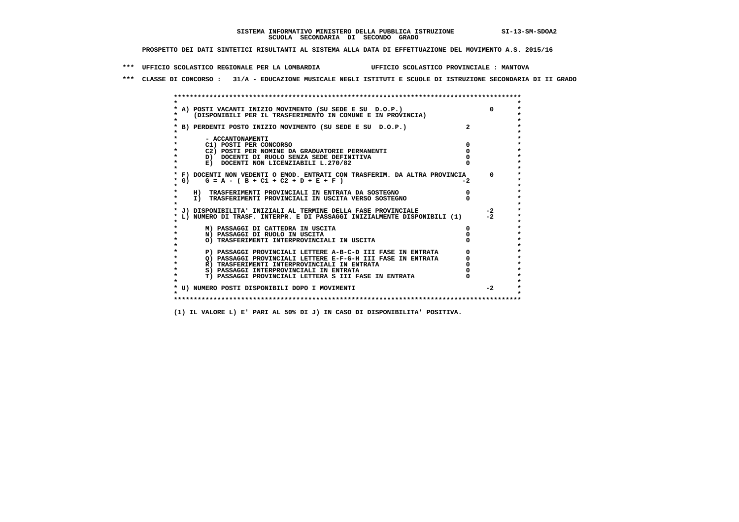**SISTEMA INFORMATIVO MINISTERO DELLA PUBBLICA ISTRUZIONE SI-13-SM-SDOA2**
**SCUOLA SECONDARIA DI SECONDO GRADO**

**PROSPETTO DEI DATI SINTETICI RISULTANTI AL SISTEMA ALLA DATA DI EFFETTUAZIONE DEL MOVIMENTO A.S. 2015/16**

**\*\*\* UFFICIO SCOLASTICO REGIONALE PER LA LOMBARDIA UFFICIO SCOLASTICO PROVINCIALE : MANTOVA**

**\*\*\* CLASSE DI CONCORSO : 31/A - EDUCAZIONE MUSICALE NEGLI ISTITUTI E SCUOLE DI ISTRUZIONE SECONDARIA DI II GRADO**

| Voce | | |
|---|---|---|
| A) POSTI VACANTI INIZIO MOVIMENTO (SU SEDE E SU D.O.P.) (DISPONIBILI PER IL TRASFERIMENTO IN COMUNE E IN PROVINCIA) | | 0 |
| B) PERDENTI POSTO INIZIO MOVIMENTO (SU SEDE E SU D.O.P.) | 2 | |
| - ACCANTONAMENTI | | |
| C1) POSTI PER CONCORSO | 0 | |
| C2) POSTI PER NOMINE DA GRADUATORIE PERMANENTI | 0 | |
| D) DOCENTI DI RUOLO SENZA SEDE DEFINITIVA | 0 | |
| E) DOCENTI NON LICENZIABILI L.270/82 | 0 | |
| F) DOCENTI NON VEDENTI O EMOD. ENTRATI CON TRASFERIM. DA ALTRA PROVINCIA | | 0 |
| G) G = A - ( B + C1 + C2 + D + E + F ) | -2 | |
| H) TRASFERIMENTI PROVINCIALI IN ENTRATA DA SOSTEGNO | 0 | |
| I) TRASFERIMENTI PROVINCIALI IN USCITA VERSO SOSTEGNO | 0 | |
| J) DISPONIBILITA' INIZIALI AL TERMINE DELLA FASE PROVINCIALE | | -2 |
| L) NUMERO DI TRASF. INTERPR. E DI PASSAGGI INIZIALMENTE DISPONIBILI (1) | | -2 |
| M) PASSAGGI DI CATTEDRA IN USCITA | 0 | |
| N) PASSAGGI DI RUOLO IN USCITA | 0 | |
| O) TRASFERIMENTI INTERPROVINCIALI IN USCITA | 0 | |
| P) PASSAGGI PROVINCIALI LETTERE A-B-C-D III FASE IN ENTRATA | 0 | |
| Q) PASSAGGI PROVINCIALI LETTERE E-F-G-H III FASE IN ENTRATA | 0 | |
| R) TRASFERIMENTI INTERPROVINCIALI IN ENTRATA | 0 | |
| S) PASSAGGI INTERPROVINCIALI IN ENTRATA | 0 | |
| T) PASSAGGI PROVINCIALI LETTERA S III FASE IN ENTRATA | 0 | |
| U) NUMERO POSTI DISPONIBILI DOPO I MOVIMENTI | | -2 |

**(1) IL VALORE L) E' PARI AL 50% DI J) IN CASO DI DISPONIBILITA' POSITIVA.**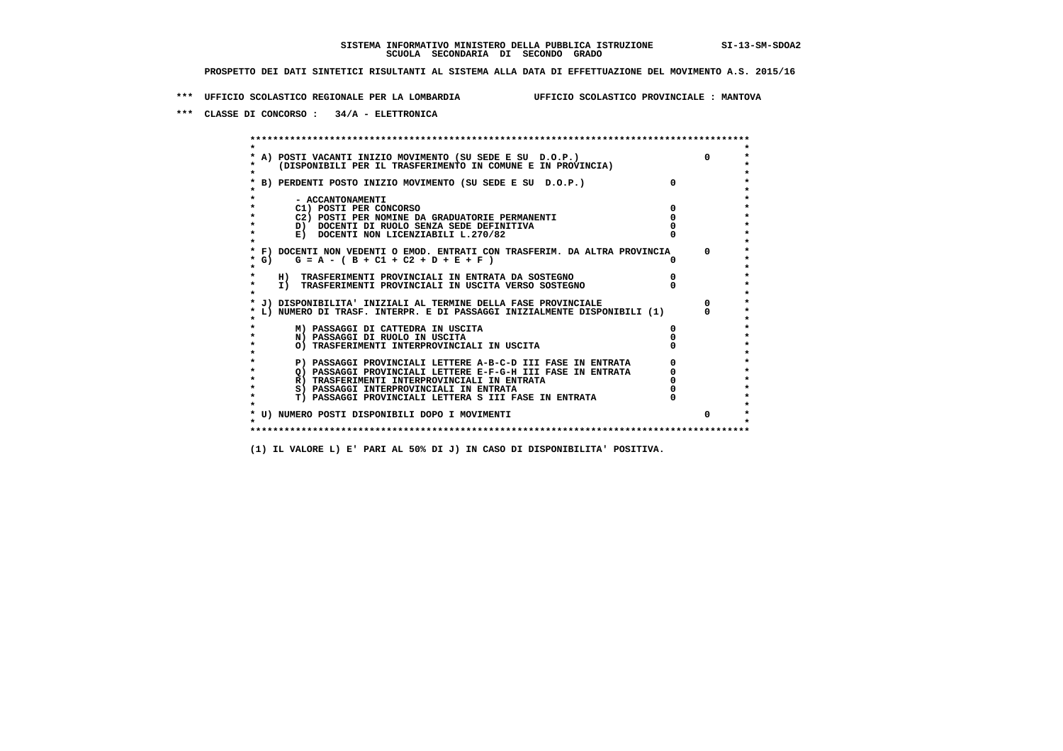**SISTEMA INFORMATIVO MINISTERO DELLA PUBBLICA ISTRUZIONE SI-13-SM-SDOA2**
**SCUOLA SECONDARIA DI SECONDO GRADO**

**PROSPETTO DEI DATI SINTETICI RISULTANTI AL SISTEMA ALLA DATA DI EFFETTUAZIONE DEL MOVIMENTO A.S. 2015/16**

**\*\*\* UFFICIO SCOLASTICO REGIONALE PER LA LOMBARDIA UFFICIO SCOLASTICO PROVINCIALE : MANTOVA**

**\*\*\* CLASSE DI CONCORSO : 34/A - ELETTRONICA**

| Voce | | |
|---|---|---|
| A) POSTI VACANTI INIZIO MOVIMENTO (SU SEDE E SU D.O.P.) (DISPONIBILI PER IL TRASFERIMENTO IN COMUNE E IN PROVINCIA) | | 0 |
| B) PERDENTI POSTO INIZIO MOVIMENTO (SU SEDE E SU D.O.P.) | 0 | |
| - ACCANTONAMENTI | | |
| C1) POSTI PER CONCORSO | 0 | |
| C2) POSTI PER NOMINE DA GRADUATORIE PERMANENTI | 0 | |
| D) DOCENTI DI RUOLO SENZA SEDE DEFINITIVA | 0 | |
| E) DOCENTI NON LICENZIABILI L.270/82 | 0 | |
| F) DOCENTI NON VEDENTI O EMOD. ENTRATI CON TRASFERIM. DA ALTRA PROVINCIA | | 0 |
| G) G = A - ( B + C1 + C2 + D + E + F ) | 0 | |
| H) TRASFERIMENTI PROVINCIALI IN ENTRATA DA SOSTEGNO | 0 | |
| I) TRASFERIMENTI PROVINCIALI IN USCITA VERSO SOSTEGNO | 0 | |
| J) DISPONIBILITA' INIZIALI AL TERMINE DELLA FASE PROVINCIALE | | 0 |
| L) NUMERO DI TRASF. INTERPR. E DI PASSAGGI INIZIALMENTE DISPONIBILI (1) | | 0 |
| M) PASSAGGI DI CATTEDRA IN USCITA | 0 | |
| N) PASSAGGI DI RUOLO IN USCITA | 0 | |
| O) TRASFERIMENTI INTERPROVINCIALI IN USCITA | 0 | |
| P) PASSAGGI PROVINCIALI LETTERE A-B-C-D III FASE IN ENTRATA | 0 | |
| Q) PASSAGGI PROVINCIALI LETTERE E-F-G-H III FASE IN ENTRATA | 0 | |
| R) TRASFERIMENTI INTERPROVINCIALI IN ENTRATA | 0 | |
| S) PASSAGGI INTERPROVINCIALI IN ENTRATA | 0 | |
| T) PASSAGGI PROVINCIALI LETTERA S III FASE IN ENTRATA | 0 | |
| U) NUMERO POSTI DISPONIBILI DOPO I MOVIMENTI | | 0 |

(1) IL VALORE L) E' PARI AL 50% DI J) IN CASO DI DISPONIBILITA' POSITIVA.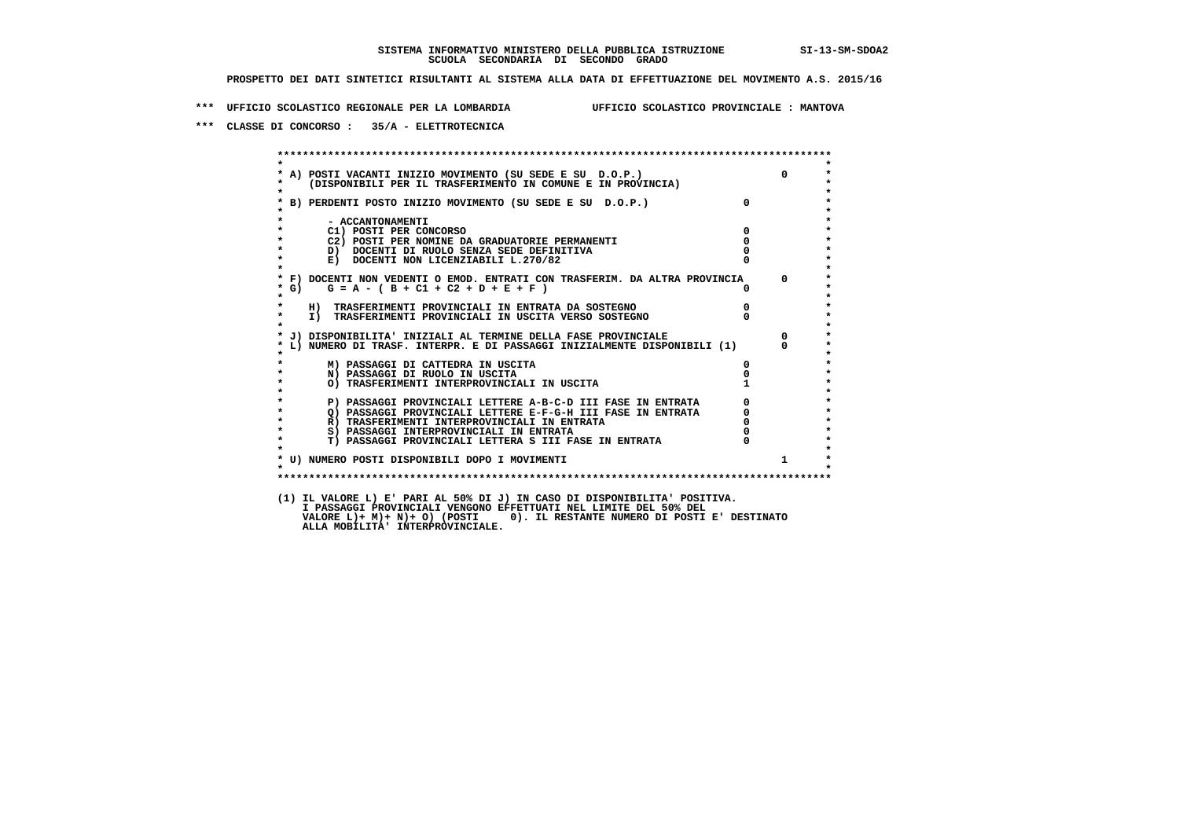SISTEMA INFORMATIVO MINISTERO DELLA PUBBLICA ISTRUZIONE SI-13-SM-SDOA2
SCUOLA SECONDARIA DI SECONDO GRADO

PROSPETTO DEI DATI SINTETICI RISULTANTI AL SISTEMA ALLA DATA DI EFFETTUAZIONE DEL MOVIMENTO A.S. 2015/16

*** UFFICIO SCOLASTICO REGIONALE PER LA LOMBARDIA UFFICIO SCOLASTICO PROVINCIALE : MANTOVA

*** CLASSE DI CONCORSO : 35/A - ELETTROTECNICA

```
*****************************************************************************************
*                                                                                       *
* A) POSTI VACANTI INIZIO MOVIMENTO (SU SEDE E SU  D.O.P.)                      0       *
*     (DISPONIBILI PER IL TRASFERIMENTO IN COMUNE E IN PROVINCIA)                       *
*                                                                                       *
* B) PERDENTI POSTO INIZIO MOVIMENTO (SU SEDE E SU  D.O.P.)             0               *
*                                                                                       *
*       - ACCANTONAMENTI                                                                *
*       C1) POSTI PER CONCORSO                                          0               *
*       C2) POSTI PER NOMINE DA GRADUATORIE PERMANENTI                  0               *
*       D)  DOCENTI DI RUOLO SENZA SEDE DEFINITIVA                      0               *
*       E)  DOCENTI NON LICENZIABILI L.270/82                           0               *
*                                                                                       *
* F) DOCENTI NON VEDENTI O EMOD. ENTRATI CON TRASFERIM. DA ALTRA PROVINCIA      0       *
* G)    G = A - ( B + C1 + C2 + D + E + F )                             0               *
*                                                                                       *
*    H)  TRASFERIMENTI PROVINCIALI IN ENTRATA DA SOSTEGNO               0               *
*    I)  TRASFERIMENTI PROVINCIALI IN USCITA VERSO SOSTEGNO             0               *
*                                                                                       *
* J) DISPONIBILITA' INIZIALI AL TERMINE DELLA FASE PROVINCIALE                  0       *
* L) NUMERO DI TRASF. INTERPR. E DI PASSAGGI INIZIALMENTE DISPONIBILI (1)       0       *
*                                                                                       *
*       M) PASSAGGI DI CATTEDRA IN USCITA                               0               *
*       N) PASSAGGI DI RUOLO IN USCITA                                  0               *
*       O) TRASFERIMENTI INTERPROVINCIALI IN USCITA                     1               *
*                                                                                       *
*       P) PASSAGGI PROVINCIALI LETTERE A-B-C-D III FASE IN ENTRATA     0               *
*       Q) PASSAGGI PROVINCIALI LETTERE E-F-G-H III FASE IN ENTRATA     0               *
*       R) TRASFERIMENTI INTERPROVINCIALI IN ENTRATA                     0               *
*       S) PASSAGGI INTERPROVINCIALI IN ENTRATA                         0               *
*       T) PASSAGGI PROVINCIALI LETTERA S III FASE IN ENTRATA           0               *
*                                                                                       *
* U) NUMERO POSTI DISPONIBILI DOPO I MOVIMENTI                                  1       *
*                                                                                       *
*****************************************************************************************
```

(1) IL VALORE L) E' PARI AL 50% DI J) IN CASO DI DISPONIBILITA' POSITIVA.
I PASSAGGI PROVINCIALI VENGONO EFFETTUATI NEL LIMITE DEL 50% DEL
VALORE L)+ M)+ N)+ O) (POSTI 0). IL RESTANTE NUMERO DI POSTI E' DESTINATO
ALLA MOBILITA' INTERPROVINCIALE.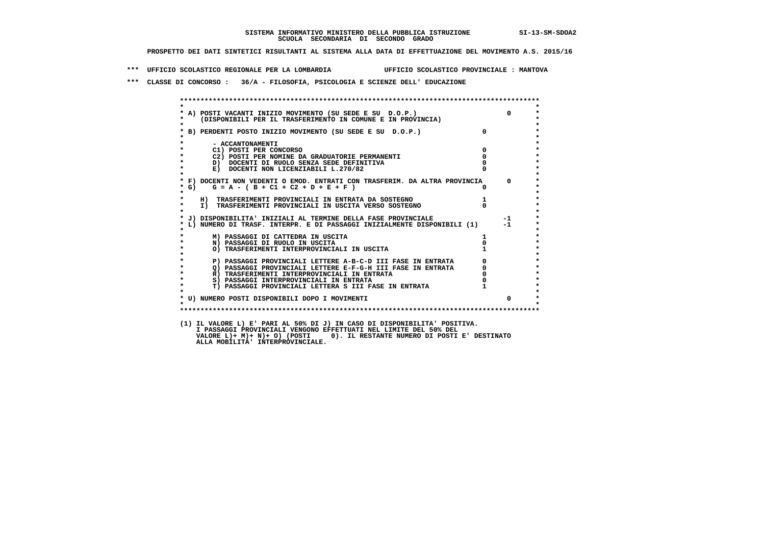SISTEMA INFORMATIVO MINISTERO DELLA PUBBLICA ISTRUZIONE SI-13-SM-SDOA2
SCUOLA SECONDARIA DI SECONDO GRADO

PROSPETTO DEI DATI SINTETICI RISULTANTI AL SISTEMA ALLA DATA DI EFFETTUAZIONE DEL MOVIMENTO A.S. 2015/16

*** UFFICIO SCOLASTICO REGIONALE PER LA LOMBARDIA UFFICIO SCOLASTICO PROVINCIALE : MANTOVA

*** CLASSE DI CONCORSO : 36/A - FILOSOFIA, PSICOLOGIA E SCIENZE DELL' EDUCAZIONE

```
*****************************************************************************************
*                                                                                       *
* A) POSTI VACANTI INIZIO MOVIMENTO (SU SEDE E SU  D.O.P.)                      0      *
*     (DISPONIBILI PER IL TRASFERIMENTO IN COMUNE E IN PROVINCIA)                       *
*                                                                                       *
* B) PERDENTI POSTO INIZIO MOVIMENTO (SU SEDE E SU  D.O.P.)              0              *
*                                                                                       *
*       - ACCANTONAMENTI                                                                *
*       C1) POSTI PER CONCORSO                                           0              *
*       C2) POSTI PER NOMINE DA GRADUATORIE PERMANENTI                   0              *
*       D)  DOCENTI DI RUOLO SENZA SEDE DEFINITIVA                       0              *
*       E)  DOCENTI NON LICENZIABILI L.270/82                            0              *
*                                                                                       *
* F) DOCENTI NON VEDENTI O EMOD. ENTRATI CON TRASFERIM. DA ALTRA PROVINCIA      0      *
* G)    G = A - ( B + C1 + C2 + D + E + F )                              0              *
*                                                                                       *
*    H)  TRASFERIMENTI PROVINCIALI IN ENTRATA DA SOSTEGNO                1              *
*    I)  TRASFERIMENTI PROVINCIALI IN USCITA VERSO SOSTEGNO              0              *
*                                                                                       *
* J) DISPONIBILITA' INIZIALI AL TERMINE DELLA FASE PROVINCIALE                 -1      *
* L) NUMERO DI TRASF. INTERPR. E DI PASSAGGI INIZIALMENTE DISPONIBILI (1)      -1      *
*                                                                                       *
*       M) PASSAGGI DI CATTEDRA IN USCITA                                1              *
*       N) PASSAGGI DI RUOLO IN USCITA                                   0              *
*       O) TRASFERIMENTI INTERPROVINCIALI IN USCITA                      1              *
*                                                                                       *
*       P) PASSAGGI PROVINCIALI LETTERE A-B-C-D III FASE IN ENTRATA      0              *
*       Q) PASSAGGI PROVINCIALI LETTERE E-F-G-H III FASE IN ENTRATA      0              *
*       R) TRASFERIMENTI INTERPROVINCIALI IN ENTRATA                     0              *
*       S) PASSAGGI INTERPROVINCIALI IN ENTRATA                          0              *
*       T) PASSAGGI PROVINCIALI LETTERA S III FASE IN ENTRATA            1              *
*                                                                                       *
* U) NUMERO POSTI DISPONIBILI DOPO I MOVIMENTI                                  0      *
*                                                                                       *
*****************************************************************************************
```

(1) IL VALORE L) E' PARI AL 50% DI J) IN CASO DI DISPONIBILITA' POSITIVA.
I PASSAGGI PROVINCIALI VENGONO EFFETTUATI NEL LIMITE DEL 50% DEL
VALORE L)+ M)+ N)+ O) (POSTI 0). IL RESTANTE NUMERO DI POSTI E' DESTINATO
ALLA MOBILITA' INTERPROVINCIALE.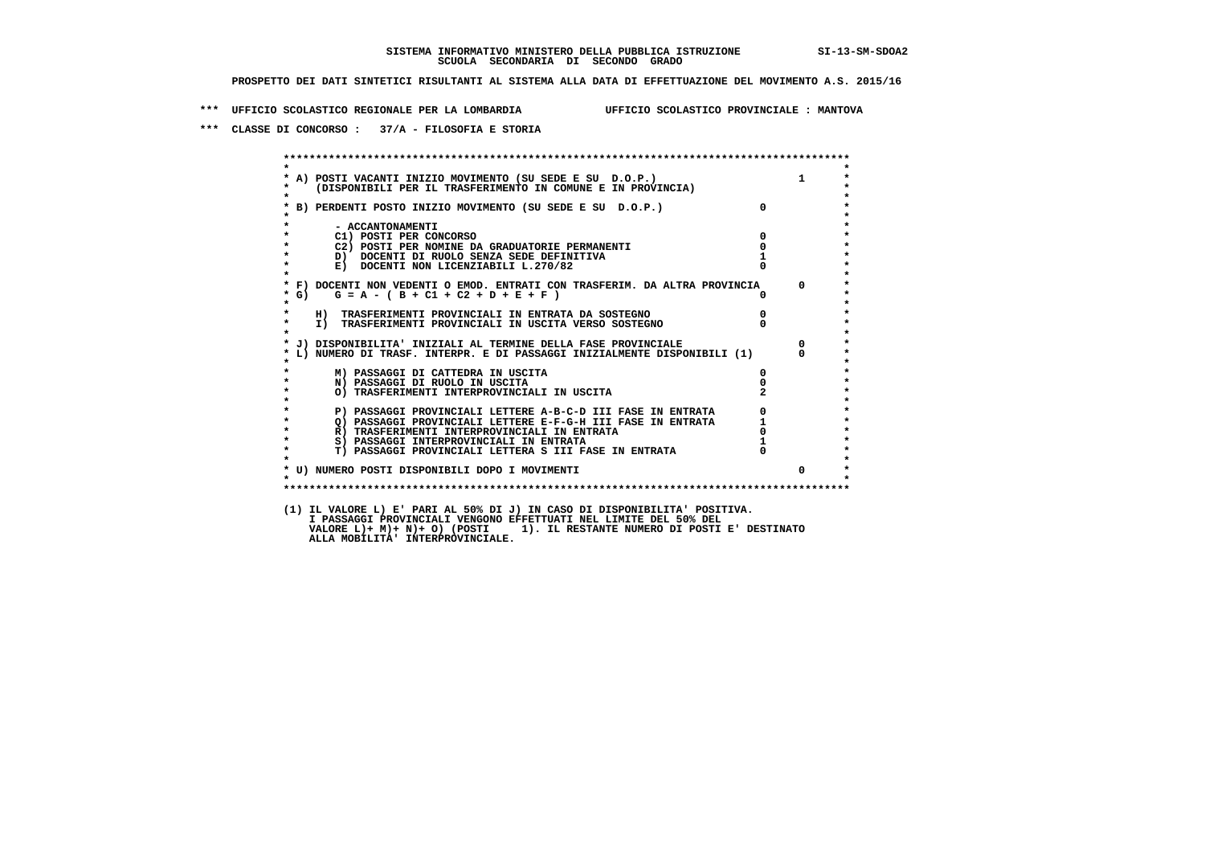SISTEMA INFORMATIVO MINISTERO DELLA PUBBLICA ISTRUZIONE SI-13-SM-SDOA2
SCUOLA SECONDARIA DI SECONDO GRADO

PROSPETTO DEI DATI SINTETICI RISULTANTI AL SISTEMA ALLA DATA DI EFFETTUAZIONE DEL MOVIMENTO A.S. 2015/16

*** UFFICIO SCOLASTICO REGIONALE PER LA LOMBARDIA UFFICIO SCOLASTICO PROVINCIALE : MANTOVA

*** CLASSE DI CONCORSO : 37/A - FILOSOFIA E STORIA

```
******************************************************************************************
*                                                                                        *
* A) POSTI VACANTI INIZIO MOVIMENTO (SU SEDE E SU  D.O.P.)                      1        *
*    (DISPONIBILI PER IL TRASFERIMENTO IN COMUNE E IN PROVINCIA)                         *
*                                                                                        *
* B) PERDENTI POSTO INIZIO MOVIMENTO (SU SEDE E SU  D.O.P.)              0                *
*                                                                                        *
*       - ACCANTONAMENTI                                                                 *
*       C1) POSTI PER CONCORSO                                          0                *
*       C2) POSTI PER NOMINE DA GRADUATORIE PERMANENTI                  0                *
*       D)  DOCENTI DI RUOLO SENZA SEDE DEFINITIVA                      1                *
*       E)  DOCENTI NON LICENZIABILI L.270/82                           0                *
*                                                                                        *
* F) DOCENTI NON VEDENTI O EMOD. ENTRATI CON TRASFERIM. DA ALTRA PROVINCIA      0        *
* G)    G = A - ( B + C1 + C2 + D + E + F )                             0                *
*                                                                                        *
*    H)  TRASFERIMENTI PROVINCIALI IN ENTRATA DA SOSTEGNO               0                *
*    I)  TRASFERIMENTI PROVINCIALI IN USCITA VERSO SOSTEGNO             0                *
*                                                                                        *
* J) DISPONIBILITA' INIZIALI AL TERMINE DELLA FASE PROVINCIALE                  0        *
* L) NUMERO DI TRASF. INTERPR. E DI PASSAGGI INIZIALMENTE DISPONIBILI (1)       0        *
*                                                                                        *
*       M) PASSAGGI DI CATTEDRA IN USCITA                               0                *
*       N) PASSAGGI DI RUOLO IN USCITA                                  0                *
*       O) TRASFERIMENTI INTERPROVINCIALI IN USCITA                     2                *
*                                                                                        *
*       P) PASSAGGI PROVINCIALI LETTERE A-B-C-D III FASE IN ENTRATA     0                *
*       Q) PASSAGGI PROVINCIALI LETTERE E-F-G-H III FASE IN ENTRATA     1                *
*       R) TRASFERIMENTI INTERPROVINCIALI IN ENTRATA                    0                *
*       S) PASSAGGI INTERPROVINCIALI IN ENTRATA                         1                *
*       T) PASSAGGI PROVINCIALI LETTERA S III FASE IN ENTRATA           0                *
*                                                                                        *
* U) NUMERO POSTI DISPONIBILI DOPO I MOVIMENTI                                  0        *
*                                                                                        *
******************************************************************************************
```

(1) IL VALORE L) E' PARI AL 50% DI J) IN CASO DI DISPONIBILITA' POSITIVA.
I PASSAGGI PROVINCIALI VENGONO EFFETTUATI NEL LIMITE DEL 50% DEL
VALORE L)+ M)+ N)+ O) (POSTI 1). IL RESTANTE NUMERO DI POSTI E' DESTINATO
ALLA MOBILITA' INTERPROVINCIALE.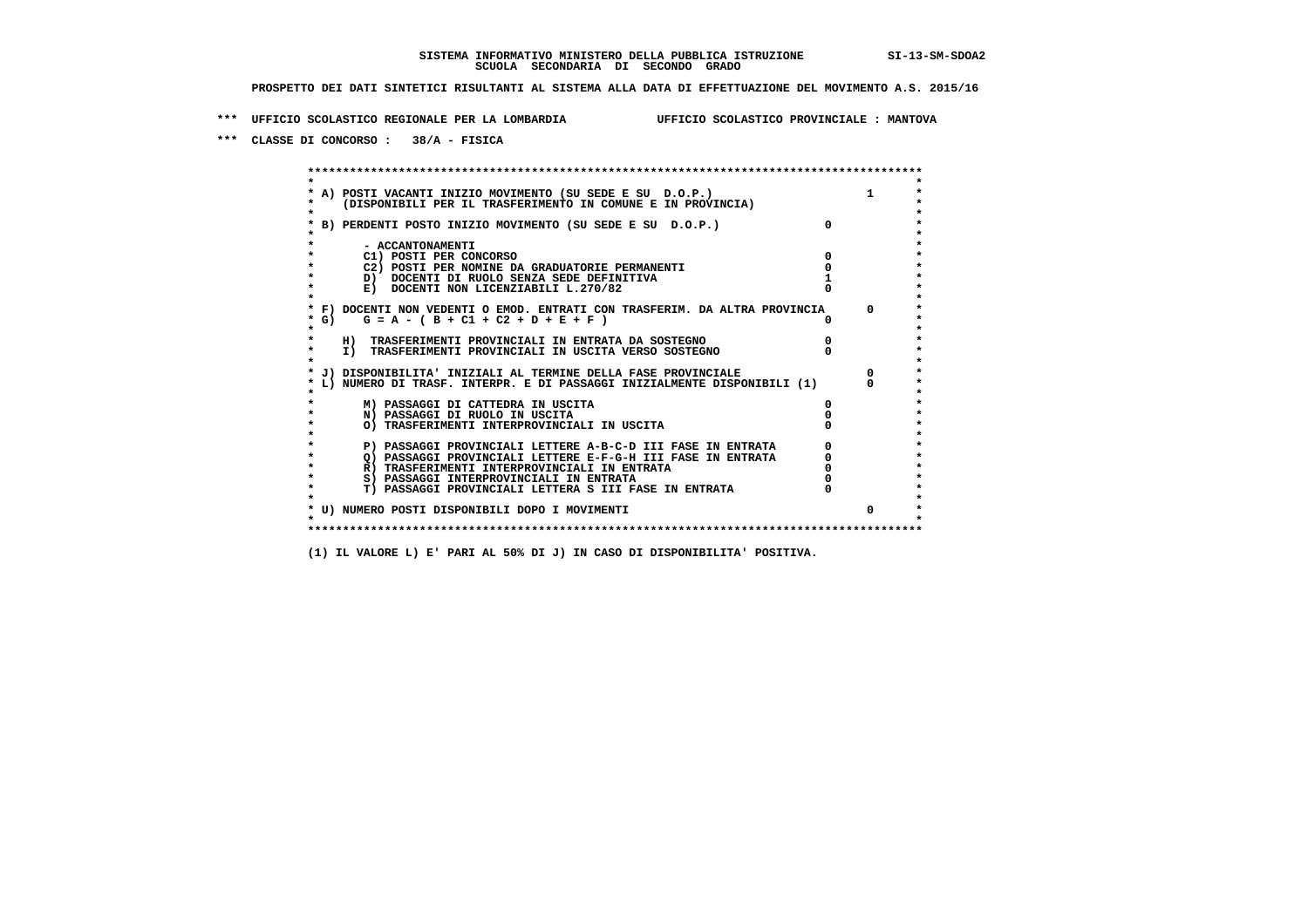SISTEMA INFORMATIVO MINISTERO DELLA PUBBLICA ISTRUZIONE SI-13-SM-SDOA2
SCUOLA SECONDARIA DI SECONDO GRADO

PROSPETTO DEI DATI SINTETICI RISULTANTI AL SISTEMA ALLA DATA DI EFFETTUAZIONE DEL MOVIMENTO A.S. 2015/16

*** UFFICIO SCOLASTICO REGIONALE PER LA LOMBARDIA UFFICIO SCOLASTICO PROVINCIALE : MANTOVA

*** CLASSE DI CONCORSO : 38/A - FISICA

```
******************************************************************************************
*                                                                                        *
* A) POSTI VACANTI INIZIO MOVIMENTO (SU SEDE E SU  D.O.P.)                       1       *
*     (DISPONIBILI PER IL TRASFERIMENTO IN COMUNE E IN PROVINCIA)                        *
*                                                                                        *
* B) PERDENTI POSTO INIZIO MOVIMENTO (SU SEDE E SU  D.O.P.)               0              *
*                                                                                        *
*       - ACCANTONAMENTI                                                                 *
*       C1) POSTI PER CONCORSO                                            0              *
*       C2) POSTI PER NOMINE DA GRADUATORIE PERMANENTI                    0              *
*       D)  DOCENTI DI RUOLO SENZA SEDE DEFINITIVA                        1              *
*       E)  DOCENTI NON LICENZIABILI L.270/82                             0              *
*                                                                                        *
* F) DOCENTI NON VEDENTI O EMOD. ENTRATI CON TRASFERIM. DA ALTRA PROVINCIA      0        *
* G)    G = A - ( B + C1 + C2 + D + E + F )                               0              *
*                                                                                        *
*    H)  TRASFERIMENTI PROVINCIALI IN ENTRATA DA SOSTEGNO                 0              *
*    I)  TRASFERIMENTI PROVINCIALI IN USCITA VERSO SOSTEGNO               0              *
*                                                                                        *
* J) DISPONIBILITA' INIZIALI AL TERMINE DELLA FASE PROVINCIALE                  0        *
* L) NUMERO DI TRASF. INTERPR. E DI PASSAGGI INIZIALMENTE DISPONIBILI (1)       0        *
*                                                                                        *
*       M) PASSAGGI DI CATTEDRA IN USCITA                                 0              *
*       N) PASSAGGI DI RUOLO IN USCITA                                    0              *
*       O) TRASFERIMENTI INTERPROVINCIALI IN USCITA                       0              *
*                                                                                        *
*       P) PASSAGGI PROVINCIALI LETTERE A-B-C-D III FASE IN ENTRATA       0              *
*       Q) PASSAGGI PROVINCIALI LETTERE E-F-G-H III FASE IN ENTRATA       0              *
*       R) TRASFERIMENTI INTERPROVINCIALI IN ENTRATA                      0              *
*       S) PASSAGGI INTERPROVINCIALI IN ENTRATA                           0              *
*       T) PASSAGGI PROVINCIALI LETTERA S III FASE IN ENTRATA             0              *
*                                                                                        *
* U) NUMERO POSTI DISPONIBILI DOPO I MOVIMENTI                                  0        *
*                                                                                        *
******************************************************************************************
```

(1) IL VALORE L) E' PARI AL 50% DI J) IN CASO DI DISPONIBILITA' POSITIVA.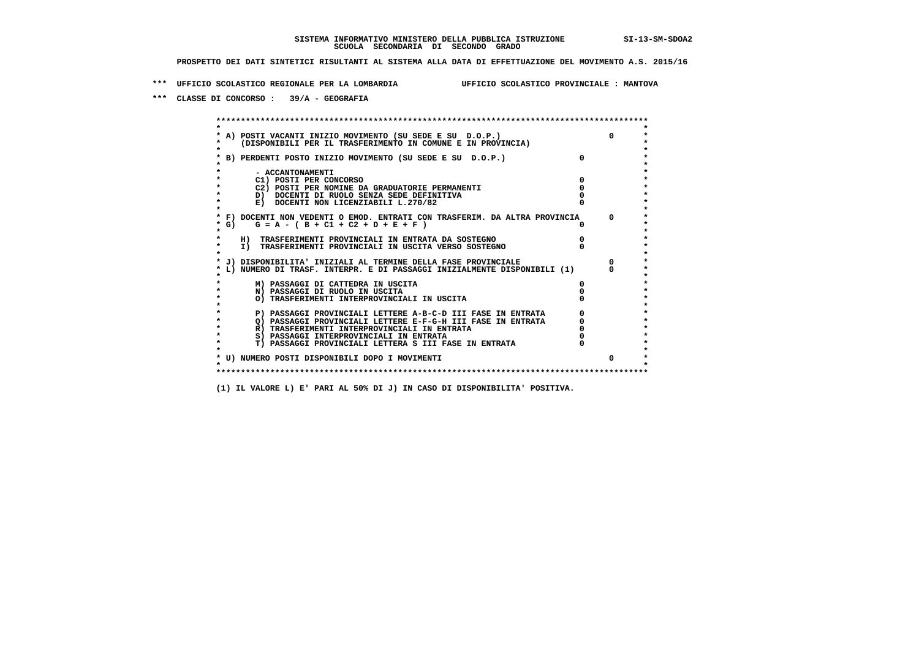SISTEMA INFORMATIVO MINISTERO DELLA PUBBLICA ISTRUZIONE SI-13-SM-SDOA2
SCUOLA SECONDARIA DI SECONDO GRADO

PROSPETTO DEI DATI SINTETICI RISULTANTI AL SISTEMA ALLA DATA DI EFFETTUAZIONE DEL MOVIMENTO A.S. 2015/16

*** UFFICIO SCOLASTICO REGIONALE PER LA LOMBARDIA UFFICIO SCOLASTICO PROVINCIALE : MANTOVA

*** CLASSE DI CONCORSO : 39/A - GEOGRAFIA

| | | |
|---|---|---|
| A) POSTI VACANTI INIZIO MOVIMENTO (SU SEDE E SU D.O.P.) (DISPONIBILI PER IL TRASFERIMENTO IN COMUNE E IN PROVINCIA) | | 0 |
| B) PERDENTI POSTO INIZIO MOVIMENTO (SU SEDE E SU D.O.P.) | 0 | |
| - ACCANTONAMENTI | | |
| C1) POSTI PER CONCORSO | 0 | |
| C2) POSTI PER NOMINE DA GRADUATORIE PERMANENTI | 0 | |
| D) DOCENTI DI RUOLO SENZA SEDE DEFINITIVA | 0 | |
| E) DOCENTI NON LICENZIABILI L.270/82 | 0 | |
| F) DOCENTI NON VEDENTI O EMOD. ENTRATI CON TRASFERIM. DA ALTRA PROVINCIA | | 0 |
| G) G = A - ( B + C1 + C2 + D + E + F ) | 0 | |
| H) TRASFERIMENTI PROVINCIALI IN ENTRATA DA SOSTEGNO | 0 | |
| I) TRASFERIMENTI PROVINCIALI IN USCITA VERSO SOSTEGNO | 0 | |
| J) DISPONIBILITA' INIZIALI AL TERMINE DELLA FASE PROVINCIALE | | 0 |
| L) NUMERO DI TRASF. INTERPR. E DI PASSAGGI INIZIALMENTE DISPONIBILI (1) | | 0 |
| M) PASSAGGI DI CATTEDRA IN USCITA | 0 | |
| N) PASSAGGI DI RUOLO IN USCITA | 0 | |
| O) TRASFERIMENTI INTERPROVINCIALI IN USCITA | 0 | |
| P) PASSAGGI PROVINCIALI LETTERE A-B-C-D III FASE IN ENTRATA | 0 | |
| Q) PASSAGGI PROVINCIALI LETTERE E-F-G-H III FASE IN ENTRATA | 0 | |
| R) TRASFERIMENTI INTERPROVINCIALI IN ENTRATA | 0 | |
| S) PASSAGGI INTERPROVINCIALI IN ENTRATA | 0 | |
| T) PASSAGGI PROVINCIALI LETTERA S III FASE IN ENTRATA | 0 | |
| U) NUMERO POSTI DISPONIBILI DOPO I MOVIMENTI | | 0 |

(1) IL VALORE L) E' PARI AL 50% DI J) IN CASO DI DISPONIBILITA' POSITIVA.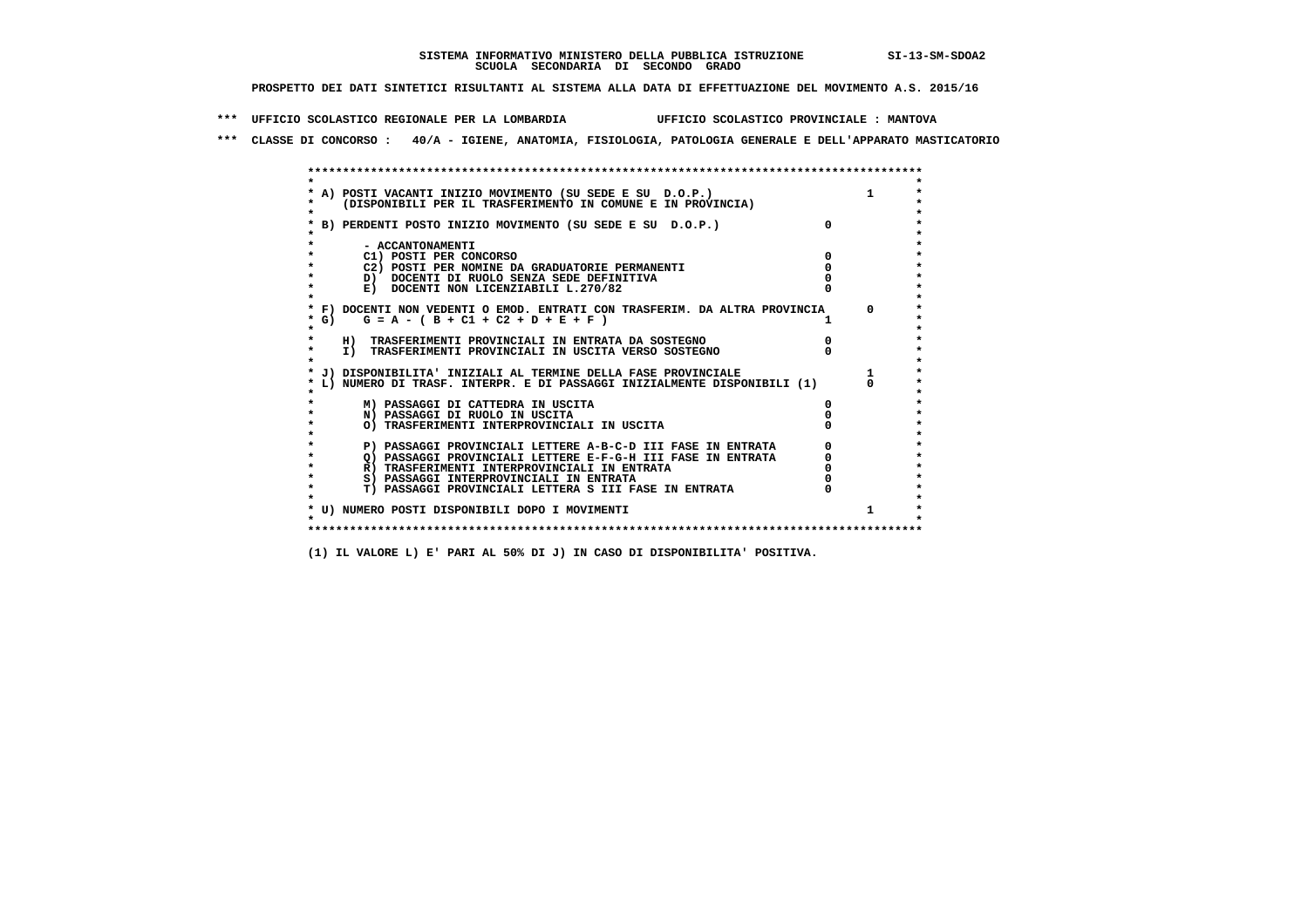**SISTEMA INFORMATIVO MINISTERO DELLA PUBBLICA ISTRUZIONE SI-13-SM-SDOA2**
**SCUOLA SECONDARIA DI SECONDO GRADO**

**PROSPETTO DEI DATI SINTETICI RISULTANTI AL SISTEMA ALLA DATA DI EFFETTUAZIONE DEL MOVIMENTO A.S. 2015/16**

**\*\*\* UFFICIO SCOLASTICO REGIONALE PER LA LOMBARDIA UFFICIO SCOLASTICO PROVINCIALE : MANTOVA**

**\*\*\* CLASSE DI CONCORSO : 40/A - IGIENE, ANATOMIA, FISIOLOGIA, PATOLOGIA GENERALE E DELL'APPARATO MASTICATORIO**

| Voce | | |
|---|---|---|
| A) POSTI VACANTI INIZIO MOVIMENTO (SU SEDE E SU D.O.P.) (DISPONIBILI PER IL TRASFERIMENTO IN COMUNE E IN PROVINCIA) | | 1 |
| B) PERDENTI POSTO INIZIO MOVIMENTO (SU SEDE E SU D.O.P.) | 0 | |
| - ACCANTONAMENTI | | |
| C1) POSTI PER CONCORSO | 0 | |
| C2) POSTI PER NOMINE DA GRADUATORIE PERMANENTI | 0 | |
| D) DOCENTI DI RUOLO SENZA SEDE DEFINITIVA | 0 | |
| E) DOCENTI NON LICENZIABILI L.270/82 | 0 | |
| F) DOCENTI NON VEDENTI O EMOD. ENTRATI CON TRASFERIM. DA ALTRA PROVINCIA | | 0 |
| G) G = A - ( B + C1 + C2 + D + E + F ) | 1 | |
| H) TRASFERIMENTI PROVINCIALI IN ENTRATA DA SOSTEGNO | 0 | |
| I) TRASFERIMENTI PROVINCIALI IN USCITA VERSO SOSTEGNO | 0 | |
| J) DISPONIBILITA' INIZIALI AL TERMINE DELLA FASE PROVINCIALE | | 1 |
| L) NUMERO DI TRASF. INTERPR. E DI PASSAGGI INIZIALMENTE DISPONIBILI (1) | | 0 |
| M) PASSAGGI DI CATTEDRA IN USCITA | 0 | |
| N) PASSAGGI DI RUOLO IN USCITA | 0 | |
| O) TRASFERIMENTI INTERPROVINCIALI IN USCITA | 0 | |
| P) PASSAGGI PROVINCIALI LETTERE A-B-C-D III FASE IN ENTRATA | 0 | |
| Q) PASSAGGI PROVINCIALI LETTERE E-F-G-H III FASE IN ENTRATA | 0 | |
| R) TRASFERIMENTI INTERPROVINCIALI IN ENTRATA | 0 | |
| S) PASSAGGI INTERPROVINCIALI IN ENTRATA | 0 | |
| T) PASSAGGI PROVINCIALI LETTERA S III FASE IN ENTRATA | 0 | |
| U) NUMERO POSTI DISPONIBILI DOPO I MOVIMENTI | | 1 |

**(1) IL VALORE L) E' PARI AL 50% DI J) IN CASO DI DISPONIBILITA' POSITIVA.**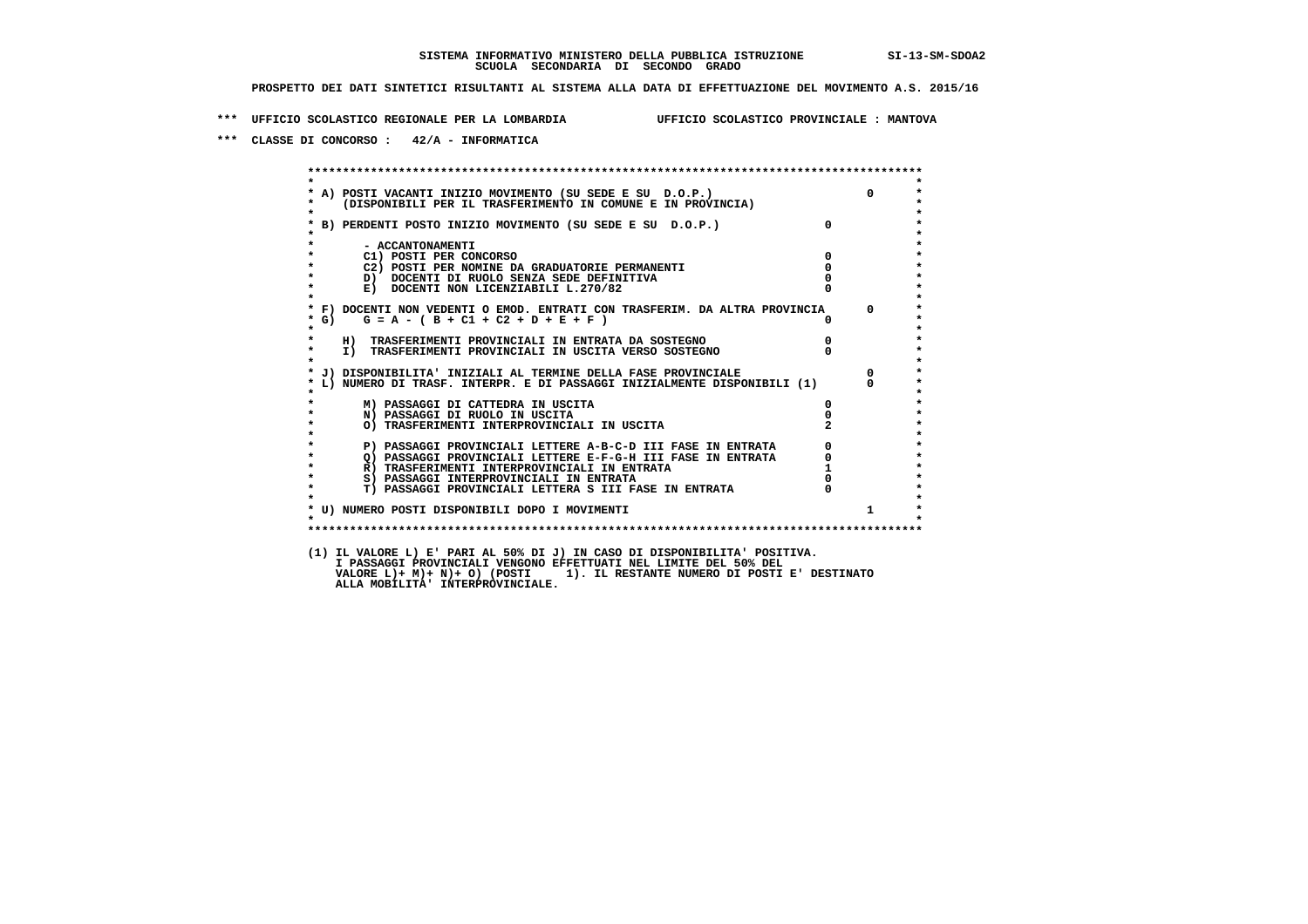SISTEMA INFORMATIVO MINISTERO DELLA PUBBLICA ISTRUZIONE SI-13-SM-SDOA2

SCUOLA SECONDARIA DI SECONDO GRADO

PROSPETTO DEI DATI SINTETICI RISULTANTI AL SISTEMA ALLA DATA DI EFFETTUAZIONE DEL MOVIMENTO A.S. 2015/16

*** UFFICIO SCOLASTICO REGIONALE PER LA LOMBARDIA UFFICIO SCOLASTICO PROVINCIALE : MANTOVA

*** CLASSE DI CONCORSO : 42/A - INFORMATICA

| | | |
|---|---|---|
| A) POSTI VACANTI INIZIO MOVIMENTO (SU SEDE E SU D.O.P.) (DISPONIBILI PER IL TRASFERIMENTO IN COMUNE E IN PROVINCIA) | | 0 |
| B) PERDENTI POSTO INIZIO MOVIMENTO (SU SEDE E SU D.O.P.) | 0 | |
| - ACCANTONAMENTI | | |
| C1) POSTI PER CONCORSO | 0 | |
| C2) POSTI PER NOMINE DA GRADUATORIE PERMANENTI | 0 | |
| D) DOCENTI DI RUOLO SENZA SEDE DEFINITIVA | 0 | |
| E) DOCENTI NON LICENZIABILI L.270/82 | 0 | |
| F) DOCENTI NON VEDENTI O EMOD. ENTRATI CON TRASFERIM. DA ALTRA PROVINCIA | | 0 |
| G) G = A - ( B + C1 + C2 + D + E + F ) | 0 | |
| H) TRASFERIMENTI PROVINCIALI IN ENTRATA DA SOSTEGNO | 0 | |
| I) TRASFERIMENTI PROVINCIALI IN USCITA VERSO SOSTEGNO | 0 | |
| J) DISPONIBILITA' INIZIALI AL TERMINE DELLA FASE PROVINCIALE | | 0 |
| L) NUMERO DI TRASF. INTERPR. E DI PASSAGGI INIZIALMENTE DISPONIBILI (1) | | 0 |
| M) PASSAGGI DI CATTEDRA IN USCITA | 0 | |
| N) PASSAGGI DI RUOLO IN USCITA | 0 | |
| O) TRASFERIMENTI INTERPROVINCIALI IN USCITA | 2 | |
| P) PASSAGGI PROVINCIALI LETTERE A-B-C-D III FASE IN ENTRATA | 0 | |
| Q) PASSAGGI PROVINCIALI LETTERE E-F-G-H III FASE IN ENTRATA | 0 | |
| R) TRASFERIMENTI INTERPROVINCIALI IN ENTRATA | 1 | |
| S) PASSAGGI INTERPROVINCIALI IN ENTRATA | 0 | |
| T) PASSAGGI PROVINCIALI LETTERA S III FASE IN ENTRATA | 0 | |
| U) NUMERO POSTI DISPONIBILI DOPO I MOVIMENTI | | 1 |

(1) IL VALORE L) E' PARI AL 50% DI J) IN CASO DI DISPONIBILITA' POSITIVA. I PASSAGGI PROVINCIALI VENGONO EFFETTUATI NEL LIMITE DEL 50% DEL VALORE L)+ M)+ N)+ O) (POSTI 1). IL RESTANTE NUMERO DI POSTI E' DESTINATO ALLA MOBILITA' INTERPROVINCIALE.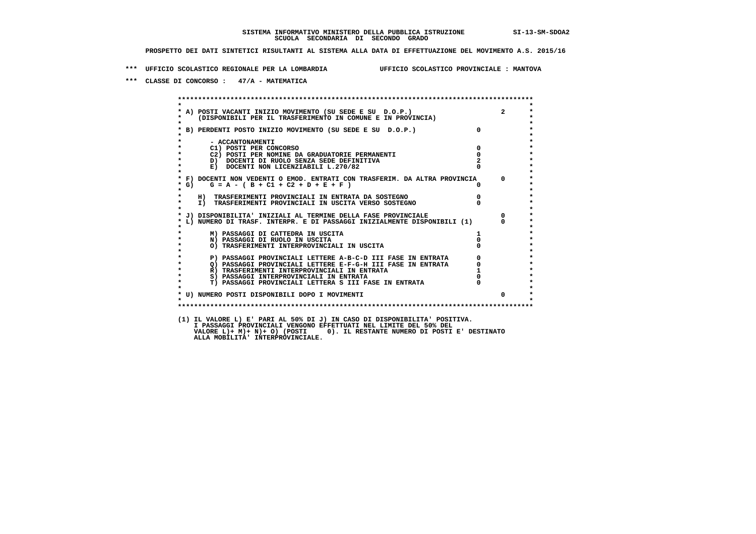**SISTEMA INFORMATIVO MINISTERO DELLA PUBBLICA ISTRUZIONE SI-13-SM-SDOA2**
**SCUOLA SECONDARIA DI SECONDO GRADO**

**PROSPETTO DEI DATI SINTETICI RISULTANTI AL SISTEMA ALLA DATA DI EFFETTUAZIONE DEL MOVIMENTO A.S. 2015/16**

**\*\*\* UFFICIO SCOLASTICO REGIONALE PER LA LOMBARDIA UFFICIO SCOLASTICO PROVINCIALE : MANTOVA**

**\*\*\* CLASSE DI CONCORSO : 47/A - MATEMATICA**

| Voce | | |
|---|---|---|
| A) POSTI VACANTI INIZIO MOVIMENTO (SU SEDE E SU D.O.P.) (DISPONIBILI PER IL TRASFERIMENTO IN COMUNE E IN PROVINCIA) | | 2 |
| B) PERDENTI POSTO INIZIO MOVIMENTO (SU SEDE E SU D.O.P.) | 0 | |
| - ACCANTONAMENTI | | |
| C1) POSTI PER CONCORSO | 0 | |
| C2) POSTI PER NOMINE DA GRADUATORIE PERMANENTI | 0 | |
| D) DOCENTI DI RUOLO SENZA SEDE DEFINITIVA | 2 | |
| E) DOCENTI NON LICENZIABILI L.270/82 | 0 | |
| F) DOCENTI NON VEDENTI O EMOD. ENTRATI CON TRASFERIM. DA ALTRA PROVINCIA | | 0 |
| G) G = A - ( B + C1 + C2 + D + E + F ) | 0 | |
| H) TRASFERIMENTI PROVINCIALI IN ENTRATA DA SOSTEGNO | 0 | |
| I) TRASFERIMENTI PROVINCIALI IN USCITA VERSO SOSTEGNO | 0 | |
| J) DISPONIBILITA' INIZIALI AL TERMINE DELLA FASE PROVINCIALE | | 0 |
| L) NUMERO DI TRASF. INTERPR. E DI PASSAGGI INIZIALMENTE DISPONIBILI (1) | | 0 |
| M) PASSAGGI DI CATTEDRA IN USCITA | 1 | |
| N) PASSAGGI DI RUOLO IN USCITA | 0 | |
| O) TRASFERIMENTI INTERPROVINCIALI IN USCITA | 0 | |
| P) PASSAGGI PROVINCIALI LETTERE A-B-C-D III FASE IN ENTRATA | 0 | |
| Q) PASSAGGI PROVINCIALI LETTERE E-F-G-H III FASE IN ENTRATA | 0 | |
| R) TRASFERIMENTI INTERPROVINCIALI IN ENTRATA | 1 | |
| S) PASSAGGI INTERPROVINCIALI IN ENTRATA | 0 | |
| T) PASSAGGI PROVINCIALI LETTERA S III FASE IN ENTRATA | 0 | |
| U) NUMERO POSTI DISPONIBILI DOPO I MOVIMENTI | | 0 |

(1) IL VALORE L) E' PARI AL 50% DI J) IN CASO DI DISPONIBILITA' POSITIVA.
I PASSAGGI PROVINCIALI VENGONO EFFETTUATI NEL LIMITE DEL 50% DEL
VALORE L)+ M)+ N)+ O) (POSTI 0). IL RESTANTE NUMERO DI POSTI E' DESTINATO
ALLA MOBILITA' INTERPROVINCIALE.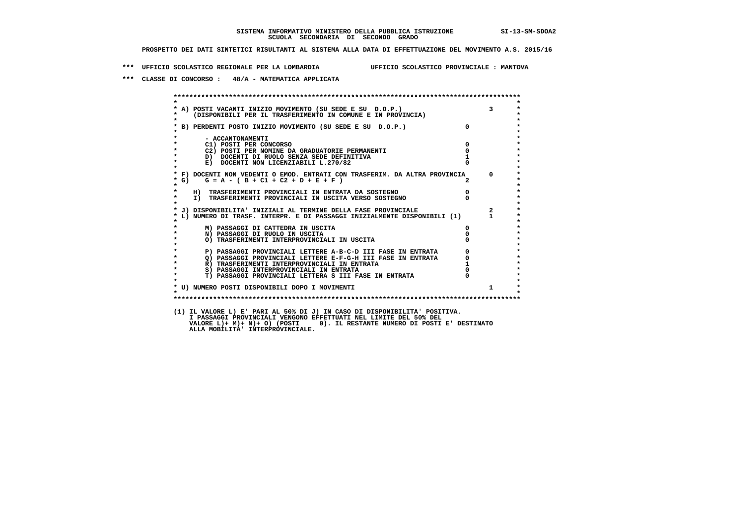SISTEMA INFORMATIVO MINISTERO DELLA PUBBLICA ISTRUZIONE SI-13-SM-SDOA2
SCUOLA SECONDARIA DI SECONDO GRADO

PROSPETTO DEI DATI SINTETICI RISULTANTI AL SISTEMA ALLA DATA DI EFFETTUAZIONE DEL MOVIMENTO A.S. 2015/16

*** UFFICIO SCOLASTICO REGIONALE PER LA LOMBARDIA UFFICIO SCOLASTICO PROVINCIALE : MANTOVA

*** CLASSE DI CONCORSO : 48/A - MATEMATICA APPLICATA

| | | |
|---|---|---|
| A) POSTI VACANTI INIZIO MOVIMENTO (SU SEDE E SU D.O.P.) (DISPONIBILI PER IL TRASFERIMENTO IN COMUNE E IN PROVINCIA) | | 3 |
| B) PERDENTI POSTO INIZIO MOVIMENTO (SU SEDE E SU D.O.P.) | 0 | |
| - ACCANTONAMENTI | | |
| C1) POSTI PER CONCORSO | 0 | |
| C2) POSTI PER NOMINE DA GRADUATORIE PERMANENTI | 0 | |
| D) DOCENTI DI RUOLO SENZA SEDE DEFINITIVA | 1 | |
| E) DOCENTI NON LICENZIABILI L.270/82 | 0 | |
| F) DOCENTI NON VEDENTI O EMOD. ENTRATI CON TRASFERIM. DA ALTRA PROVINCIA | | 0 |
| G) G = A - ( B + C1 + C2 + D + E + F ) | 2 | |
| H) TRASFERIMENTI PROVINCIALI IN ENTRATA DA SOSTEGNO | 0 | |
| I) TRASFERIMENTI PROVINCIALI IN USCITA VERSO SOSTEGNO | 0 | |
| J) DISPONIBILITA' INIZIALI AL TERMINE DELLA FASE PROVINCIALE | | 2 |
| L) NUMERO DI TRASF. INTERPR. E DI PASSAGGI INIZIALMENTE DISPONIBILI (1) | | 1 |
| M) PASSAGGI DI CATTEDRA IN USCITA | 0 | |
| N) PASSAGGI DI RUOLO IN USCITA | 0 | |
| O) TRASFERIMENTI INTERPROVINCIALI IN USCITA | 0 | |
| P) PASSAGGI PROVINCIALI LETTERE A-B-C-D III FASE IN ENTRATA | 0 | |
| Q) PASSAGGI PROVINCIALI LETTERE E-F-G-H III FASE IN ENTRATA | 0 | |
| R) TRASFERIMENTI INTERPROVINCIALI IN ENTRATA | 1 | |
| S) PASSAGGI INTERPROVINCIALI IN ENTRATA | 0 | |
| T) PASSAGGI PROVINCIALI LETTERA S III FASE IN ENTRATA | 0 | |
| U) NUMERO POSTI DISPONIBILI DOPO I MOVIMENTI | | 1 |

(1) IL VALORE L) E' PARI AL 50% DI J) IN CASO DI DISPONIBILITA' POSITIVA.
I PASSAGGI PROVINCIALI VENGONO EFFETTUATI NEL LIMITE DEL 50% DEL
VALORE L)+ M)+ N)+ O) (POSTI 0). IL RESTANTE NUMERO DI POSTI E' DESTINATO
ALLA MOBILITA' INTERPROVINCIALE.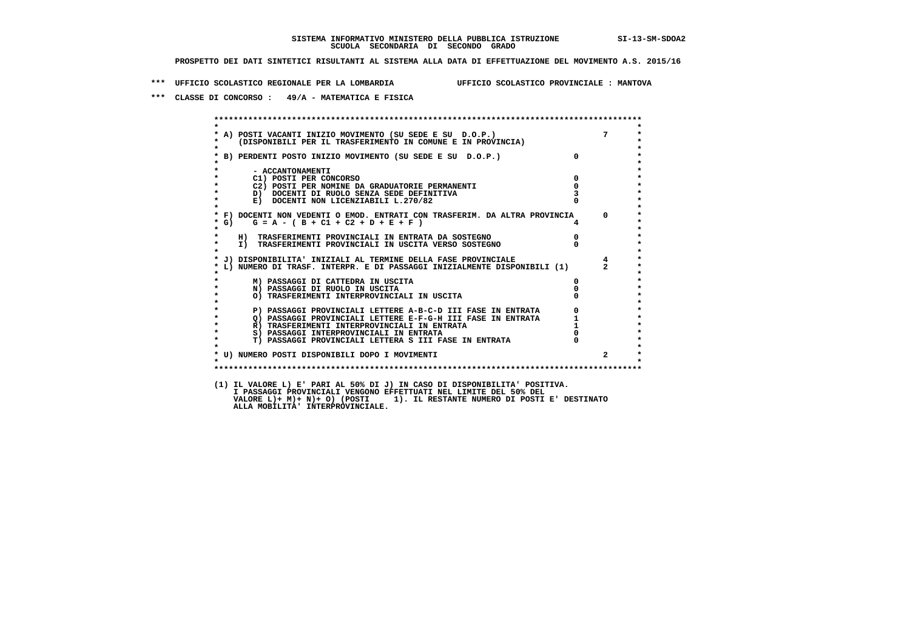SISTEMA INFORMATIVO MINISTERO DELLA PUBBLICA ISTRUZIONE SI-13-SM-SDOA2
SCUOLA SECONDARIA DI SECONDO GRADO

PROSPETTO DEI DATI SINTETICI RISULTANTI AL SISTEMA ALLA DATA DI EFFETTUAZIONE DEL MOVIMENTO A.S. 2015/16

*** UFFICIO SCOLASTICO REGIONALE PER LA LOMBARDIA UFFICIO SCOLASTICO PROVINCIALE : MANTOVA

*** CLASSE DI CONCORSO : 49/A - MATEMATICA E FISICA

| | | |
|---|---|---|
| A) POSTI VACANTI INIZIO MOVIMENTO (SU SEDE E SU D.O.P.) (DISPONIBILI PER IL TRASFERIMENTO IN COMUNE E IN PROVINCIA) | | 7 |
| B) PERDENTI POSTO INIZIO MOVIMENTO (SU SEDE E SU D.O.P.) | 0 | |
| - ACCANTONAMENTI | | |
| C1) POSTI PER CONCORSO | 0 | |
| C2) POSTI PER NOMINE DA GRADUATORIE PERMANENTI | 0 | |
| D) DOCENTI DI RUOLO SENZA SEDE DEFINITIVA | 3 | |
| E) DOCENTI NON LICENZIABILI L.270/82 | 0 | |
| F) DOCENTI NON VEDENTI O EMOD. ENTRATI CON TRASFERIM. DA ALTRA PROVINCIA | | 0 |
| G) G = A - ( B + C1 + C2 + D + E + F ) | 4 | |
| H) TRASFERIMENTI PROVINCIALI IN ENTRATA DA SOSTEGNO | 0 | |
| I) TRASFERIMENTI PROVINCIALI IN USCITA VERSO SOSTEGNO | 0 | |
| J) DISPONIBILITA' INIZIALI AL TERMINE DELLA FASE PROVINCIALE | | 4 |
| L) NUMERO DI TRASF. INTERPR. E DI PASSAGGI INIZIALMENTE DISPONIBILI (1) | | 2 |
| M) PASSAGGI DI CATTEDRA IN USCITA | 0 | |
| N) PASSAGGI DI RUOLO IN USCITA | 0 | |
| O) TRASFERIMENTI INTERPROVINCIALI IN USCITA | 0 | |
| P) PASSAGGI PROVINCIALI LETTERE A-B-C-D III FASE IN ENTRATA | 0 | |
| Q) PASSAGGI PROVINCIALI LETTERE E-F-G-H III FASE IN ENTRATA | 1 | |
| R) TRASFERIMENTI INTERPROVINCIALI IN ENTRATA | 1 | |
| S) PASSAGGI INTERPROVINCIALI IN ENTRATA | 0 | |
| T) PASSAGGI PROVINCIALI LETTERA S III FASE IN ENTRATA | 0 | |
| U) NUMERO POSTI DISPONIBILI DOPO I MOVIMENTI | | 2 |

(1) IL VALORE L) E' PARI AL 50% DI J) IN CASO DI DISPONIBILITA' POSITIVA.
I PASSAGGI PROVINCIALI VENGONO EFFETTUATI NEL LIMITE DEL 50% DEL
VALORE L)+ M)+ N)+ O) (POSTI 1). IL RESTANTE NUMERO DI POSTI E' DESTINATO
ALLA MOBILITA' INTERPROVINCIALE.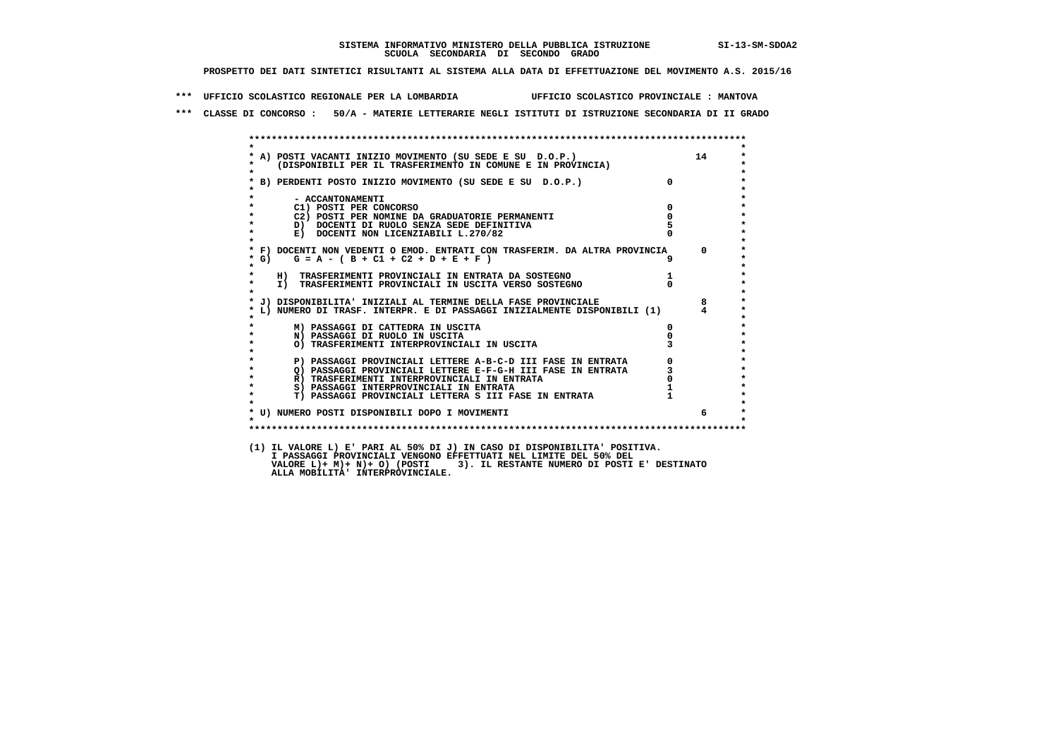SISTEMA INFORMATIVO MINISTERO DELLA PUBBLICA ISTRUZIONE SI-13-SM-SDOA2

SCUOLA SECONDARIA DI SECONDO GRADO

PROSPETTO DEI DATI SINTETICI RISULTANTI AL SISTEMA ALLA DATA DI EFFETTUAZIONE DEL MOVIMENTO A.S. 2015/16

*** UFFICIO SCOLASTICO REGIONALE PER LA LOMBARDIA UFFICIO SCOLASTICO PROVINCIALE : MANTOVA

*** CLASSE DI CONCORSO : 50/A - MATERIE LETTERARIE NEGLI ISTITUTI DI ISTRUZIONE SECONDARIA DI II GRADO

| Voce | | |
|---|---|---|
| A) POSTI VACANTI INIZIO MOVIMENTO (SU SEDE E SU D.O.P.) (DISPONIBILI PER IL TRASFERIMENTO IN COMUNE E IN PROVINCIA) | | 14 |
| B) PERDENTI POSTO INIZIO MOVIMENTO (SU SEDE E SU D.O.P.) | 0 | |
| - ACCANTONAMENTI | | |
| C1) POSTI PER CONCORSO | 0 | |
| C2) POSTI PER NOMINE DA GRADUATORIE PERMANENTI | 0 | |
| D) DOCENTI DI RUOLO SENZA SEDE DEFINITIVA | 5 | |
| E) DOCENTI NON LICENZIABILI L.270/82 | 0 | |
| F) DOCENTI NON VEDENTI O EMOD. ENTRATI CON TRASFERIM. DA ALTRA PROVINCIA | | 0 |
| G) G = A - ( B + C1 + C2 + D + E + F ) | 9 | |
| H) TRASFERIMENTI PROVINCIALI IN ENTRATA DA SOSTEGNO | 1 | |
| I) TRASFERIMENTI PROVINCIALI IN USCITA VERSO SOSTEGNO | 0 | |
| J) DISPONIBILITA' INIZIALI AL TERMINE DELLA FASE PROVINCIALE | | 8 |
| L) NUMERO DI TRASF. INTERPR. E DI PASSAGGI INIZIALMENTE DISPONIBILI (1) | | 4 |
| M) PASSAGGI DI CATTEDRA IN USCITA | 0 | |
| N) PASSAGGI DI RUOLO IN USCITA | 0 | |
| O) TRASFERIMENTI INTERPROVINCIALI IN USCITA | 3 | |
| P) PASSAGGI PROVINCIALI LETTERE A-B-C-D III FASE IN ENTRATA | 0 | |
| Q) PASSAGGI PROVINCIALI LETTERE E-F-G-H III FASE IN ENTRATA | 3 | |
| R) TRASFERIMENTI INTERPROVINCIALI IN ENTRATA | 0 | |
| S) PASSAGGI INTERPROVINCIALI IN ENTRATA | 1 | |
| T) PASSAGGI PROVINCIALI LETTERA S III FASE IN ENTRATA | 1 | |
| U) NUMERO POSTI DISPONIBILI DOPO I MOVIMENTI | | 6 |

(1) IL VALORE L) E' PARI AL 50% DI J) IN CASO DI DISPONIBILITA' POSITIVA.
I PASSAGGI PROVINCIALI VENGONO EFFETTUATI NEL LIMITE DEL 50% DEL
VALORE L)+ M)+ N)+ O) (POSTI 3). IL RESTANTE NUMERO DI POSTI E' DESTINATO
ALLA MOBILITA' INTERPROVINCIALE.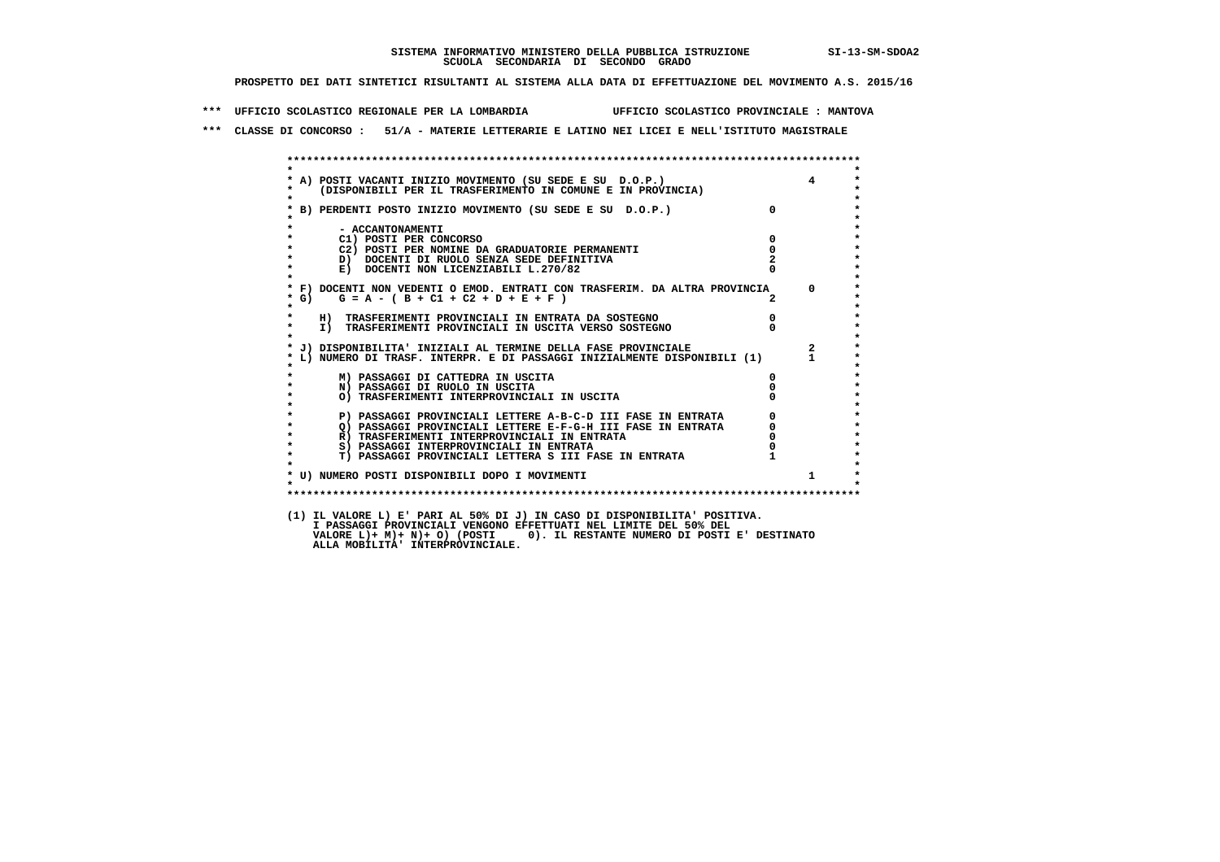SISTEMA INFORMATIVO MINISTERO DELLA PUBBLICA ISTRUZIONE SI-13-SM-SDOA2
SCUOLA SECONDARIA DI SECONDO GRADO

PROSPETTO DEI DATI SINTETICI RISULTANTI AL SISTEMA ALLA DATA DI EFFETTUAZIONE DEL MOVIMENTO A.S. 2015/16

*** UFFICIO SCOLASTICO REGIONALE PER LA LOMBARDIA UFFICIO SCOLASTICO PROVINCIALE : MANTOVA

*** CLASSE DI CONCORSO : 51/A - MATERIE LETTERARIE E LATINO NEI LICEI E NELL'ISTITUTO MAGISTRALE

| | | |
|---|---|---|
| A) POSTI VACANTI INIZIO MOVIMENTO (SU SEDE E SU D.O.P.) (DISPONIBILI PER IL TRASFERIMENTO IN COMUNE E IN PROVINCIA) | | 4 |
| B) PERDENTI POSTO INIZIO MOVIMENTO (SU SEDE E SU D.O.P.) | 0 | |
| - ACCANTONAMENTI | | |
| C1) POSTI PER CONCORSO | 0 | |
| C2) POSTI PER NOMINE DA GRADUATORIE PERMANENTI | 0 | |
| D) DOCENTI DI RUOLO SENZA SEDE DEFINITIVA | 2 | |
| E) DOCENTI NON LICENZIABILI L.270/82 | 0 | |
| F) DOCENTI NON VEDENTI O EMOD. ENTRATI CON TRASFERIM. DA ALTRA PROVINCIA | | 0 |
| G) G = A - ( B + C1 + C2 + D + E + F ) | 2 | |
| H) TRASFERIMENTI PROVINCIALI IN ENTRATA DA SOSTEGNO | 0 | |
| I) TRASFERIMENTI PROVINCIALI IN USCITA VERSO SOSTEGNO | 0 | |
| J) DISPONIBILITA' INIZIALI AL TERMINE DELLA FASE PROVINCIALE | | 2 |
| L) NUMERO DI TRASF. INTERPR. E DI PASSAGGI INIZIALMENTE DISPONIBILI (1) | | 1 |
| M) PASSAGGI DI CATTEDRA IN USCITA | 0 | |
| N) PASSAGGI DI RUOLO IN USCITA | 0 | |
| O) TRASFERIMENTI INTERPROVINCIALI IN USCITA | 0 | |
| P) PASSAGGI PROVINCIALI LETTERE A-B-C-D III FASE IN ENTRATA | 0 | |
| Q) PASSAGGI PROVINCIALI LETTERE E-F-G-H III FASE IN ENTRATA | 0 | |
| R) TRASFERIMENTI INTERPROVINCIALI IN ENTRATA | 0 | |
| S) PASSAGGI INTERPROVINCIALI IN ENTRATA | 0 | |
| T) PASSAGGI PROVINCIALI LETTERA S III FASE IN ENTRATA | 1 | |
| U) NUMERO POSTI DISPONIBILI DOPO I MOVIMENTI | | 1 |

(1) IL VALORE L) E' PARI AL 50% DI J) IN CASO DI DISPONIBILITA' POSITIVA.
I PASSAGGI PROVINCIALI VENGONO EFFETTUATI NEL LIMITE DEL 50% DEL
VALORE L)+ M)+ N)+ O) (POSTI 0). IL RESTANTE NUMERO DI POSTI E' DESTINATO
ALLA MOBILITA' INTERPROVINCIALE.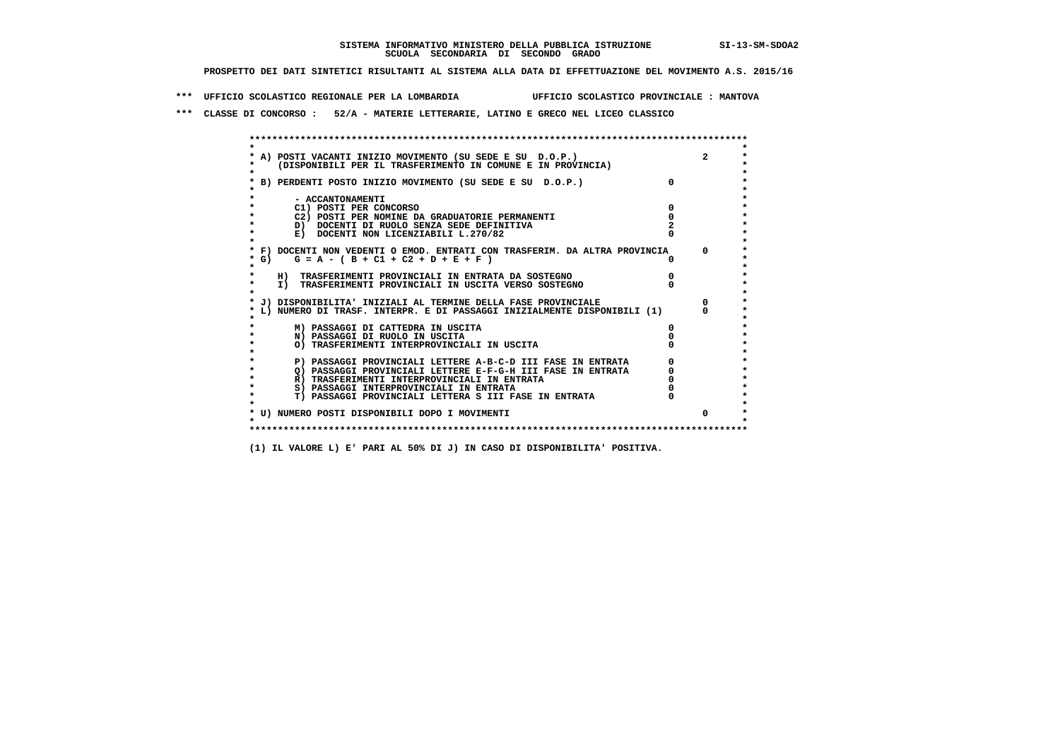SISTEMA INFORMATIVO MINISTERO DELLA PUBBLICA ISTRUZIONE SI-13-SM-SDOA2
SCUOLA SECONDARIA DI SECONDO GRADO

PROSPETTO DEI DATI SINTETICI RISULTANTI AL SISTEMA ALLA DATA DI EFFETTUAZIONE DEL MOVIMENTO A.S. 2015/16

*** UFFICIO SCOLASTICO REGIONALE PER LA LOMBARDIA UFFICIO SCOLASTICO PROVINCIALE : MANTOVA

*** CLASSE DI CONCORSO : 52/A - MATERIE LETTERARIE, LATINO E GRECO NEL LICEO CLASSICO

| Voce | | |
|---|---|---|
| A) POSTI VACANTI INIZIO MOVIMENTO (SU SEDE E SU D.O.P.) (DISPONIBILI PER IL TRASFERIMENTO IN COMUNE E IN PROVINCIA) | | 2 |
| B) PERDENTI POSTO INIZIO MOVIMENTO (SU SEDE E SU D.O.P.) | 0 | |
| - ACCANTONAMENTI | | |
| C1) POSTI PER CONCORSO | 0 | |
| C2) POSTI PER NOMINE DA GRADUATORIE PERMANENTI | 0 | |
| D) DOCENTI DI RUOLO SENZA SEDE DEFINITIVA | 2 | |
| E) DOCENTI NON LICENZIABILI L.270/82 | 0 | |
| F) DOCENTI NON VEDENTI O EMOD. ENTRATI CON TRASFERIM. DA ALTRA PROVINCIA | | 0 |
| G) G = A - ( B + C1 + C2 + D + E + F ) | 0 | |
| H) TRASFERIMENTI PROVINCIALI IN ENTRATA DA SOSTEGNO | 0 | |
| I) TRASFERIMENTI PROVINCIALI IN USCITA VERSO SOSTEGNO | 0 | |
| J) DISPONIBILITA' INIZIALI AL TERMINE DELLA FASE PROVINCIALE | | 0 |
| L) NUMERO DI TRASF. INTERPR. E DI PASSAGGI INIZIALMENTE DISPONIBILI (1) | | 0 |
| M) PASSAGGI DI CATTEDRA IN USCITA | 0 | |
| N) PASSAGGI DI RUOLO IN USCITA | 0 | |
| O) TRASFERIMENTI INTERPROVINCIALI IN USCITA | 0 | |
| P) PASSAGGI PROVINCIALI LETTERE A-B-C-D III FASE IN ENTRATA | 0 | |
| Q) PASSAGGI PROVINCIALI LETTERE E-F-G-H III FASE IN ENTRATA | 0 | |
| R) TRASFERIMENTI INTERPROVINCIALI IN ENTRATA | 0 | |
| S) PASSAGGI INTERPROVINCIALI IN ENTRATA | 0 | |
| T) PASSAGGI PROVINCIALI LETTERA S III FASE IN ENTRATA | 0 | |
| U) NUMERO POSTI DISPONIBILI DOPO I MOVIMENTI | | 0 |

(1) IL VALORE L) E' PARI AL 50% DI J) IN CASO DI DISPONIBILITA' POSITIVA.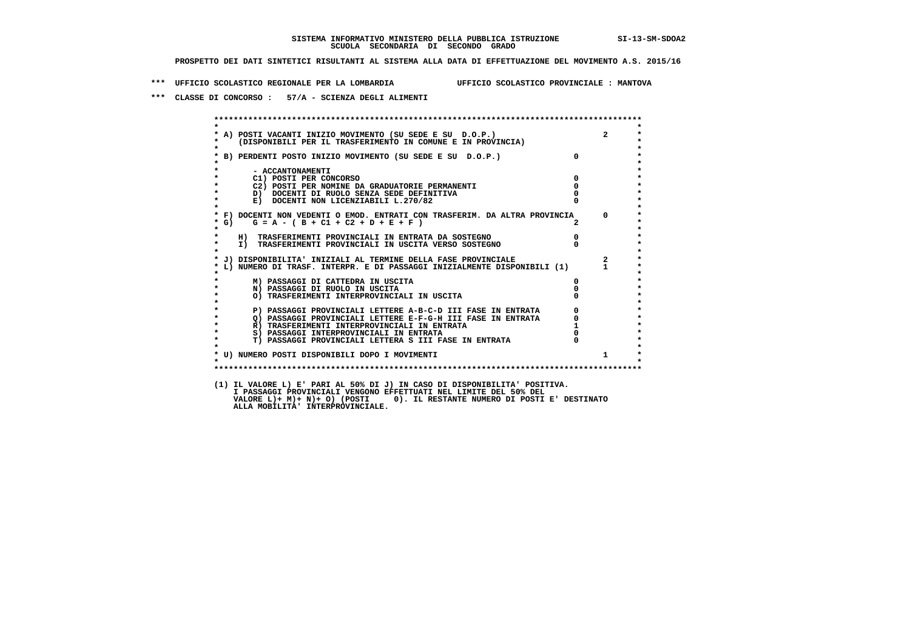SISTEMA INFORMATIVO MINISTERO DELLA PUBBLICA ISTRUZIONE SI-13-SM-SDOA2
SCUOLA SECONDARIA DI SECONDO GRADO

PROSPETTO DEI DATI SINTETICI RISULTANTI AL SISTEMA ALLA DATA DI EFFETTUAZIONE DEL MOVIMENTO A.S. 2015/16

*** UFFICIO SCOLASTICO REGIONALE PER LA LOMBARDIA UFFICIO SCOLASTICO PROVINCIALE : MANTOVA

*** CLASSE DI CONCORSO : 57/A - SCIENZA DEGLI ALIMENTI

```
* A) POSTI VACANTI INIZIO MOVIMENTO (SU SEDE E SU  D.O.P.)                        2
*    (DISPONIBILI PER IL TRASFERIMENTO IN COMUNE E IN PROVINCIA)
*
* B) PERDENTI POSTO INIZIO MOVIMENTO (SU SEDE E SU  D.O.P.)              0
*
*       - ACCANTONAMENTI
*       C1) POSTI PER CONCORSO                                            0
*       C2) POSTI PER NOMINE DA GRADUATORIE PERMANENTI                    0
*       D)  DOCENTI DI RUOLO SENZA SEDE DEFINITIVA                        0
*       E)  DOCENTI NON LICENZIABILI L.270/82                             0
*
* F) DOCENTI NON VEDENTI O EMOD. ENTRATI CON TRASFERIM. DA ALTRA PROVINCIA        0
* G)    G = A - ( B + C1 + C2 + D + E + F )                               2
*
*    H)  TRASFERIMENTI PROVINCIALI IN ENTRATA DA SOSTEGNO                 0
*    I)  TRASFERIMENTI PROVINCIALI IN USCITA VERSO SOSTEGNO               0
*
* J) DISPONIBILITA' INIZIALI AL TERMINE DELLA FASE PROVINCIALE                    2
* L) NUMERO DI TRASF. INTERPR. E DI PASSAGGI INIZIALMENTE DISPONIBILI (1)         1
*
*       M) PASSAGGI DI CATTEDRA IN USCITA                                 0
*       N) PASSAGGI DI RUOLO IN USCITA                                    0
*       O) TRASFERIMENTI INTERPROVINCIALI IN USCITA                       0
*
*       P) PASSAGGI PROVINCIALI LETTERE A-B-C-D III FASE IN ENTRATA       0
*       Q) PASSAGGI PROVINCIALI LETTERE E-F-G-H III FASE IN ENTRATA       0
*       R) TRASFERIMENTI INTERPROVINCIALI IN ENTRATA                      1
*       S) PASSAGGI INTERPROVINCIALI IN ENTRATA                           0
*       T) PASSAGGI PROVINCIALI LETTERA S III FASE IN ENTRATA             0
*
* U) NUMERO POSTI DISPONIBILI DOPO I MOVIMENTI                                    1
```

(1) IL VALORE L) E' PARI AL 50% DI J) IN CASO DI DISPONIBILITA' POSITIVA.
I PASSAGGI PROVINCIALI VENGONO EFFETTUATI NEL LIMITE DEL 50% DEL
VALORE L)+ M)+ N)+ O) (POSTI 0). IL RESTANTE NUMERO DI POSTI E' DESTINATO
ALLA MOBILITA' INTERPROVINCIALE.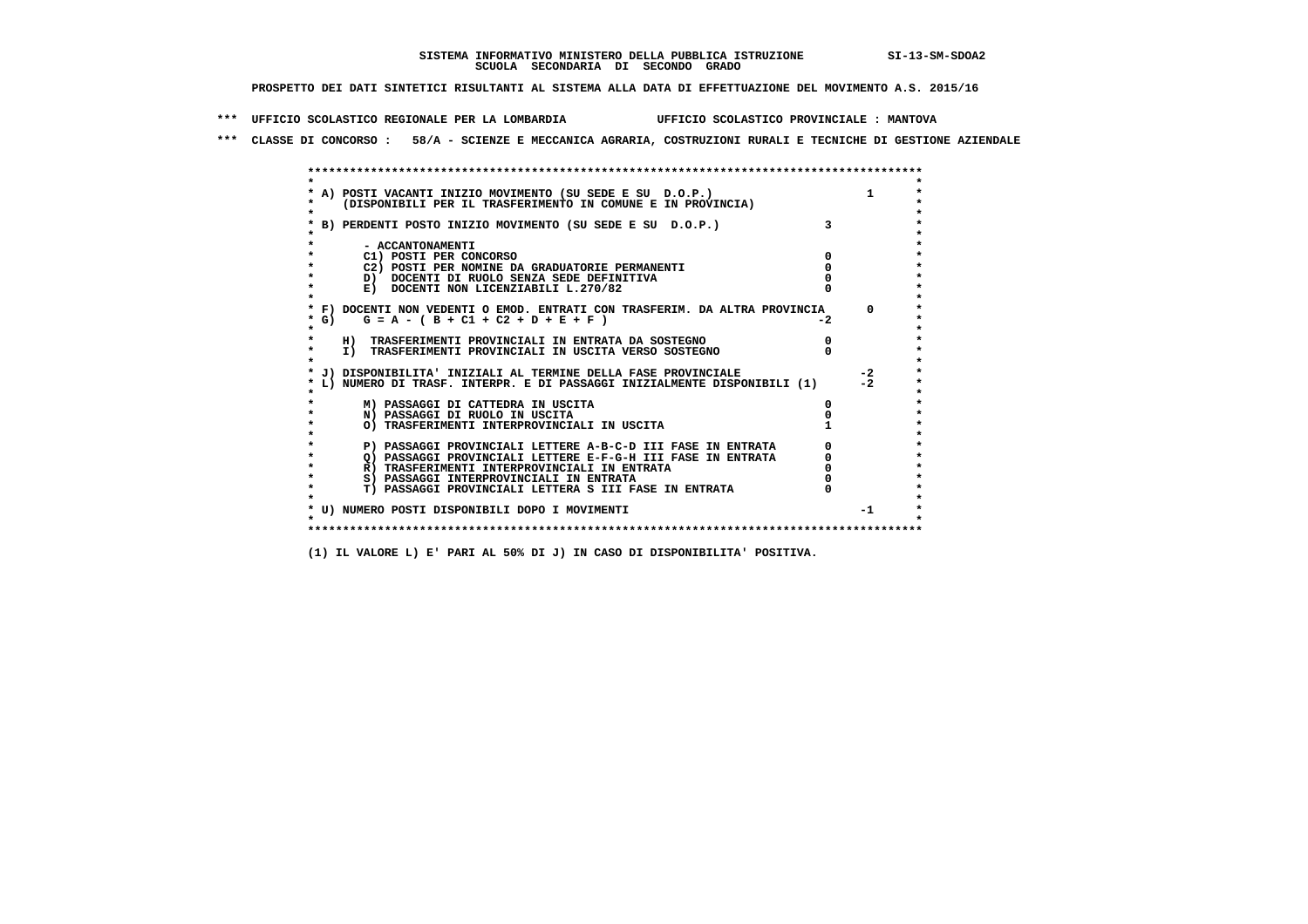SISTEMA INFORMATIVO MINISTERO DELLA PUBBLICA ISTRUZIONE SI-13-SM-SDOA2
SCUOLA SECONDARIA DI SECONDO GRADO

PROSPETTO DEI DATI SINTETICI RISULTANTI AL SISTEMA ALLA DATA DI EFFETTUAZIONE DEL MOVIMENTO A.S. 2015/16

*** UFFICIO SCOLASTICO REGIONALE PER LA LOMBARDIA UFFICIO SCOLASTICO PROVINCIALE : MANTOVA

*** CLASSE DI CONCORSO : 58/A - SCIENZE E MECCANICA AGRARIA, COSTRUZIONI RURALI E TECNICHE DI GESTIONE AZIENDALE

| Voce | | |
|---|---|---|
| A) POSTI VACANTI INIZIO MOVIMENTO (SU SEDE E SU D.O.P.) (DISPONIBILI PER IL TRASFERIMENTO IN COMUNE E IN PROVINCIA) | | 1 |
| B) PERDENTI POSTO INIZIO MOVIMENTO (SU SEDE E SU D.O.P.) | 3 | |
| - ACCANTONAMENTI | | |
| C1) POSTI PER CONCORSO | 0 | |
| C2) POSTI PER NOMINE DA GRADUATORIE PERMANENTI | 0 | |
| D) DOCENTI DI RUOLO SENZA SEDE DEFINITIVA | 0 | |
| E) DOCENTI NON LICENZIABILI L.270/82 | 0 | |
| F) DOCENTI NON VEDENTI O EMOD. ENTRATI CON TRASFERIM. DA ALTRA PROVINCIA | | 0 |
| G) G = A - ( B + C1 + C2 + D + E + F ) | -2 | |
| H) TRASFERIMENTI PROVINCIALI IN ENTRATA DA SOSTEGNO | 0 | |
| I) TRASFERIMENTI PROVINCIALI IN USCITA VERSO SOSTEGNO | 0 | |
| J) DISPONIBILITA' INIZIALI AL TERMINE DELLA FASE PROVINCIALE | | -2 |
| L) NUMERO DI TRASF. INTERPR. E DI PASSAGGI INIZIALMENTE DISPONIBILI (1) | | -2 |
| M) PASSAGGI DI CATTEDRA IN USCITA | 0 | |
| N) PASSAGGI DI RUOLO IN USCITA | 0 | |
| O) TRASFERIMENTI INTERPROVINCIALI IN USCITA | 1 | |
| P) PASSAGGI PROVINCIALI LETTERE A-B-C-D III FASE IN ENTRATA | 0 | |
| Q) PASSAGGI PROVINCIALI LETTERE E-F-G-H III FASE IN ENTRATA | 0 | |
| R) TRASFERIMENTI INTERPROVINCIALI IN ENTRATA | 0 | |
| S) PASSAGGI INTERPROVINCIALI IN ENTRATA | 0 | |
| T) PASSAGGI PROVINCIALI LETTERA S III FASE IN ENTRATA | 0 | |
| U) NUMERO POSTI DISPONIBILI DOPO I MOVIMENTI | | -1 |

(1) IL VALORE L) E' PARI AL 50% DI J) IN CASO DI DISPONIBILITA' POSITIVA.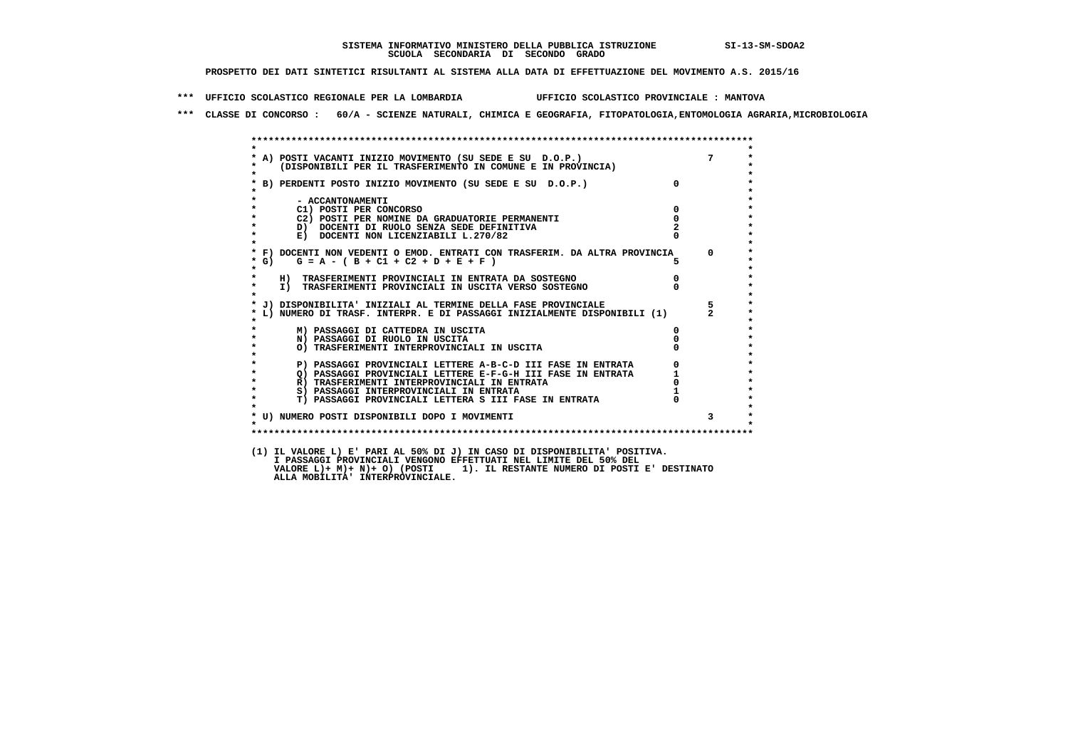SISTEMA INFORMATIVO MINISTERO DELLA PUBBLICA ISTRUZIONE SI-13-SM-SDOA2
SCUOLA SECONDARIA DI SECONDO GRADO

PROSPETTO DEI DATI SINTETICI RISULTANTI AL SISTEMA ALLA DATA DI EFFETTUAZIONE DEL MOVIMENTO A.S. 2015/16

*** UFFICIO SCOLASTICO REGIONALE PER LA LOMBARDIA UFFICIO SCOLASTICO PROVINCIALE : MANTOVA

*** CLASSE DI CONCORSO : 60/A - SCIENZE NATURALI, CHIMICA E GEOGRAFIA, FITOPATOLOGIA,ENTOMOLOGIA AGRARIA,MICROBIOLOGIA

| Voce | | |
|---|---|---|
| A) POSTI VACANTI INIZIO MOVIMENTO (SU SEDE E SU D.O.P.) (DISPONIBILI PER IL TRASFERIMENTO IN COMUNE E IN PROVINCIA) | | 7 |
| B) PERDENTI POSTO INIZIO MOVIMENTO (SU SEDE E SU D.O.P.) | 0 | |
| - ACCANTONAMENTI | | |
| C1) POSTI PER CONCORSO | 0 | |
| C2) POSTI PER NOMINE DA GRADUATORIE PERMANENTI | 0 | |
| D) DOCENTI DI RUOLO SENZA SEDE DEFINITIVA | 2 | |
| E) DOCENTI NON LICENZIABILI L.270/82 | 0 | |
| F) DOCENTI NON VEDENTI O EMOD. ENTRATI CON TRASFERIM. DA ALTRA PROVINCIA | | 0 |
| G) G = A - ( B + C1 + C2 + D + E + F ) | 5 | |
| H) TRASFERIMENTI PROVINCIALI IN ENTRATA DA SOSTEGNO | 0 | |
| I) TRASFERIMENTI PROVINCIALI IN USCITA VERSO SOSTEGNO | 0 | |
| J) DISPONIBILITA' INIZIALI AL TERMINE DELLA FASE PROVINCIALE | | 5 |
| L) NUMERO DI TRASF. INTERPR. E DI PASSAGGI INIZIALMENTE DISPONIBILI (1) | | 2 |
| M) PASSAGGI DI CATTEDRA IN USCITA | 0 | |
| N) PASSAGGI DI RUOLO IN USCITA | 0 | |
| O) TRASFERIMENTI INTERPROVINCIALI IN USCITA | 0 | |
| P) PASSAGGI PROVINCIALI LETTERE A-B-C-D III FASE IN ENTRATA | 0 | |
| Q) PASSAGGI PROVINCIALI LETTERE E-F-G-H III FASE IN ENTRATA | 1 | |
| R) TRASFERIMENTI INTERPROVINCIALI IN ENTRATA | 0 | |
| S) PASSAGGI INTERPROVINCIALI IN ENTRATA | 1 | |
| T) PASSAGGI PROVINCIALI LETTERA S III FASE IN ENTRATA | 0 | |
| U) NUMERO POSTI DISPONIBILI DOPO I MOVIMENTI | | 3 |

(1) IL VALORE L) E' PARI AL 50% DI J) IN CASO DI DISPONIBILITA' POSITIVA.
I PASSAGGI PROVINCIALI VENGONO EFFETTUATI NEL LIMITE DEL 50% DEL
VALORE L)+ M)+ N)+ O) (POSTI 1). IL RESTANTE NUMERO DI POSTI E' DESTINATO
ALLA MOBILITA' INTERPROVINCIALE.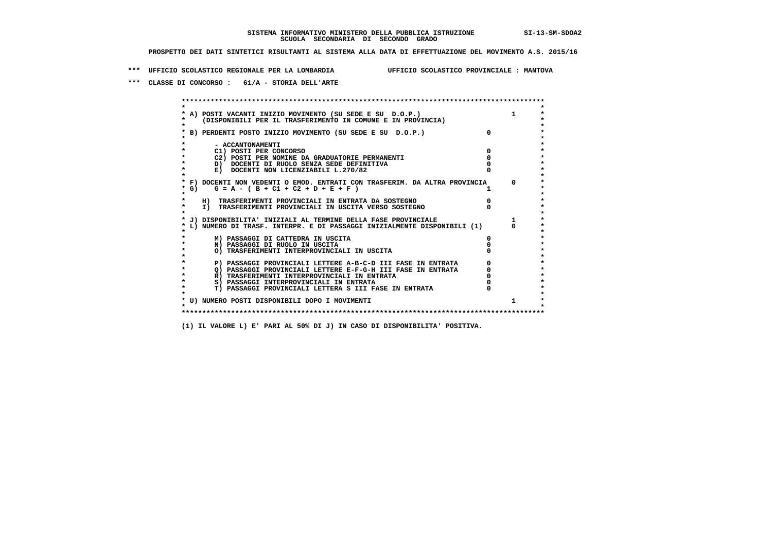SISTEMA INFORMATIVO MINISTERO DELLA PUBBLICA ISTRUZIONE SI-13-SM-SDOA2
SCUOLA SECONDARIA DI SECONDO GRADO

PROSPETTO DEI DATI SINTETICI RISULTANTI AL SISTEMA ALLA DATA DI EFFETTUAZIONE DEL MOVIMENTO A.S. 2015/16

*** UFFICIO SCOLASTICO REGIONALE PER LA LOMBARDIA UFFICIO SCOLASTICO PROVINCIALE : MANTOVA

*** CLASSE DI CONCORSO : 61/A - STORIA DELL'ARTE

```
******************************************************************************************
*                                                                                        *
* A) POSTI VACANTI INIZIO MOVIMENTO (SU SEDE E SU  D.O.P.)                         1     *
*     (DISPONIBILI PER IL TRASFERIMENTO IN COMUNE E IN PROVINCIA)                        *
*                                                                                        *
* B) PERDENTI POSTO INIZIO MOVIMENTO (SU SEDE E SU  D.O.P.)                0             *
*                                                                                        *
*       - ACCANTONAMENTI                                                                 *
*       C1) POSTI PER CONCORSO                                             0             *
*       C2) POSTI PER NOMINE DA GRADUATORIE PERMANENTI                     0             *
*       D)  DOCENTI DI RUOLO SENZA SEDE DEFINITIVA                         0             *
*       E)  DOCENTI NON LICENZIABILI L.270/82                              0             *
*                                                                                        *
* F) DOCENTI NON VEDENTI O EMOD. ENTRATI CON TRASFERIM. DA ALTRA PROVINCIA       0       *
* G)    G = A - ( B + C1 + C2 + D + E + F )                                1             *
*                                                                                        *
*     H)  TRASFERIMENTI PROVINCIALI IN ENTRATA DA SOSTEGNO                 0             *
*     I)  TRASFERIMENTI PROVINCIALI IN USCITA VERSO SOSTEGNO               0             *
*                                                                                        *
* J) DISPONIBILITA' INIZIALI AL TERMINE DELLA FASE PROVINCIALE                     1     *
* L) NUMERO DI TRASF. INTERPR. E DI PASSAGGI INIZIALMENTE DISPONIBILI (1)          0     *
*                                                                                        *
*       M) PASSAGGI DI CATTEDRA IN USCITA                                  0             *
*       N) PASSAGGI DI RUOLO IN USCITA                                     0             *
*       O) TRASFERIMENTI INTERPROVINCIALI IN USCITA                        0             *
*                                                                                        *
*       P) PASSAGGI PROVINCIALI LETTERE A-B-C-D III FASE IN ENTRATA        0             *
*       Q) PASSAGGI PROVINCIALI LETTERE E-F-G-H III FASE IN ENTRATA        0             *
*       R) TRASFERIMENTI INTERPROVINCIALI IN ENTRATA                       0             *
*       S) PASSAGGI INTERPROVINCIALI IN ENTRATA                            0             *
*       T) PASSAGGI PROVINCIALI LETTERA S III FASE IN ENTRATA              0             *
*                                                                                        *
* U) NUMERO POSTI DISPONIBILI DOPO I MOVIMENTI                                     1     *
*                                                                                        *
******************************************************************************************
```

(1) IL VALORE L) E' PARI AL 50% DI J) IN CASO DI DISPONIBILITA' POSITIVA.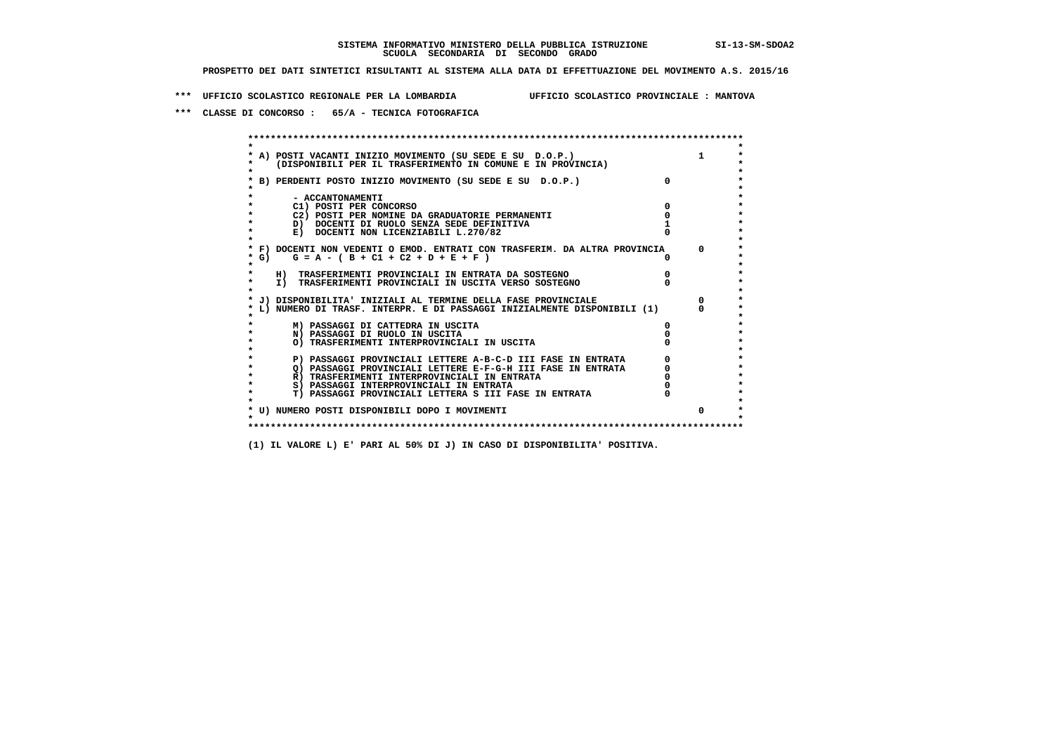SISTEMA INFORMATIVO MINISTERO DELLA PUBBLICA ISTRUZIONE SI-13-SM-SDOA2

SCUOLA SECONDARIA DI SECONDO GRADO

PROSPETTO DEI DATI SINTETICI RISULTANTI AL SISTEMA ALLA DATA DI EFFETTUAZIONE DEL MOVIMENTO A.S. 2015/16

*** UFFICIO SCOLASTICO REGIONALE PER LA LOMBARDIA UFFICIO SCOLASTICO PROVINCIALE : MANTOVA

*** CLASSE DI CONCORSO : 65/A - TECNICA FOTOGRAFICA

| Voce | | |
|---|---|---|
| A) POSTI VACANTI INIZIO MOVIMENTO (SU SEDE E SU D.O.P.) (DISPONIBILI PER IL TRASFERIMENTO IN COMUNE E IN PROVINCIA) | | 1 |
| B) PERDENTI POSTO INIZIO MOVIMENTO (SU SEDE E SU D.O.P.) | 0 | |
| - ACCANTONAMENTI | | |
| C1) POSTI PER CONCORSO | 0 | |
| C2) POSTI PER NOMINE DA GRADUATORIE PERMANENTI | 0 | |
| D) DOCENTI DI RUOLO SENZA SEDE DEFINITIVA | 1 | |
| E) DOCENTI NON LICENZIABILI L.270/82 | 0 | |
| F) DOCENTI NON VEDENTI O EMOD. ENTRATI CON TRASFERIM. DA ALTRA PROVINCIA | | 0 |
| G) G = A - ( B + C1 + C2 + D + E + F ) | 0 | |
| H) TRASFERIMENTI PROVINCIALI IN ENTRATA DA SOSTEGNO | 0 | |
| I) TRASFERIMENTI PROVINCIALI IN USCITA VERSO SOSTEGNO | 0 | |
| J) DISPONIBILITA' INIZIALI AL TERMINE DELLA FASE PROVINCIALE | | 0 |
| L) NUMERO DI TRASF. INTERPR. E DI PASSAGGI INIZIALMENTE DISPONIBILI (1) | | 0 |
| M) PASSAGGI DI CATTEDRA IN USCITA | 0 | |
| N) PASSAGGI DI RUOLO IN USCITA | 0 | |
| O) TRASFERIMENTI INTERPROVINCIALI IN USCITA | 0 | |
| P) PASSAGGI PROVINCIALI LETTERE A-B-C-D III FASE IN ENTRATA | 0 | |
| Q) PASSAGGI PROVINCIALI LETTERE E-F-G-H III FASE IN ENTRATA | 0 | |
| R) TRASFERIMENTI INTERPROVINCIALI IN ENTRATA | 0 | |
| S) PASSAGGI INTERPROVINCIALI IN ENTRATA | 0 | |
| T) PASSAGGI PROVINCIALI LETTERA S III FASE IN ENTRATA | 0 | |
| U) NUMERO POSTI DISPONIBILI DOPO I MOVIMENTI | | 0 |

(1) IL VALORE L) E' PARI AL 50% DI J) IN CASO DI DISPONIBILITA' POSITIVA.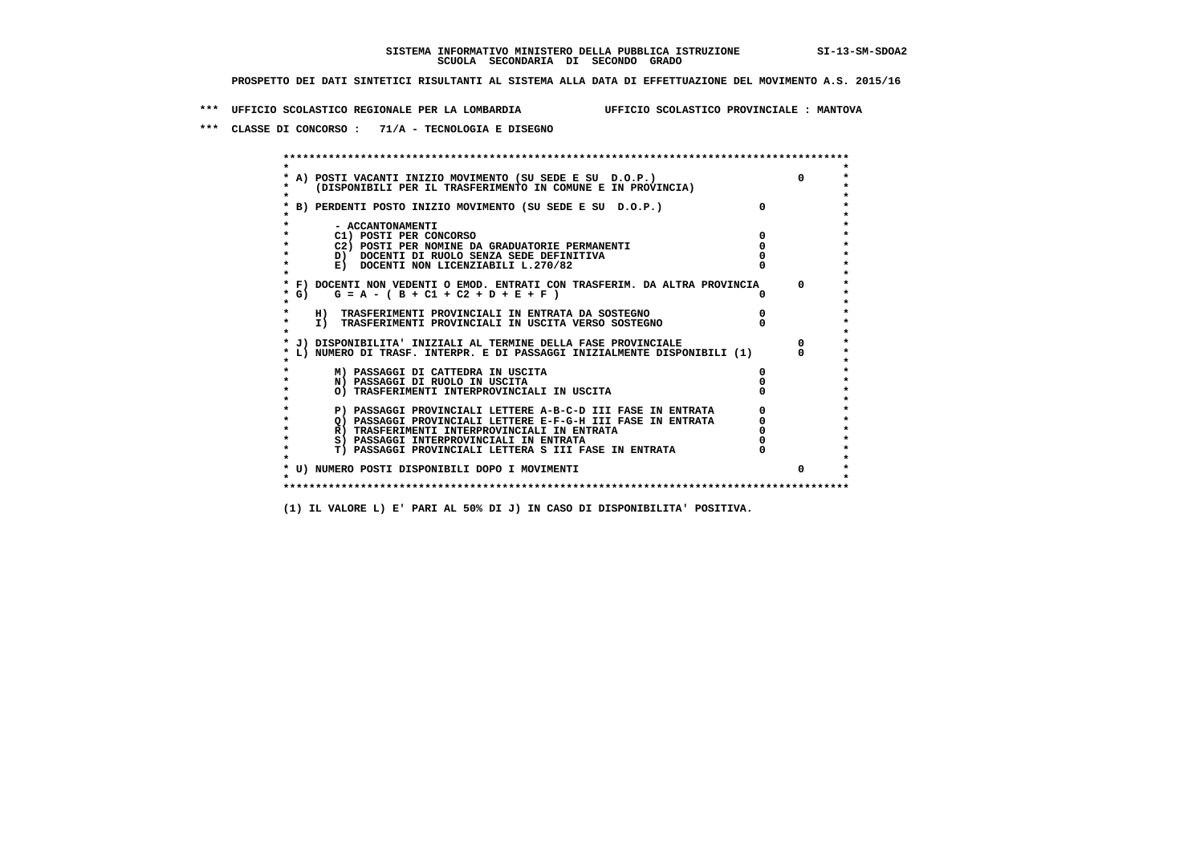**SISTEMA INFORMATIVO MINISTERO DELLA PUBBLICA ISTRUZIONE** SI-13-SM-SDOA2
**SCUOLA SECONDARIA DI SECONDO GRADO**

**PROSPETTO DEI DATI SINTETICI RISULTANTI AL SISTEMA ALLA DATA DI EFFETTUAZIONE DEL MOVIMENTO A.S. 2015/16**

**\*\*\* UFFICIO SCOLASTICO REGIONALE PER LA LOMBARDIA UFFICIO SCOLASTICO PROVINCIALE : MANTOVA**

**\*\*\* CLASSE DI CONCORSO : 71/A - TECNOLOGIA E DISEGNO**

```
******************************************************************************************
*                                                                                        *
* A) POSTI VACANTI INIZIO MOVIMENTO (SU SEDE E SU  D.O.P.)                      0        *
*     (DISPONIBILI PER IL TRASFERIMENTO IN COMUNE E IN PROVINCIA)                        *
*                                                                                        *
* B) PERDENTI POSTO INIZIO MOVIMENTO (SU SEDE E SU  D.O.P.)              0               *
*                                                                                        *
*       - ACCANTONAMENTI                                                                 *
*       C1) POSTI PER CONCORSO                                          0               *
*       C2) POSTI PER NOMINE DA GRADUATORIE PERMANENTI                  0               *
*       D)  DOCENTI DI RUOLO SENZA SEDE DEFINITIVA                      0               *
*       E)  DOCENTI NON LICENZIABILI L.270/82                           0               *
*                                                                                        *
* F) DOCENTI NON VEDENTI O EMOD. ENTRATI CON TRASFERIM. DA ALTRA PROVINCIA      0        *
* G)    G = A - ( B + C1 + C2 + D + E + F )                             0               *
*                                                                                        *
*    H)  TRASFERIMENTI PROVINCIALI IN ENTRATA DA SOSTEGNO               0               *
*    I)  TRASFERIMENTI PROVINCIALI IN USCITA VERSO SOSTEGNO             0               *
*                                                                                        *
* J) DISPONIBILITA' INIZIALI AL TERMINE DELLA FASE PROVINCIALE                  0        *
* L) NUMERO DI TRASF. INTERPR. E DI PASSAGGI INIZIALMENTE DISPONIBILI (1)       0        *
*                                                                                        *
*       M) PASSAGGI DI CATTEDRA IN USCITA                               0               *
*       N) PASSAGGI DI RUOLO IN USCITA                                  0               *
*       O) TRASFERIMENTI INTERPROVINCIALI IN USCITA                     0               *
*                                                                                        *
*       P) PASSAGGI PROVINCIALI LETTERE A-B-C-D III FASE IN ENTRATA     0               *
*       Q) PASSAGGI PROVINCIALI LETTERE E-F-G-H III FASE IN ENTRATA     0               *
*       R) TRASFERIMENTI INTERPROVINCIALI IN ENTRATA                    0               *
*       S) PASSAGGI INTERPROVINCIALI IN ENTRATA                         0               *
*       T) PASSAGGI PROVINCIALI LETTERA S III FASE IN ENTRATA           0               *
*                                                                                        *
* U) NUMERO POSTI DISPONIBILI DOPO I MOVIMENTI                                  0        *
*                                                                                        *
******************************************************************************************
```

**(1) IL VALORE L) E' PARI AL 50% DI J) IN CASO DI DISPONIBILITA' POSITIVA.**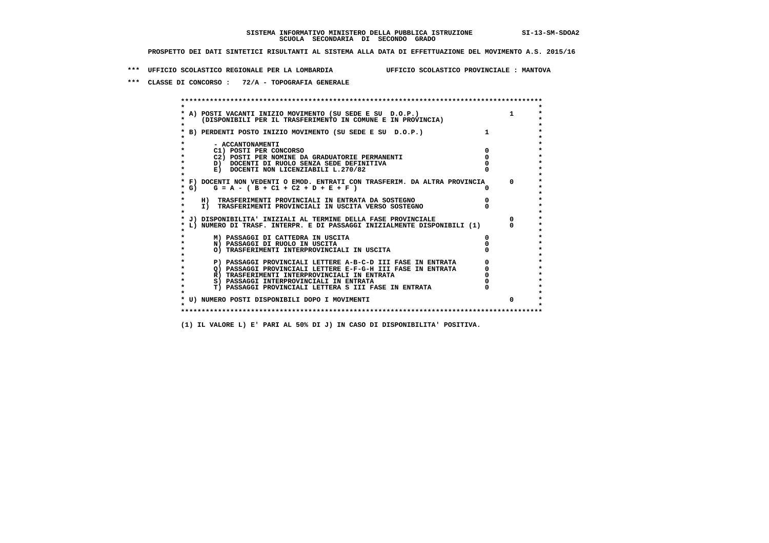**SISTEMA INFORMATIVO MINISTERO DELLA PUBBLICA ISTRUZIONE SI-13-SM-SDOA2**
**SCUOLA SECONDARIA DI SECONDO GRADO**

**PROSPETTO DEI DATI SINTETICI RISULTANTI AL SISTEMA ALLA DATA DI EFFETTUAZIONE DEL MOVIMENTO A.S. 2015/16**

**\*\*\* UFFICIO SCOLASTICO REGIONALE PER LA LOMBARDIA UFFICIO SCOLASTICO PROVINCIALE : MANTOVA**

**\*\*\* CLASSE DI CONCORSO : 72/A - TOPOGRAFIA GENERALE**

```
******************************************************************************************
*                                                                                        *
* A) POSTI VACANTI INIZIO MOVIMENTO (SU SEDE E SU  D.O.P.)                      1        *
*    (DISPONIBILI PER IL TRASFERIMENTO IN COMUNE E IN PROVINCIA)                         *
*                                                                                        *
* B) PERDENTI POSTO INIZIO MOVIMENTO (SU SEDE E SU  D.O.P.)             1                *
*                                                                                        *
*       - ACCANTONAMENTI                                                                 *
*       C1) POSTI PER CONCORSO                                          0                *
*       C2) POSTI PER NOMINE DA GRADUATORIE PERMANENTI                  0                *
*       D)  DOCENTI DI RUOLO SENZA SEDE DEFINITIVA                      0                *
*       E)  DOCENTI NON LICENZIABILI L.270/82                           0                *
*                                                                                        *
* F) DOCENTI NON VEDENTI O EMOD. ENTRATI CON TRASFERIM. DA ALTRA PROVINCIA      0        *
* G)    G = A - ( B + C1 + C2 + D + E + F )                             0                *
*                                                                                        *
*    H)  TRASFERIMENTI PROVINCIALI IN ENTRATA DA SOSTEGNO               0                *
*    I)  TRASFERIMENTI PROVINCIALI IN USCITA VERSO SOSTEGNO             0                *
*                                                                                        *
* J) DISPONIBILITA' INIZIALI AL TERMINE DELLA FASE PROVINCIALE                  0        *
* L) NUMERO DI TRASF. INTERPR. E DI PASSAGGI INIZIALMENTE DISPONIBILI (1)       0        *
*                                                                                        *
*       M) PASSAGGI DI CATTEDRA IN USCITA                               0                *
*       N) PASSAGGI DI RUOLO IN USCITA                                  0                *
*       O) TRASFERIMENTI INTERPROVINCIALI IN USCITA                     0                *
*                                                                                        *
*       P) PASSAGGI PROVINCIALI LETTERE A-B-C-D III FASE IN ENTRATA     0                *
*       Q) PASSAGGI PROVINCIALI LETTERE E-F-G-H III FASE IN ENTRATA     0                *
*       R) TRASFERIMENTI INTERPROVINCIALI IN ENTRATA                    0                *
*       S) PASSAGGI INTERPROVINCIALI IN ENTRATA                         0                *
*       T) PASSAGGI PROVINCIALI LETTERA S III FASE IN ENTRATA           0                *
*                                                                                        *
* U) NUMERO POSTI DISPONIBILI DOPO I MOVIMENTI                                  0        *
*                                                                                        *
******************************************************************************************
```

**(1) IL VALORE L) E' PARI AL 50% DI J) IN CASO DI DISPONIBILITA' POSITIVA.**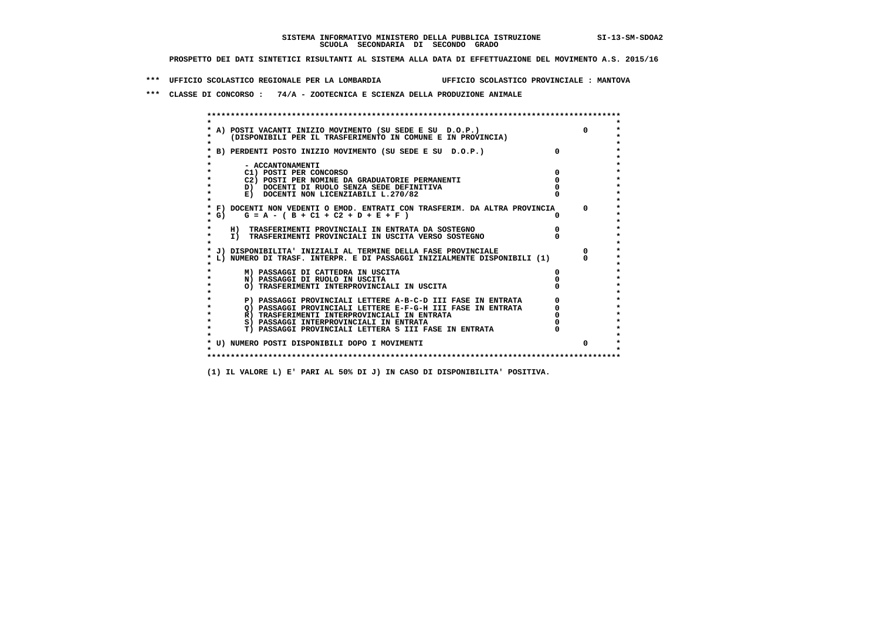SISTEMA INFORMATIVO MINISTERO DELLA PUBBLICA ISTRUZIONE SI-13-SM-SDOA2
SCUOLA SECONDARIA DI SECONDO GRADO

PROSPETTO DEI DATI SINTETICI RISULTANTI AL SISTEMA ALLA DATA DI EFFETTUAZIONE DEL MOVIMENTO A.S. 2015/16

*** UFFICIO SCOLASTICO REGIONALE PER LA LOMBARDIA UFFICIO SCOLASTICO PROVINCIALE : MANTOVA

*** CLASSE DI CONCORSO : 74/A - ZOOTECNICA E SCIENZA DELLA PRODUZIONE ANIMALE

```
*****************************************************************************************
*                                                                                       *
* A) POSTI VACANTI INIZIO MOVIMENTO (SU SEDE E SU  D.O.P.)                      0       *
*    (DISPONIBILI PER IL TRASFERIMENTO IN COMUNE E IN PROVINCIA)                        *
*                                                                                       *
* B) PERDENTI POSTO INIZIO MOVIMENTO (SU SEDE E SU  D.O.P.)             0               *
*                                                                                       *
*       - ACCANTONAMENTI                                                                *
*       C1) POSTI PER CONCORSO                                          0               *
*       C2) POSTI PER NOMINE DA GRADUATORIE PERMANENTI                  0               *
*       D)  DOCENTI DI RUOLO SENZA SEDE DEFINITIVA                      0               *
*       E)  DOCENTI NON LICENZIABILI L.270/82                           0               *
*                                                                                       *
* F) DOCENTI NON VEDENTI O EMOD. ENTRATI CON TRASFERIM. DA ALTRA PROVINCIA      0       *
* G)    G = A - ( B + C1 + C2 + D + E + F )                             0               *
*                                                                                       *
*    H)  TRASFERIMENTI PROVINCIALI IN ENTRATA DA SOSTEGNO               0               *
*    I)  TRASFERIMENTI PROVINCIALI IN USCITA VERSO SOSTEGNO             0               *
*                                                                                       *
* J) DISPONIBILITA' INIZIALI AL TERMINE DELLA FASE PROVINCIALE                  0       *
* L) NUMERO DI TRASF. INTERPR. E DI PASSAGGI INIZIALMENTE DISPONIBILI (1)       0       *
*                                                                                       *
*       M) PASSAGGI DI CATTEDRA IN USCITA                               0               *
*       N) PASSAGGI DI RUOLO IN USCITA                                  0               *
*       O) TRASFERIMENTI INTERPROVINCIALI IN USCITA                     0               *
*                                                                                       *
*       P) PASSAGGI PROVINCIALI LETTERE A-B-C-D III FASE IN ENTRATA     0               *
*       Q) PASSAGGI PROVINCIALI LETTERE E-F-G-H III FASE IN ENTRATA     0               *
*       R) TRASFERIMENTI INTERPROVINCIALI IN ENTRATA                    0               *
*       S) PASSAGGI INTERPROVINCIALI IN ENTRATA                         0               *
*       T) PASSAGGI PROVINCIALI LETTERA S III FASE IN ENTRATA           0               *
*                                                                                       *
* U) NUMERO POSTI DISPONIBILI DOPO I MOVIMENTI                                  0       *
*                                                                                       *
*****************************************************************************************
```

(1) IL VALORE L) E' PARI AL 50% DI J) IN CASO DI DISPONIBILITA' POSITIVA.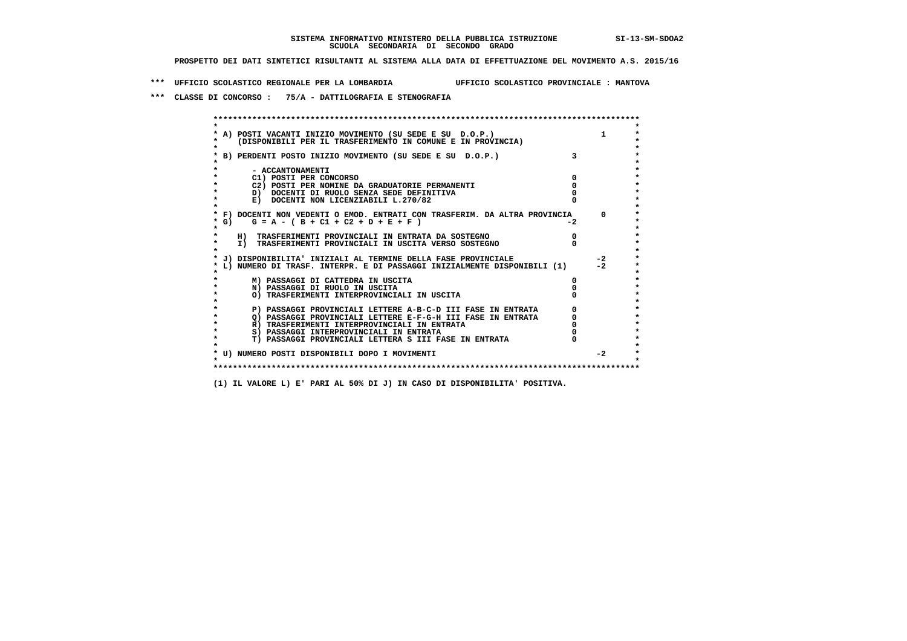SISTEMA INFORMATIVO MINISTERO DELLA PUBBLICA ISTRUZIONE SI-13-SM-SDOA2
SCUOLA SECONDARIA DI SECONDO GRADO

PROSPETTO DEI DATI SINTETICI RISULTANTI AL SISTEMA ALLA DATA DI EFFETTUAZIONE DEL MOVIMENTO A.S. 2015/16

*** UFFICIO SCOLASTICO REGIONALE PER LA LOMBARDIA UFFICIO SCOLASTICO PROVINCIALE : MANTOVA

*** CLASSE DI CONCORSO : 75/A - DATTILOGRAFIA E STENOGRAFIA

```
******************************************************************************************
*                                                                                        *
* A) POSTI VACANTI INIZIO MOVIMENTO (SU SEDE E SU  D.O.P.)                       1       *
*     (DISPONIBILI PER IL TRASFERIMENTO IN COMUNE E IN PROVINCIA)                        *
*                                                                                        *
* B) PERDENTI POSTO INIZIO MOVIMENTO (SU SEDE E SU  D.O.P.)              3               *
*                                                                                        *
*       - ACCANTONAMENTI                                                                 *
*       C1) POSTI PER CONCORSO                                           0               *
*       C2) POSTI PER NOMINE DA GRADUATORIE PERMANENTI                   0               *
*       D)  DOCENTI DI RUOLO SENZA SEDE DEFINITIVA                       0               *
*       E)  DOCENTI NON LICENZIABILI L.270/82                            0               *
*                                                                                        *
* F) DOCENTI NON VEDENTI O EMOD. ENTRATI CON TRASFERIM. DA ALTRA PROVINCIA      0        *
* G)    G = A - ( B + C1 + C2 + D + E + F )                             -2               *
*                                                                                        *
*    H)  TRASFERIMENTI PROVINCIALI IN ENTRATA DA SOSTEGNO                0               *
*    I)  TRASFERIMENTI PROVINCIALI IN USCITA VERSO SOSTEGNO              0               *
*                                                                                        *
* J) DISPONIBILITA' INIZIALI AL TERMINE DELLA FASE PROVINCIALE                  -2        *
* L) NUMERO DI TRASF. INTERPR. E DI PASSAGGI INIZIALMENTE DISPONIBILI (1)      -2        *
*                                                                                        *
*       M) PASSAGGI DI CATTEDRA IN USCITA                                0               *
*       N) PASSAGGI DI RUOLO IN USCITA                                   0               *
*       O) TRASFERIMENTI INTERPROVINCIALI IN USCITA                      0               *
*                                                                                        *
*       P) PASSAGGI PROVINCIALI LETTERE A-B-C-D III FASE IN ENTRATA      0               *
*       Q) PASSAGGI PROVINCIALI LETTERE E-F-G-H III FASE IN ENTRATA      0               *
*       R) TRASFERIMENTI INTERPROVINCIALI IN ENTRATA                     0               *
*       S) PASSAGGI INTERPROVINCIALI IN ENTRATA                          0               *
*       T) PASSAGGI PROVINCIALI LETTERA S III FASE IN ENTRATA            0               *
*                                                                                        *
* U) NUMERO POSTI DISPONIBILI DOPO I MOVIMENTI                                  -2       *
*                                                                                        *
******************************************************************************************
```

(1) IL VALORE L) E' PARI AL 50% DI J) IN CASO DI DISPONIBILITA' POSITIVA.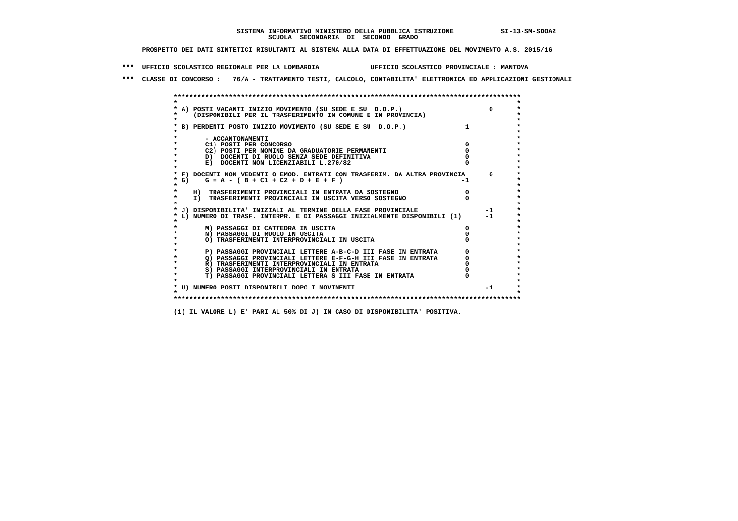SISTEMA INFORMATIVO MINISTERO DELLA PUBBLICA ISTRUZIONE SI-13-SM-SDOA2
SCUOLA SECONDARIA DI SECONDO GRADO

PROSPETTO DEI DATI SINTETICI RISULTANTI AL SISTEMA ALLA DATA DI EFFETTUAZIONE DEL MOVIMENTO A.S. 2015/16

*** UFFICIO SCOLASTICO REGIONALE PER LA LOMBARDIA UFFICIO SCOLASTICO PROVINCIALE : MANTOVA

*** CLASSE DI CONCORSO : 76/A - TRATTAMENTO TESTI, CALCOLO, CONTABILITA' ELETTRONICA ED APPLICAZIONI GESTIONALI

```
A) POSTI VACANTI INIZIO MOVIMENTO (SU SEDE E SU  D.O.P.)                          0
   (DISPONIBILI PER IL TRASFERIMENTO IN COMUNE E IN PROVINCIA)

B) PERDENTI POSTO INIZIO MOVIMENTO (SU SEDE E SU  D.O.P.)                 1

     - ACCANTONAMENTI
     C1) POSTI PER CONCORSO                                              0
     C2) POSTI PER NOMINE DA GRADUATORIE PERMANENTI                      0
     D)  DOCENTI DI RUOLO SENZA SEDE DEFINITIVA                          0
     E)  DOCENTI NON LICENZIABILI L.270/82                               0

F) DOCENTI NON VEDENTI O EMOD. ENTRATI CON TRASFERIM. DA ALTRA PROVINCIA     0
G)    G = A - ( B + C1 + C2 + D + E + F )                               -1

   H)  TRASFERIMENTI PROVINCIALI IN ENTRATA DA SOSTEGNO                  0
   I)  TRASFERIMENTI PROVINCIALI IN USCITA VERSO SOSTEGNO                0

J) DISPONIBILITA' INIZIALI AL TERMINE DELLA FASE PROVINCIALE                 -1
L) NUMERO DI TRASF. INTERPR. E DI PASSAGGI INIZIALMENTE DISPONIBILI (1)      -1

     M) PASSAGGI DI CATTEDRA IN USCITA                                   0
     N) PASSAGGI DI RUOLO IN USCITA                                      0
     O) TRASFERIMENTI INTERPROVINCIALI IN USCITA                         0

     P) PASSAGGI PROVINCIALI LETTERE A-B-C-D III FASE IN ENTRATA         0
     Q) PASSAGGI PROVINCIALI LETTERE E-F-G-H III FASE IN ENTRATA         0
     R) TRASFERIMENTI INTERPROVINCIALI IN ENTRATA                        0
     S) PASSAGGI INTERPROVINCIALI IN ENTRATA                             0
     T) PASSAGGI PROVINCIALI LETTERA S III FASE IN ENTRATA               0

U) NUMERO POSTI DISPONIBILI DOPO I MOVIMENTI                                 -1
```

(1) IL VALORE L) E' PARI AL 50% DI J) IN CASO DI DISPONIBILITA' POSITIVA.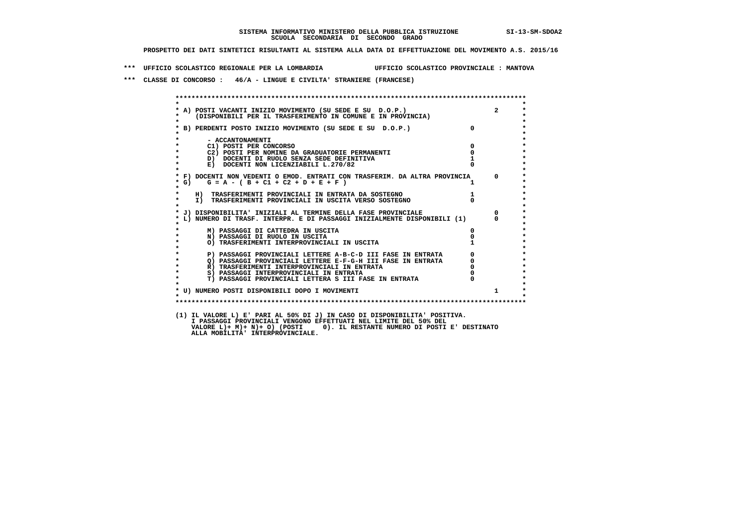SISTEMA INFORMATIVO MINISTERO DELLA PUBBLICA ISTRUZIONE SI-13-SM-SDOA2
SCUOLA SECONDARIA DI SECONDO GRADO

PROSPETTO DEI DATI SINTETICI RISULTANTI AL SISTEMA ALLA DATA DI EFFETTUAZIONE DEL MOVIMENTO A.S. 2015/16

*** UFFICIO SCOLASTICO REGIONALE PER LA LOMBARDIA UFFICIO SCOLASTICO PROVINCIALE : MANTOVA

*** CLASSE DI CONCORSO : 46/A - LINGUE E CIVILTA' STRANIERE (FRANCESE)

| Voce | | |
|---|---|---|
| A) POSTI VACANTI INIZIO MOVIMENTO (SU SEDE E SU D.O.P.) (DISPONIBILI PER IL TRASFERIMENTO IN COMUNE E IN PROVINCIA) | | 2 |
| B) PERDENTI POSTO INIZIO MOVIMENTO (SU SEDE E SU D.O.P.) | 0 | |
| - ACCANTONAMENTI | | |
| C1) POSTI PER CONCORSO | 0 | |
| C2) POSTI PER NOMINE DA GRADUATORIE PERMANENTI | 0 | |
| D) DOCENTI DI RUOLO SENZA SEDE DEFINITIVA | 1 | |
| E) DOCENTI NON LICENZIABILI L.270/82 | 0 | |
| F) DOCENTI NON VEDENTI O EMOD. ENTRATI CON TRASFERIM. DA ALTRA PROVINCIA | | 0 |
| G) G = A - ( B + C1 + C2 + D + E + F ) | 1 | |
| H) TRASFERIMENTI PROVINCIALI IN ENTRATA DA SOSTEGNO | 1 | |
| I) TRASFERIMENTI PROVINCIALI IN USCITA VERSO SOSTEGNO | 0 | |
| J) DISPONIBILITA' INIZIALI AL TERMINE DELLA FASE PROVINCIALE | | 0 |
| L) NUMERO DI TRASF. INTERPR. E DI PASSAGGI INIZIALMENTE DISPONIBILI (1) | | 0 |
| M) PASSAGGI DI CATTEDRA IN USCITA | 0 | |
| N) PASSAGGI DI RUOLO IN USCITA | 0 | |
| O) TRASFERIMENTI INTERPROVINCIALI IN USCITA | 1 | |
| P) PASSAGGI PROVINCIALI LETTERE A-B-C-D III FASE IN ENTRATA | 0 | |
| Q) PASSAGGI PROVINCIALI LETTERE E-F-G-H III FASE IN ENTRATA | 0 | |
| R) TRASFERIMENTI INTERPROVINCIALI IN ENTRATA | 0 | |
| S) PASSAGGI INTERPROVINCIALI IN ENTRATA | 0 | |
| T) PASSAGGI PROVINCIALI LETTERA S III FASE IN ENTRATA | 0 | |
| U) NUMERO POSTI DISPONIBILI DOPO I MOVIMENTI | | 1 |

(1) IL VALORE L) E' PARI AL 50% DI J) IN CASO DI DISPONIBILITA' POSITIVA.
I PASSAGGI PROVINCIALI VENGONO EFFETTUATI NEL LIMITE DEL 50% DEL
VALORE L)+ M)+ N)+ O) (POSTI 0). IL RESTANTE NUMERO DI POSTI E' DESTINATO
ALLA MOBILITA' INTERPROVINCIALE.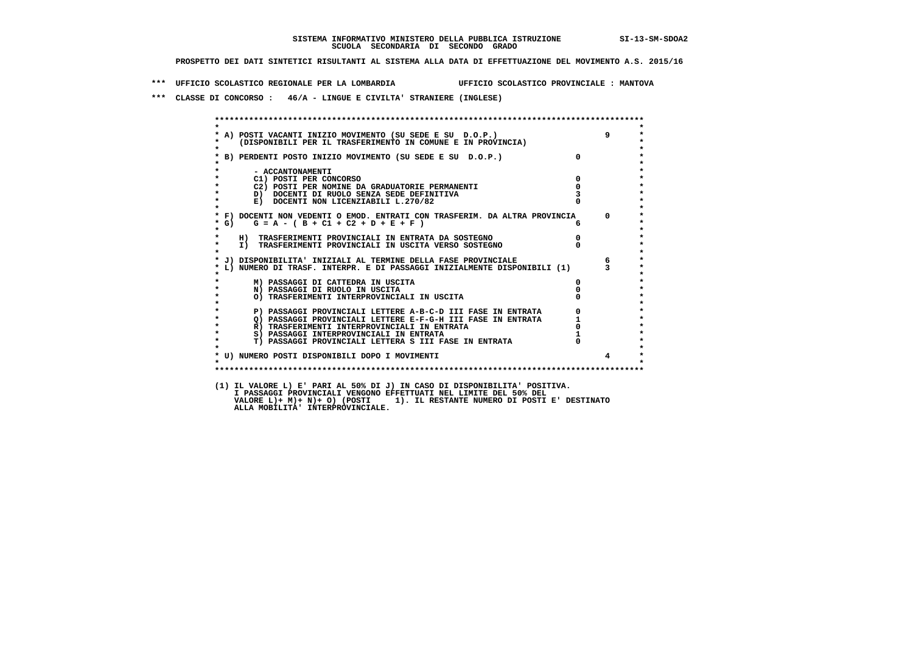SISTEMA INFORMATIVO MINISTERO DELLA PUBBLICA ISTRUZIONE SI-13-SM-SDOA2
SCUOLA SECONDARIA DI SECONDO GRADO

PROSPETTO DEI DATI SINTETICI RISULTANTI AL SISTEMA ALLA DATA DI EFFETTUAZIONE DEL MOVIMENTO A.S. 2015/16

*** UFFICIO SCOLASTICO REGIONALE PER LA LOMBARDIA UFFICIO SCOLASTICO PROVINCIALE : MANTOVA

*** CLASSE DI CONCORSO : 46/A - LINGUE E CIVILTA' STRANIERE (INGLESE)

| | | |
|---|---|---|
| A) POSTI VACANTI INIZIO MOVIMENTO (SU SEDE E SU D.O.P.) (DISPONIBILI PER IL TRASFERIMENTO IN COMUNE E IN PROVINCIA) | | 9 |
| B) PERDENTI POSTO INIZIO MOVIMENTO (SU SEDE E SU D.O.P.) | 0 | |
| - ACCANTONAMENTI | | |
| C1) POSTI PER CONCORSO | 0 | |
| C2) POSTI PER NOMINE DA GRADUATORIE PERMANENTI | 0 | |
| D) DOCENTI DI RUOLO SENZA SEDE DEFINITIVA | 3 | |
| E) DOCENTI NON LICENZIABILI L.270/82 | 0 | |
| F) DOCENTI NON VEDENTI O EMOD. ENTRATI CON TRASFERIM. DA ALTRA PROVINCIA | | 0 |
| G) G = A - ( B + C1 + C2 + D + E + F ) | 6 | |
| H) TRASFERIMENTI PROVINCIALI IN ENTRATA DA SOSTEGNO | 0 | |
| I) TRASFERIMENTI PROVINCIALI IN USCITA VERSO SOSTEGNO | 0 | |
| J) DISPONIBILITA' INIZIALI AL TERMINE DELLA FASE PROVINCIALE | | 6 |
| L) NUMERO DI TRASF. INTERPR. E DI PASSAGGI INIZIALMENTE DISPONIBILI (1) | | 3 |
| M) PASSAGGI DI CATTEDRA IN USCITA | 0 | |
| N) PASSAGGI DI RUOLO IN USCITA | 0 | |
| O) TRASFERIMENTI INTERPROVINCIALI IN USCITA | 0 | |
| P) PASSAGGI PROVINCIALI LETTERE A-B-C-D III FASE IN ENTRATA | 0 | |
| Q) PASSAGGI PROVINCIALI LETTERE E-F-G-H III FASE IN ENTRATA | 1 | |
| R) TRASFERIMENTI INTERPROVINCIALI IN ENTRATA | 0 | |
| S) PASSAGGI INTERPROVINCIALI IN ENTRATA | 1 | |
| T) PASSAGGI PROVINCIALI LETTERA S III FASE IN ENTRATA | 0 | |
| U) NUMERO POSTI DISPONIBILI DOPO I MOVIMENTI | | 4 |

(1) IL VALORE L) E' PARI AL 50% DI J) IN CASO DI DISPONIBILITA' POSITIVA.
I PASSAGGI PROVINCIALI VENGONO EFFETTUATI NEL LIMITE DEL 50% DEL
VALORE L)+ M)+ N)+ O) (POSTI 1). IL RESTANTE NUMERO DI POSTI E' DESTINATO
ALLA MOBILITA' INTERPROVINCIALE.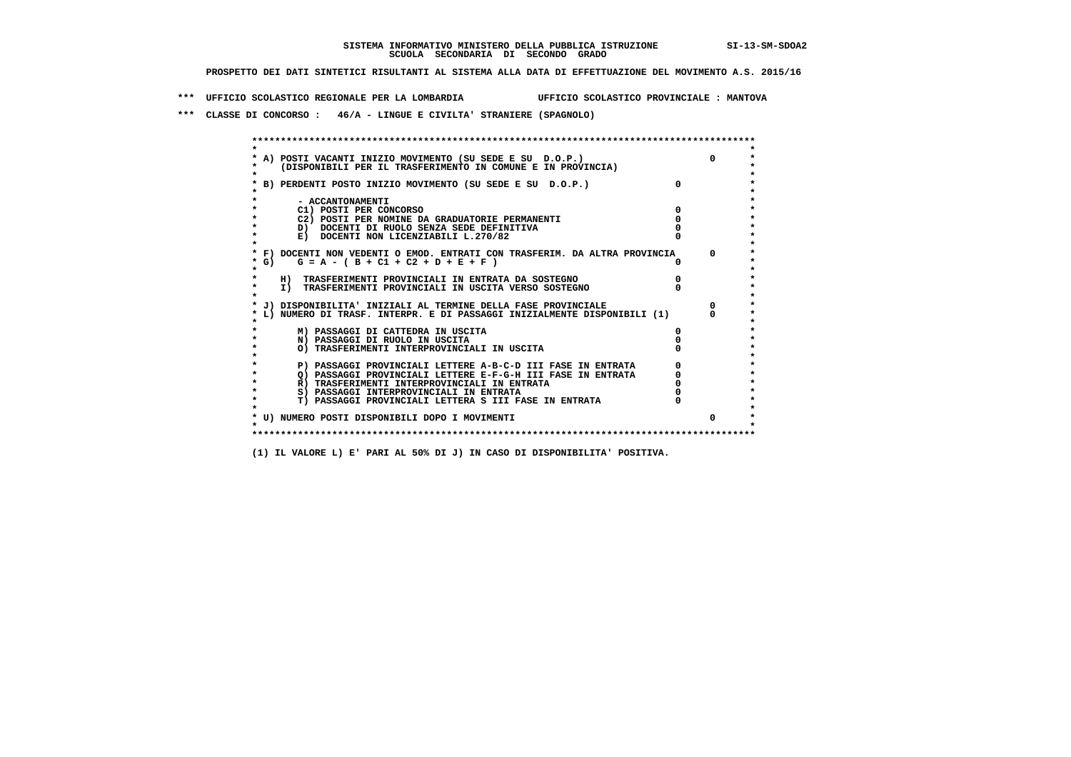SISTEMA INFORMATIVO MINISTERO DELLA PUBBLICA ISTRUZIONE SI-13-SM-SDOA2
SCUOLA SECONDARIA DI SECONDO GRADO

PROSPETTO DEI DATI SINTETICI RISULTANTI AL SISTEMA ALLA DATA DI EFFETTUAZIONE DEL MOVIMENTO A.S. 2015/16

*** UFFICIO SCOLASTICO REGIONALE PER LA LOMBARDIA UFFICIO SCOLASTICO PROVINCIALE : MANTOVA

*** CLASSE DI CONCORSO : 46/A - LINGUE E CIVILTA' STRANIERE (SPAGNOLO)

| Voce | | |
|---|---|---|
| A) POSTI VACANTI INIZIO MOVIMENTO (SU SEDE E SU D.O.P.) (DISPONIBILI PER IL TRASFERIMENTO IN COMUNE E IN PROVINCIA) | | 0 |
| B) PERDENTI POSTO INIZIO MOVIMENTO (SU SEDE E SU D.O.P.) | 0 | |
| - ACCANTONAMENTI | | |
| C1) POSTI PER CONCORSO | 0 | |
| C2) POSTI PER NOMINE DA GRADUATORIE PERMANENTI | 0 | |
| D) DOCENTI DI RUOLO SENZA SEDE DEFINITIVA | 0 | |
| E) DOCENTI NON LICENZIABILI L.270/82 | 0 | |
| F) DOCENTI NON VEDENTI O EMOD. ENTRATI CON TRASFERIM. DA ALTRA PROVINCIA | | 0 |
| G) G = A - ( B + C1 + C2 + D + E + F ) | 0 | |
| H) TRASFERIMENTI PROVINCIALI IN ENTRATA DA SOSTEGNO | 0 | |
| I) TRASFERIMENTI PROVINCIALI IN USCITA VERSO SOSTEGNO | 0 | |
| J) DISPONIBILITA' INIZIALI AL TERMINE DELLA FASE PROVINCIALE | | 0 |
| L) NUMERO DI TRASF. INTERPR. E DI PASSAGGI INIZIALMENTE DISPONIBILI (1) | | 0 |
| M) PASSAGGI DI CATTEDRA IN USCITA | 0 | |
| N) PASSAGGI DI RUOLO IN USCITA | 0 | |
| O) TRASFERIMENTI INTERPROVINCIALI IN USCITA | 0 | |
| P) PASSAGGI PROVINCIALI LETTERE A-B-C-D III FASE IN ENTRATA | 0 | |
| Q) PASSAGGI PROVINCIALI LETTERE E-F-G-H III FASE IN ENTRATA | 0 | |
| R) TRASFERIMENTI INTERPROVINCIALI IN ENTRATA | 0 | |
| S) PASSAGGI INTERPROVINCIALI IN ENTRATA | 0 | |
| T) PASSAGGI PROVINCIALI LETTERA S III FASE IN ENTRATA | 0 | |
| U) NUMERO POSTI DISPONIBILI DOPO I MOVIMENTI | | 0 |

(1) IL VALORE L) E' PARI AL 50% DI J) IN CASO DI DISPONIBILITA' POSITIVA.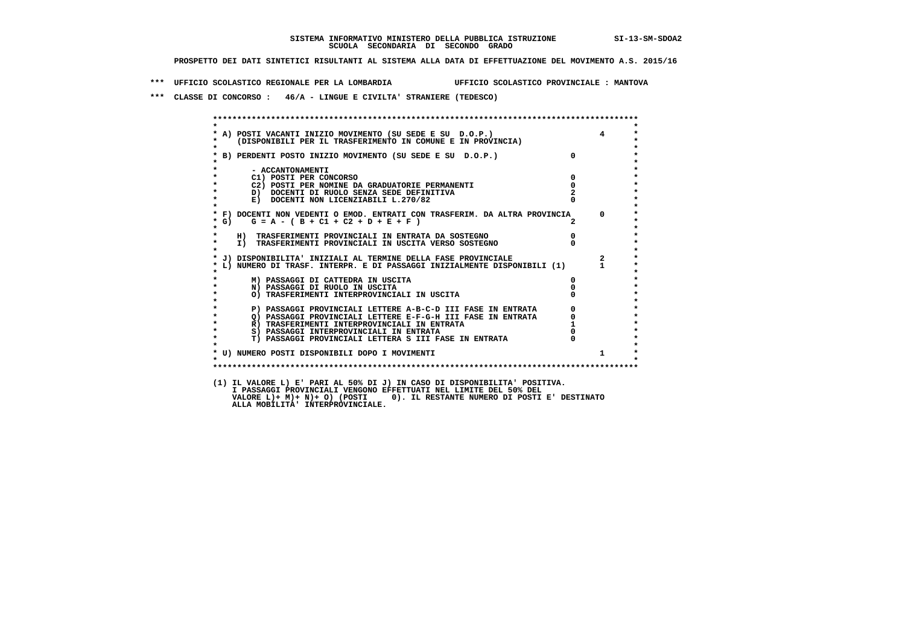SISTEMA INFORMATIVO MINISTERO DELLA PUBBLICA ISTRUZIONE SI-13-SM-SDOA2
SCUOLA SECONDARIA DI SECONDO GRADO

PROSPETTO DEI DATI SINTETICI RISULTANTI AL SISTEMA ALLA DATA DI EFFETTUAZIONE DEL MOVIMENTO A.S. 2015/16

*** UFFICIO SCOLASTICO REGIONALE PER LA LOMBARDIA UFFICIO SCOLASTICO PROVINCIALE : MANTOVA

*** CLASSE DI CONCORSO : 46/A - LINGUE E CIVILTA' STRANIERE (TEDESCO)

| Voce | | |
|---|---|---|
| A) POSTI VACANTI INIZIO MOVIMENTO (SU SEDE E SU D.O.P.) (DISPONIBILI PER IL TRASFERIMENTO IN COMUNE E IN PROVINCIA) | | 4 |
| B) PERDENTI POSTO INIZIO MOVIMENTO (SU SEDE E SU D.O.P.) | 0 | |
| - ACCANTONAMENTI | | |
| C1) POSTI PER CONCORSO | 0 | |
| C2) POSTI PER NOMINE DA GRADUATORIE PERMANENTI | 0 | |
| D) DOCENTI DI RUOLO SENZA SEDE DEFINITIVA | 2 | |
| E) DOCENTI NON LICENZIABILI L.270/82 | 0 | |
| F) DOCENTI NON VEDENTI O EMOD. ENTRATI CON TRASFERIM. DA ALTRA PROVINCIA | | 0 |
| G) G = A - ( B + C1 + C2 + D + E + F ) | 2 | |
| H) TRASFERIMENTI PROVINCIALI IN ENTRATA DA SOSTEGNO | 0 | |
| I) TRASFERIMENTI PROVINCIALI IN USCITA VERSO SOSTEGNO | 0 | |
| J) DISPONIBILITA' INIZIALI AL TERMINE DELLA FASE PROVINCIALE | | 2 |
| L) NUMERO DI TRASF. INTERPR. E DI PASSAGGI INIZIALMENTE DISPONIBILI (1) | | 1 |
| M) PASSAGGI DI CATTEDRA IN USCITA | 0 | |
| N) PASSAGGI DI RUOLO IN USCITA | 0 | |
| O) TRASFERIMENTI INTERPROVINCIALI IN USCITA | 0 | |
| P) PASSAGGI PROVINCIALI LETTERE A-B-C-D III FASE IN ENTRATA | 0 | |
| Q) PASSAGGI PROVINCIALI LETTERE E-F-G-H III FASE IN ENTRATA | 0 | |
| R) TRASFERIMENTI INTERPROVINCIALI IN ENTRATA | 1 | |
| S) PASSAGGI INTERPROVINCIALI IN ENTRATA | 0 | |
| T) PASSAGGI PROVINCIALI LETTERA S III FASE IN ENTRATA | 0 | |
| U) NUMERO POSTI DISPONIBILI DOPO I MOVIMENTI | | 1 |

(1) IL VALORE L) E' PARI AL 50% DI J) IN CASO DI DISPONIBILITA' POSITIVA.
I PASSAGGI PROVINCIALI VENGONO EFFETTUATI NEL LIMITE DEL 50% DEL
VALORE L)+ M)+ N)+ O) (POSTI 0). IL RESTANTE NUMERO DI POSTI E' DESTINATO
ALLA MOBILITA' INTERPROVINCIALE.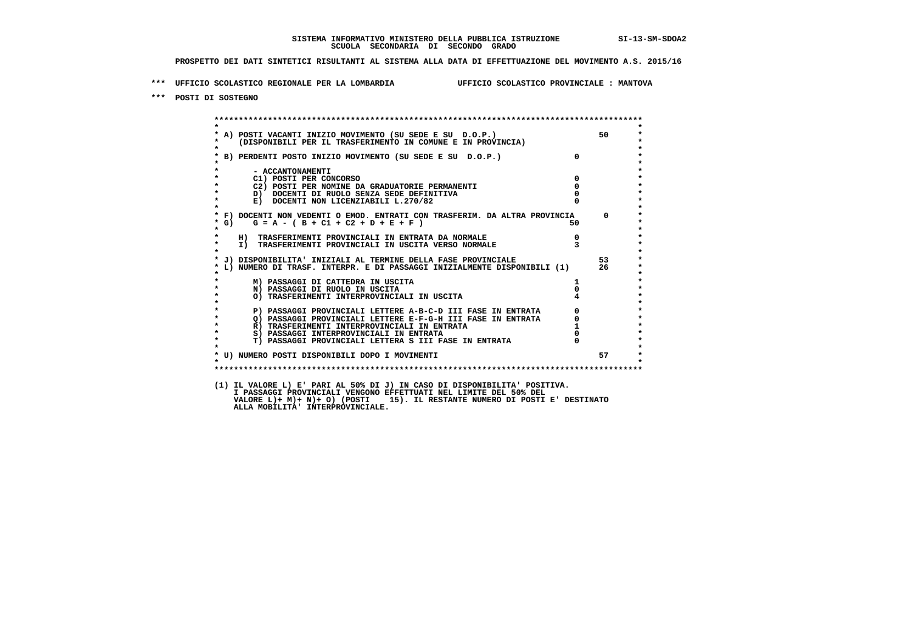SISTEMA INFORMATIVO MINISTERO DELLA PUBBLICA ISTRUZIONE SI-13-SM-SDOA2

SCUOLA SECONDARIA DI SECONDO GRADO

PROSPETTO DEI DATI SINTETICI RISULTANTI AL SISTEMA ALLA DATA DI EFFETTUAZIONE DEL MOVIMENTO A.S. 2015/16

*** UFFICIO SCOLASTICO REGIONALE PER LA LOMBARDIA UFFICIO SCOLASTICO PROVINCIALE : MANTOVA

*** POSTI DI SOSTEGNO

| Voce | | Valore |
|---|---|---|
| A) POSTI VACANTI INIZIO MOVIMENTO (SU SEDE E SU D.O.P.) (DISPONIBILI PER IL TRASFERIMENTO IN COMUNE E IN PROVINCIA) | | 50 |
| B) PERDENTI POSTO INIZIO MOVIMENTO (SU SEDE E SU D.O.P.) | 0 | |
| - ACCANTONAMENTI | | |
| C1) POSTI PER CONCORSO | 0 | |
| C2) POSTI PER NOMINE DA GRADUATORIE PERMANENTI | 0 | |
| D) DOCENTI DI RUOLO SENZA SEDE DEFINITIVA | 0 | |
| E) DOCENTI NON LICENZIABILI L.270/82 | 0 | |
| F) DOCENTI NON VEDENTI O EMOD. ENTRATI CON TRASFERIM. DA ALTRA PROVINCIA | | 0 |
| G) G = A - ( B + C1 + C2 + D + E + F ) | 50 | |
| H) TRASFERIMENTI PROVINCIALI IN ENTRATA DA NORMALE | 0 | |
| I) TRASFERIMENTI PROVINCIALI IN USCITA VERSO NORMALE | 3 | |
| J) DISPONIBILITA' INIZIALI AL TERMINE DELLA FASE PROVINCIALE | | 53 |
| L) NUMERO DI TRASF. INTERPR. E DI PASSAGGI INIZIALMENTE DISPONIBILI (1) | | 26 |
| M) PASSAGGI DI CATTEDRA IN USCITA | 1 | |
| N) PASSAGGI DI RUOLO IN USCITA | 0 | |
| O) TRASFERIMENTI INTERPROVINCIALI IN USCITA | 4 | |
| P) PASSAGGI PROVINCIALI LETTERE A-B-C-D III FASE IN ENTRATA | 0 | |
| Q) PASSAGGI PROVINCIALI LETTERE E-F-G-H III FASE IN ENTRATA | 0 | |
| R) TRASFERIMENTI INTERPROVINCIALI IN ENTRATA | 1 | |
| S) PASSAGGI INTERPROVINCIALI IN ENTRATA | 0 | |
| T) PASSAGGI PROVINCIALI LETTERA S III FASE IN ENTRATA | 0 | |
| U) NUMERO POSTI DISPONIBILI DOPO I MOVIMENTI | | 57 |

(1) IL VALORE L) E' PARI AL 50% DI J) IN CASO DI DISPONIBILITA' POSITIVA.
I PASSAGGI PROVINCIALI VENGONO EFFETTUATI NEL LIMITE DEL 50% DEL
VALORE L)+ M)+ N)+ O) (POSTI 15). IL RESTANTE NUMERO DI POSTI E' DESTINATO
ALLA MOBILITA' INTERPROVINCIALE.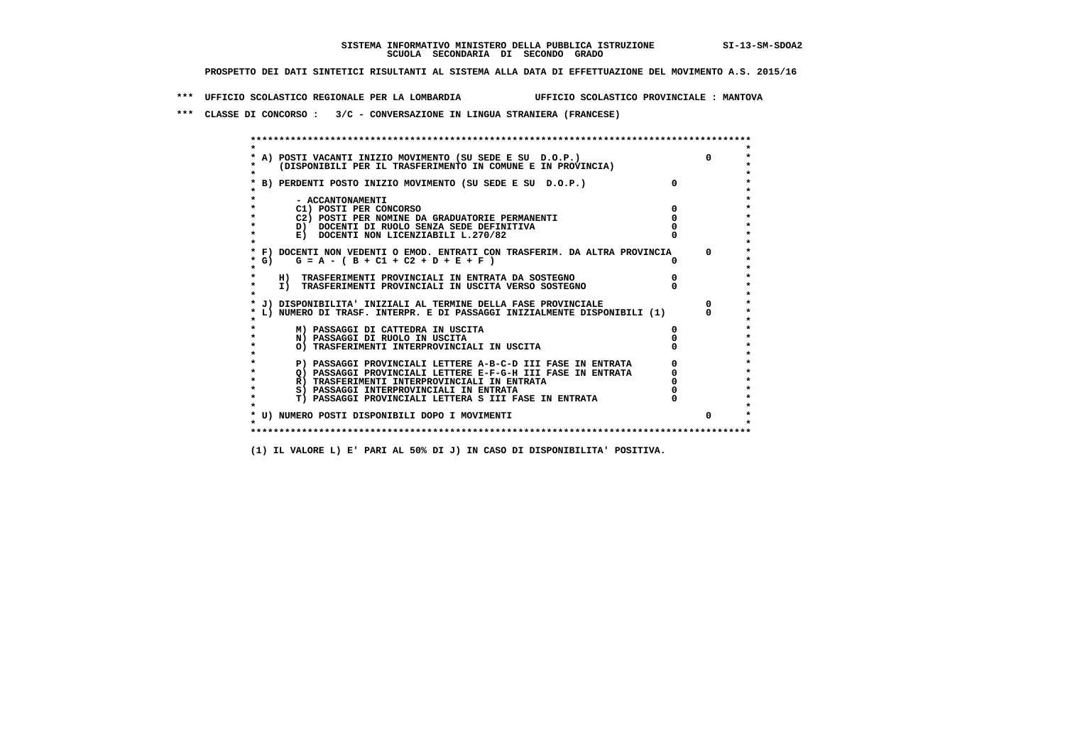SISTEMA INFORMATIVO MINISTERO DELLA PUBBLICA ISTRUZIONE SI-13-SM-SDOA2
SCUOLA SECONDARIA DI SECONDO GRADO

PROSPETTO DEI DATI SINTETICI RISULTANTI AL SISTEMA ALLA DATA DI EFFETTUAZIONE DEL MOVIMENTO A.S. 2015/16

*** UFFICIO SCOLASTICO REGIONALE PER LA LOMBARDIA UFFICIO SCOLASTICO PROVINCIALE : MANTOVA

*** CLASSE DI CONCORSO : 3/C - CONVERSAZIONE IN LINGUA STRANIERA (FRANCESE)

```
******************************************************************************************
*                                                                                        *
* A) POSTI VACANTI INIZIO MOVIMENTO (SU SEDE E SU  D.O.P.)                        0      *
*     (DISPONIBILI PER IL TRASFERIMENTO IN COMUNE E IN PROVINCIA)                        *
*                                                                                        *
* B) PERDENTI POSTO INIZIO MOVIMENTO (SU SEDE E SU  D.O.P.)               0              *
*                                                                                        *
*       - ACCANTONAMENTI                                                                 *
*       C1) POSTI PER CONCORSO                                            0              *
*       C2) POSTI PER NOMINE DA GRADUATORIE PERMANENTI                    0              *
*       D)  DOCENTI DI RUOLO SENZA SEDE DEFINITIVA                        0              *
*       E)  DOCENTI NON LICENZIABILI L.270/82                             0              *
*                                                                                        *
* F) DOCENTI NON VEDENTI O EMOD. ENTRATI CON TRASFERIM. DA ALTRA PROVINCIA       0      *
* G)    G = A - ( B + C1 + C2 + D + E + F )                               0              *
*                                                                                        *
*     H)  TRASFERIMENTI PROVINCIALI IN ENTRATA DA SOSTEGNO                0              *
*     I)  TRASFERIMENTI PROVINCIALI IN USCITA VERSO SOSTEGNO              0              *
*                                                                                        *
* J) DISPONIBILITA' INIZIALI AL TERMINE DELLA FASE PROVINCIALE                   0      *
* L) NUMERO DI TRASF. INTERPR. E DI PASSAGGI INIZIALMENTE DISPONIBILI (1)        0      *
*                                                                                        *
*       M) PASSAGGI DI CATTEDRA IN USCITA                                 0              *
*       N) PASSAGGI DI RUOLO IN USCITA                                    0              *
*       O) TRASFERIMENTI INTERPROVINCIALI IN USCITA                       0              *
*                                                                                        *
*       P) PASSAGGI PROVINCIALI LETTERE A-B-C-D III FASE IN ENTRATA       0              *
*       Q) PASSAGGI PROVINCIALI LETTERE E-F-G-H III FASE IN ENTRATA       0              *
*       R) TRASFERIMENTI INTERPROVINCIALI IN ENTRATA                      0              *
*       S) PASSAGGI INTERPROVINCIALI IN ENTRATA                           0              *
*       T) PASSAGGI PROVINCIALI LETTERA S III FASE IN ENTRATA             0              *
*                                                                                        *
* U) NUMERO POSTI DISPONIBILI DOPO I MOVIMENTI                                   0      *
*                                                                                        *
******************************************************************************************
```

(1) IL VALORE L) E' PARI AL 50% DI J) IN CASO DI DISPONIBILITA' POSITIVA.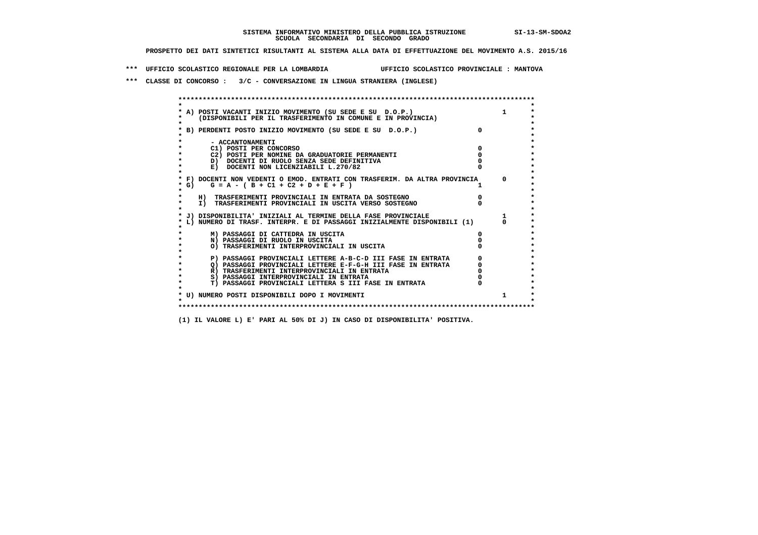SISTEMA INFORMATIVO MINISTERO DELLA PUBBLICA ISTRUZIONE SI-13-SM-SDOA2
SCUOLA SECONDARIA DI SECONDO GRADO

PROSPETTO DEI DATI SINTETICI RISULTANTI AL SISTEMA ALLA DATA DI EFFETTUAZIONE DEL MOVIMENTO A.S. 2015/16

*** UFFICIO SCOLASTICO REGIONALE PER LA LOMBARDIA UFFICIO SCOLASTICO PROVINCIALE : MANTOVA

*** CLASSE DI CONCORSO : 3/C - CONVERSAZIONE IN LINGUA STRANIERA (INGLESE)

| Voce | | |
|---|---|---|
| A) POSTI VACANTI INIZIO MOVIMENTO (SU SEDE E SU D.O.P.) (DISPONIBILI PER IL TRASFERIMENTO IN COMUNE E IN PROVINCIA) | | 1 |
| B) PERDENTI POSTO INIZIO MOVIMENTO (SU SEDE E SU D.O.P.) | 0 | |
| - ACCANTONAMENTI | | |
| C1) POSTI PER CONCORSO | 0 | |
| C2) POSTI PER NOMINE DA GRADUATORIE PERMANENTI | 0 | |
| D) DOCENTI DI RUOLO SENZA SEDE DEFINITIVA | 0 | |
| E) DOCENTI NON LICENZIABILI L.270/82 | 0 | |
| F) DOCENTI NON VEDENTI O EMOD. ENTRATI CON TRASFERIM. DA ALTRA PROVINCIA | | 0 |
| G) G = A - ( B + C1 + C2 + D + E + F ) | 1 | |
| H) TRASFERIMENTI PROVINCIALI IN ENTRATA DA SOSTEGNO | 0 | |
| I) TRASFERIMENTI PROVINCIALI IN USCITA VERSO SOSTEGNO | 0 | |
| J) DISPONIBILITA' INIZIALI AL TERMINE DELLA FASE PROVINCIALE | | 1 |
| L) NUMERO DI TRASF. INTERPR. E DI PASSAGGI INIZIALMENTE DISPONIBILI (1) | | 0 |
| M) PASSAGGI DI CATTEDRA IN USCITA | 0 | |
| N) PASSAGGI DI RUOLO IN USCITA | 0 | |
| O) TRASFERIMENTI INTERPROVINCIALI IN USCITA | 0 | |
| P) PASSAGGI PROVINCIALI LETTERE A-B-C-D III FASE IN ENTRATA | 0 | |
| Q) PASSAGGI PROVINCIALI LETTERE E-F-G-H III FASE IN ENTRATA | 0 | |
| R) TRASFERIMENTI INTERPROVINCIALI IN ENTRATA | 0 | |
| S) PASSAGGI INTERPROVINCIALI IN ENTRATA | 0 | |
| T) PASSAGGI PROVINCIALI LETTERA S III FASE IN ENTRATA | 0 | |
| U) NUMERO POSTI DISPONIBILI DOPO I MOVIMENTI | | 1 |

(1) IL VALORE L) E' PARI AL 50% DI J) IN CASO DI DISPONIBILITA' POSITIVA.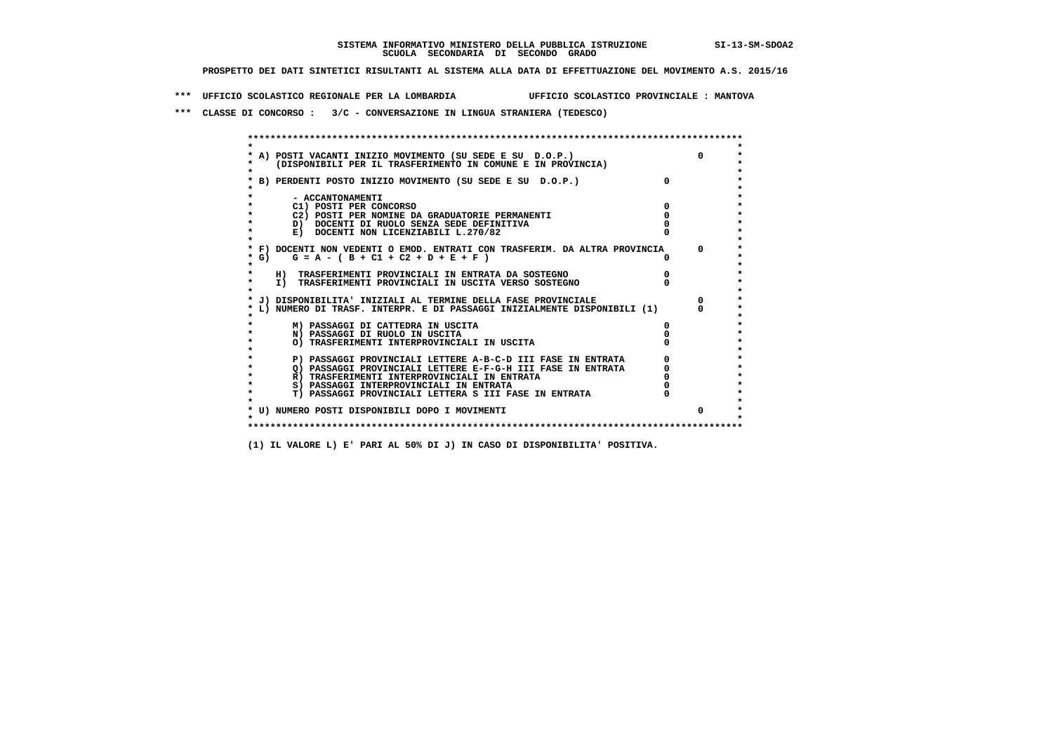SISTEMA INFORMATIVO MINISTERO DELLA PUBBLICA ISTRUZIONE SI-13-SM-SDOA2
SCUOLA SECONDARIA DI SECONDO GRADO

PROSPETTO DEI DATI SINTETICI RISULTANTI AL SISTEMA ALLA DATA DI EFFETTUAZIONE DEL MOVIMENTO A.S. 2015/16

*** UFFICIO SCOLASTICO REGIONALE PER LA LOMBARDIA UFFICIO SCOLASTICO PROVINCIALE : MANTOVA

*** CLASSE DI CONCORSO : 3/C - CONVERSAZIONE IN LINGUA STRANIERA (TEDESCO)

| Voce | | |
|---|---|---|
| A) POSTI VACANTI INIZIO MOVIMENTO (SU SEDE E SU D.O.P.) (DISPONIBILI PER IL TRASFERIMENTO IN COMUNE E IN PROVINCIA) | | 0 |
| B) PERDENTI POSTO INIZIO MOVIMENTO (SU SEDE E SU D.O.P.) | 0 | |
| - ACCANTONAMENTI | | |
| C1) POSTI PER CONCORSO | 0 | |
| C2) POSTI PER NOMINE DA GRADUATORIE PERMANENTI | 0 | |
| D) DOCENTI DI RUOLO SENZA SEDE DEFINITIVA | 0 | |
| E) DOCENTI NON LICENZIABILI L.270/82 | 0 | |
| F) DOCENTI NON VEDENTI O EMOD. ENTRATI CON TRASFERIM. DA ALTRA PROVINCIA | | 0 |
| G) G = A - ( B + C1 + C2 + D + E + F ) | 0 | |
| H) TRASFERIMENTI PROVINCIALI IN ENTRATA DA SOSTEGNO | 0 | |
| I) TRASFERIMENTI PROVINCIALI IN USCITA VERSO SOSTEGNO | 0 | |
| J) DISPONIBILITA' INIZIALI AL TERMINE DELLA FASE PROVINCIALE | | 0 |
| L) NUMERO DI TRASF. INTERPR. E DI PASSAGGI INIZIALMENTE DISPONIBILI (1) | | 0 |
| M) PASSAGGI DI CATTEDRA IN USCITA | 0 | |
| N) PASSAGGI DI RUOLO IN USCITA | 0 | |
| O) TRASFERIMENTI INTERPROVINCIALI IN USCITA | 0 | |
| P) PASSAGGI PROVINCIALI LETTERE A-B-C-D III FASE IN ENTRATA | 0 | |
| Q) PASSAGGI PROVINCIALI LETTERE E-F-G-H III FASE IN ENTRATA | 0 | |
| R) TRASFERIMENTI INTERPROVINCIALI IN ENTRATA | 0 | |
| S) PASSAGGI INTERPROVINCIALI IN ENTRATA | 0 | |
| T) PASSAGGI PROVINCIALI LETTERA S III FASE IN ENTRATA | 0 | |
| U) NUMERO POSTI DISPONIBILI DOPO I MOVIMENTI | | 0 |

(1) IL VALORE L) E' PARI AL 50% DI J) IN CASO DI DISPONIBILITA' POSITIVA.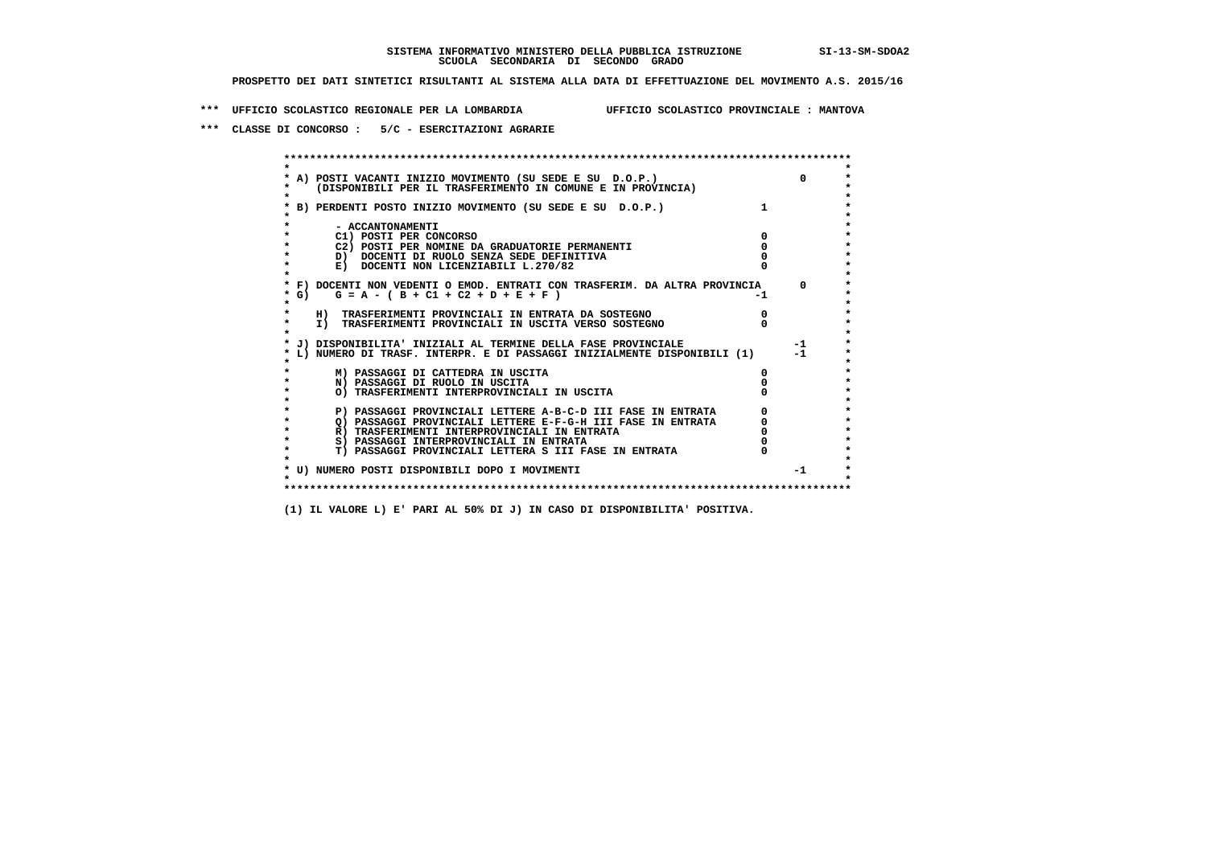**SISTEMA INFORMATIVO MINISTERO DELLA PUBBLICA ISTRUZIONE SI-13-SM-SDOA2**
**SCUOLA SECONDARIA DI SECONDO GRADO**

**PROSPETTO DEI DATI SINTETICI RISULTANTI AL SISTEMA ALLA DATA DI EFFETTUAZIONE DEL MOVIMENTO A.S. 2015/16**

**\*\*\* UFFICIO SCOLASTICO REGIONALE PER LA LOMBARDIA UFFICIO SCOLASTICO PROVINCIALE : MANTOVA**

**\*\*\* CLASSE DI CONCORSO : 5/C - ESERCITAZIONI AGRARIE**

```
******************************************************************************************
*                                                                                        *
* A) POSTI VACANTI INIZIO MOVIMENTO (SU SEDE E SU  D.O.P.)                       0       *
*     (DISPONIBILI PER IL TRASFERIMENTO IN COMUNE E IN PROVINCIA)                        *
*                                                                                        *
* B) PERDENTI POSTO INIZIO MOVIMENTO (SU SEDE E SU  D.O.P.)             1                *
*                                                                                        *
*       - ACCANTONAMENTI                                                                 *
*       C1) POSTI PER CONCORSO                                          0                *
*       C2) POSTI PER NOMINE DA GRADUATORIE PERMANENTI                  0                *
*       D)  DOCENTI DI RUOLO SENZA SEDE DEFINITIVA                      0                *
*       E)  DOCENTI NON LICENZIABILI L.270/82                           0                *
*                                                                                        *
* F) DOCENTI NON VEDENTI O EMOD. ENTRATI CON TRASFERIM. DA ALTRA PROVINCIA      0        *
* G)    G = A - ( B + C1 + C2 + D + E + F )                            -1                *
*                                                                                        *
*    H)  TRASFERIMENTI PROVINCIALI IN ENTRATA DA SOSTEGNO               0                *
*    I)  TRASFERIMENTI PROVINCIALI IN USCITA VERSO SOSTEGNO             0                *
*                                                                                        *
* J) DISPONIBILITA' INIZIALI AL TERMINE DELLA FASE PROVINCIALE                 -1        *
* L) NUMERO DI TRASF. INTERPR. E DI PASSAGGI INIZIALMENTE DISPONIBILI (1)      -1        *
*                                                                                        *
*       M) PASSAGGI DI CATTEDRA IN USCITA                               0                *
*       N) PASSAGGI DI RUOLO IN USCITA                                  0                *
*       O) TRASFERIMENTI INTERPROVINCIALI IN USCITA                     0                *
*                                                                                        *
*       P) PASSAGGI PROVINCIALI LETTERE A-B-C-D III FASE IN ENTRATA     0                *
*       Q) PASSAGGI PROVINCIALI LETTERE E-F-G-H III FASE IN ENTRATA     0                *
*       R) TRASFERIMENTI INTERPROVINCIALI IN ENTRATA                    0                *
*       S) PASSAGGI INTERPROVINCIALI IN ENTRATA                         0                *
*       T) PASSAGGI PROVINCIALI LETTERA S III FASE IN ENTRATA           0                *
*                                                                                        *
* U) NUMERO POSTI DISPONIBILI DOPO I MOVIMENTI                                 -1        *
*                                                                                        *
******************************************************************************************
```

**(1) IL VALORE L) E' PARI AL 50% DI J) IN CASO DI DISPONIBILITA' POSITIVA.**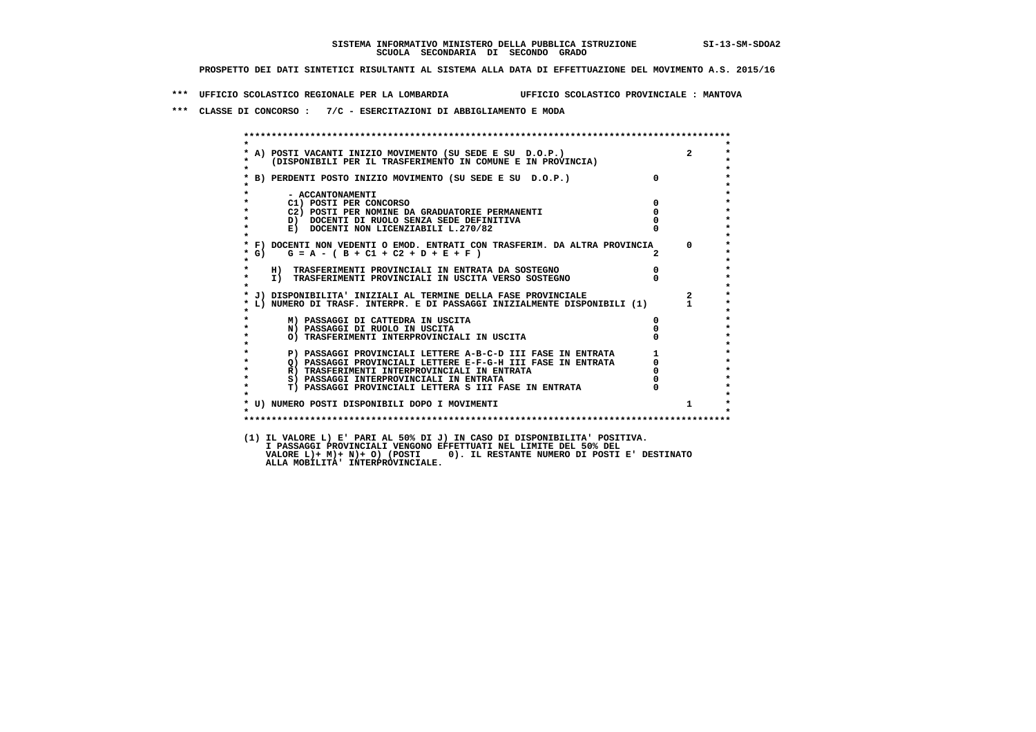SISTEMA INFORMATIVO MINISTERO DELLA PUBBLICA ISTRUZIONE SI-13-SM-SDOA2
SCUOLA SECONDARIA DI SECONDO GRADO

PROSPETTO DEI DATI SINTETICI RISULTANTI AL SISTEMA ALLA DATA DI EFFETTUAZIONE DEL MOVIMENTO A.S. 2015/16

*** UFFICIO SCOLASTICO REGIONALE PER LA LOMBARDIA UFFICIO SCOLASTICO PROVINCIALE : MANTOVA

*** CLASSE DI CONCORSO : 7/C - ESERCITAZIONI DI ABBIGLIAMENTO E MODA

| | | |
|---|---|---|
| A) POSTI VACANTI INIZIO MOVIMENTO (SU SEDE E SU D.O.P.) (DISPONIBILI PER IL TRASFERIMENTO IN COMUNE E IN PROVINCIA) | | 2 |
| B) PERDENTI POSTO INIZIO MOVIMENTO (SU SEDE E SU D.O.P.) | 0 | |
| - ACCANTONAMENTI | | |
| C1) POSTI PER CONCORSO | 0 | |
| C2) POSTI PER NOMINE DA GRADUATORIE PERMANENTI | 0 | |
| D) DOCENTI DI RUOLO SENZA SEDE DEFINITIVA | 0 | |
| E) DOCENTI NON LICENZIABILI L.270/82 | 0 | |
| F) DOCENTI NON VEDENTI O EMOD. ENTRATI CON TRASFERIM. DA ALTRA PROVINCIA | | 0 |
| G) G = A - ( B + C1 + C2 + D + E + F ) | 2 | |
| H) TRASFERIMENTI PROVINCIALI IN ENTRATA DA SOSTEGNO | 0 | |
| I) TRASFERIMENTI PROVINCIALI IN USCITA VERSO SOSTEGNO | 0 | |
| J) DISPONIBILITA' INIZIALI AL TERMINE DELLA FASE PROVINCIALE | | 2 |
| L) NUMERO DI TRASF. INTERPR. E DI PASSAGGI INIZIALMENTE DISPONIBILI (1) | | 1 |
| M) PASSAGGI DI CATTEDRA IN USCITA | 0 | |
| N) PASSAGGI DI RUOLO IN USCITA | 0 | |
| O) TRASFERIMENTI INTERPROVINCIALI IN USCITA | 0 | |
| P) PASSAGGI PROVINCIALI LETTERE A-B-C-D III FASE IN ENTRATA | 1 | |
| Q) PASSAGGI PROVINCIALI LETTERE E-F-G-H III FASE IN ENTRATA | 0 | |
| R) TRASFERIMENTI INTERPROVINCIALI IN ENTRATA | 0 | |
| S) PASSAGGI INTERPROVINCIALI IN ENTRATA | 0 | |
| T) PASSAGGI PROVINCIALI LETTERA S III FASE IN ENTRATA | 0 | |
| U) NUMERO POSTI DISPONIBILI DOPO I MOVIMENTI | | 1 |

(1) IL VALORE L) E' PARI AL 50% DI J) IN CASO DI DISPONIBILITA' POSITIVA.
I PASSAGGI PROVINCIALI VENGONO EFFETTUATI NEL LIMITE DEL 50% DEL
VALORE L)+ M)+ N)+ O) (POSTI 0). IL RESTANTE NUMERO DI POSTI E' DESTINATO
ALLA MOBILITA' INTERPROVINCIALE.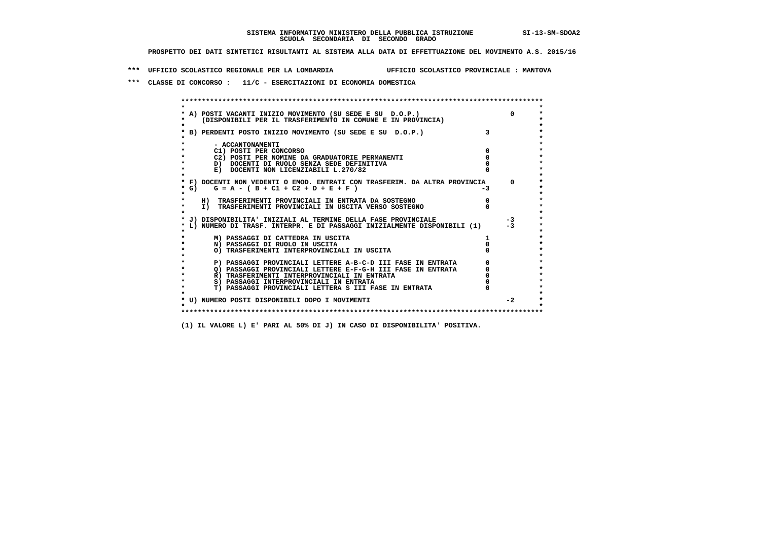SISTEMA INFORMATIVO MINISTERO DELLA PUBBLICA ISTRUZIONE SI-13-SM-SDOA2
SCUOLA SECONDARIA DI SECONDO GRADO

PROSPETTO DEI DATI SINTETICI RISULTANTI AL SISTEMA ALLA DATA DI EFFETTUAZIONE DEL MOVIMENTO A.S. 2015/16

*** UFFICIO SCOLASTICO REGIONALE PER LA LOMBARDIA UFFICIO SCOLASTICO PROVINCIALE : MANTOVA

*** CLASSE DI CONCORSO : 11/C - ESERCITAZIONI DI ECONOMIA DOMESTICA

| | | |
|---|---|---|
| A) POSTI VACANTI INIZIO MOVIMENTO (SU SEDE E SU D.O.P.) (DISPONIBILI PER IL TRASFERIMENTO IN COMUNE E IN PROVINCIA) | | 0 |
| B) PERDENTI POSTO INIZIO MOVIMENTO (SU SEDE E SU D.O.P.) | 3 | |
| - ACCANTONAMENTI | | |
| C1) POSTI PER CONCORSO | 0 | |
| C2) POSTI PER NOMINE DA GRADUATORIE PERMANENTI | 0 | |
| D) DOCENTI DI RUOLO SENZA SEDE DEFINITIVA | 0 | |
| E) DOCENTI NON LICENZIABILI L.270/82 | 0 | |
| F) DOCENTI NON VEDENTI O EMOD. ENTRATI CON TRASFERIM. DA ALTRA PROVINCIA | | 0 |
| G) G = A - ( B + C1 + C2 + D + E + F ) | -3 | |
| H) TRASFERIMENTI PROVINCIALI IN ENTRATA DA SOSTEGNO | 0 | |
| I) TRASFERIMENTI PROVINCIALI IN USCITA VERSO SOSTEGNO | 0 | |
| J) DISPONIBILITA' INIZIALI AL TERMINE DELLA FASE PROVINCIALE | | -3 |
| L) NUMERO DI TRASF. INTERPR. E DI PASSAGGI INIZIALMENTE DISPONIBILI (1) | | -3 |
| M) PASSAGGI DI CATTEDRA IN USCITA | 1 | |
| N) PASSAGGI DI RUOLO IN USCITA | 0 | |
| O) TRASFERIMENTI INTERPROVINCIALI IN USCITA | 0 | |
| P) PASSAGGI PROVINCIALI LETTERE A-B-C-D III FASE IN ENTRATA | 0 | |
| Q) PASSAGGI PROVINCIALI LETTERE E-F-G-H III FASE IN ENTRATA | 0 | |
| R) TRASFERIMENTI INTERPROVINCIALI IN ENTRATA | 0 | |
| S) PASSAGGI INTERPROVINCIALI IN ENTRATA | 0 | |
| T) PASSAGGI PROVINCIALI LETTERA S III FASE IN ENTRATA | 0 | |
| U) NUMERO POSTI DISPONIBILI DOPO I MOVIMENTI | | -2 |

(1) IL VALORE L) E' PARI AL 50% DI J) IN CASO DI DISPONIBILITA' POSITIVA.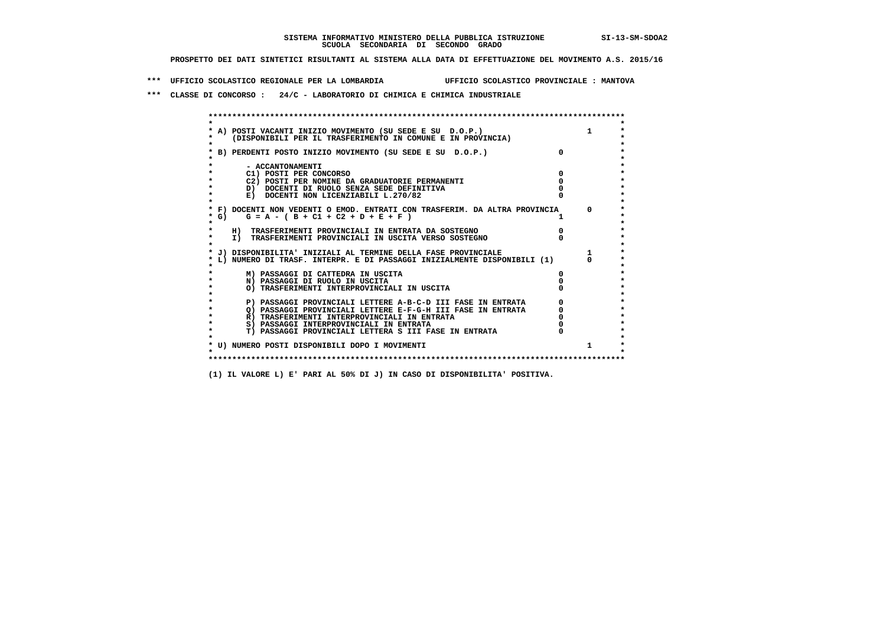**SISTEMA INFORMATIVO MINISTERO DELLA PUBBLICA ISTRUZIONE SI-13-SM-SDOA2**
**SCUOLA SECONDARIA DI SECONDO GRADO**

**PROSPETTO DEI DATI SINTETICI RISULTANTI AL SISTEMA ALLA DATA DI EFFETTUAZIONE DEL MOVIMENTO A.S. 2015/16**

**\*\*\* UFFICIO SCOLASTICO REGIONALE PER LA LOMBARDIA UFFICIO SCOLASTICO PROVINCIALE : MANTOVA**

**\*\*\* CLASSE DI CONCORSO : 24/C - LABORATORIO DI CHIMICA E CHIMICA INDUSTRIALE**

| Voce | | |
|---|---|---|
| A) POSTI VACANTI INIZIO MOVIMENTO (SU SEDE E SU D.O.P.) (DISPONIBILI PER IL TRASFERIMENTO IN COMUNE E IN PROVINCIA) | | 1 |
| B) PERDENTI POSTO INIZIO MOVIMENTO (SU SEDE E SU D.O.P.) | 0 | |
| - ACCANTONAMENTI | | |
| C1) POSTI PER CONCORSO | 0 | |
| C2) POSTI PER NOMINE DA GRADUATORIE PERMANENTI | 0 | |
| D) DOCENTI DI RUOLO SENZA SEDE DEFINITIVA | 0 | |
| E) DOCENTI NON LICENZIABILI L.270/82 | 0 | |
| F) DOCENTI NON VEDENTI O EMOD. ENTRATI CON TRASFERIM. DA ALTRA PROVINCIA | | 0 |
| G) G = A - ( B + C1 + C2 + D + E + F ) | 1 | |
| H) TRASFERIMENTI PROVINCIALI IN ENTRATA DA SOSTEGNO | 0 | |
| I) TRASFERIMENTI PROVINCIALI IN USCITA VERSO SOSTEGNO | 0 | |
| J) DISPONIBILITA' INIZIALI AL TERMINE DELLA FASE PROVINCIALE | | 1 |
| L) NUMERO DI TRASF. INTERPR. E DI PASSAGGI INIZIALMENTE DISPONIBILI (1) | | 0 |
| M) PASSAGGI DI CATTEDRA IN USCITA | 0 | |
| N) PASSAGGI DI RUOLO IN USCITA | 0 | |
| O) TRASFERIMENTI INTERPROVINCIALI IN USCITA | 0 | |
| P) PASSAGGI PROVINCIALI LETTERE A-B-C-D III FASE IN ENTRATA | 0 | |
| Q) PASSAGGI PROVINCIALI LETTERE E-F-G-H III FASE IN ENTRATA | 0 | |
| R) TRASFERIMENTI INTERPROVINCIALI IN ENTRATA | 0 | |
| S) PASSAGGI INTERPROVINCIALI IN ENTRATA | 0 | |
| T) PASSAGGI PROVINCIALI LETTERA S III FASE IN ENTRATA | 0 | |
| U) NUMERO POSTI DISPONIBILI DOPO I MOVIMENTI | | 1 |

**(1) IL VALORE L) E' PARI AL 50% DI J) IN CASO DI DISPONIBILITA' POSITIVA.**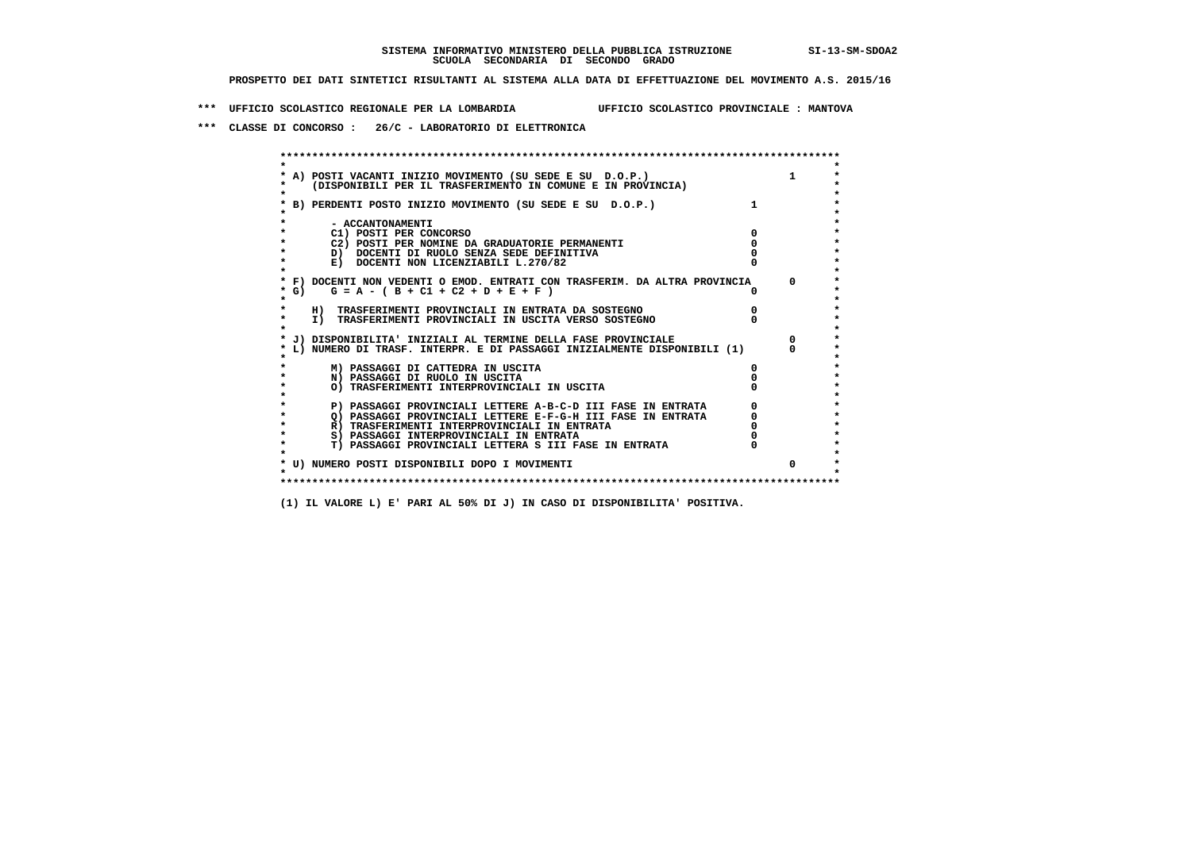SISTEMA INFORMATIVO MINISTERO DELLA PUBBLICA ISTRUZIONE SI-13-SM-SDOA2
SCUOLA SECONDARIA DI SECONDO GRADO

PROSPETTO DEI DATI SINTETICI RISULTANTI AL SISTEMA ALLA DATA DI EFFETTUAZIONE DEL MOVIMENTO A.S. 2015/16

*** UFFICIO SCOLASTICO REGIONALE PER LA LOMBARDIA UFFICIO SCOLASTICO PROVINCIALE : MANTOVA

*** CLASSE DI CONCORSO : 26/C - LABORATORIO DI ELETTRONICA

| | | |
|---|---|---|
| A) POSTI VACANTI INIZIO MOVIMENTO (SU SEDE E SU D.O.P.) (DISPONIBILI PER IL TRASFERIMENTO IN COMUNE E IN PROVINCIA) | | 1 |
| B) PERDENTI POSTO INIZIO MOVIMENTO (SU SEDE E SU D.O.P.) | 1 | |
| - ACCANTONAMENTI | | |
| C1) POSTI PER CONCORSO | 0 | |
| C2) POSTI PER NOMINE DA GRADUATORIE PERMANENTI | 0 | |
| D) DOCENTI DI RUOLO SENZA SEDE DEFINITIVA | 0 | |
| E) DOCENTI NON LICENZIABILI L.270/82 | 0 | |
| F) DOCENTI NON VEDENTI O EMOD. ENTRATI CON TRASFERIM. DA ALTRA PROVINCIA | | 0 |
| G) G = A - ( B + C1 + C2 + D + E + F ) | 0 | |
| H) TRASFERIMENTI PROVINCIALI IN ENTRATA DA SOSTEGNO | 0 | |
| I) TRASFERIMENTI PROVINCIALI IN USCITA VERSO SOSTEGNO | 0 | |
| J) DISPONIBILITA' INIZIALI AL TERMINE DELLA FASE PROVINCIALE | | 0 |
| L) NUMERO DI TRASF. INTERPR. E DI PASSAGGI INIZIALMENTE DISPONIBILI (1) | | 0 |
| M) PASSAGGI DI CATTEDRA IN USCITA | 0 | |
| N) PASSAGGI DI RUOLO IN USCITA | 0 | |
| O) TRASFERIMENTI INTERPROVINCIALI IN USCITA | 0 | |
| P) PASSAGGI PROVINCIALI LETTERE A-B-C-D III FASE IN ENTRATA | 0 | |
| Q) PASSAGGI PROVINCIALI LETTERE E-F-G-H III FASE IN ENTRATA | 0 | |
| R) TRASFERIMENTI INTERPROVINCIALI IN ENTRATA | 0 | |
| S) PASSAGGI INTERPROVINCIALI IN ENTRATA | 0 | |
| T) PASSAGGI PROVINCIALI LETTERA S III FASE IN ENTRATA | 0 | |
| U) NUMERO POSTI DISPONIBILI DOPO I MOVIMENTI | | 0 |

(1) IL VALORE L) E' PARI AL 50% DI J) IN CASO DI DISPONIBILITA' POSITIVA.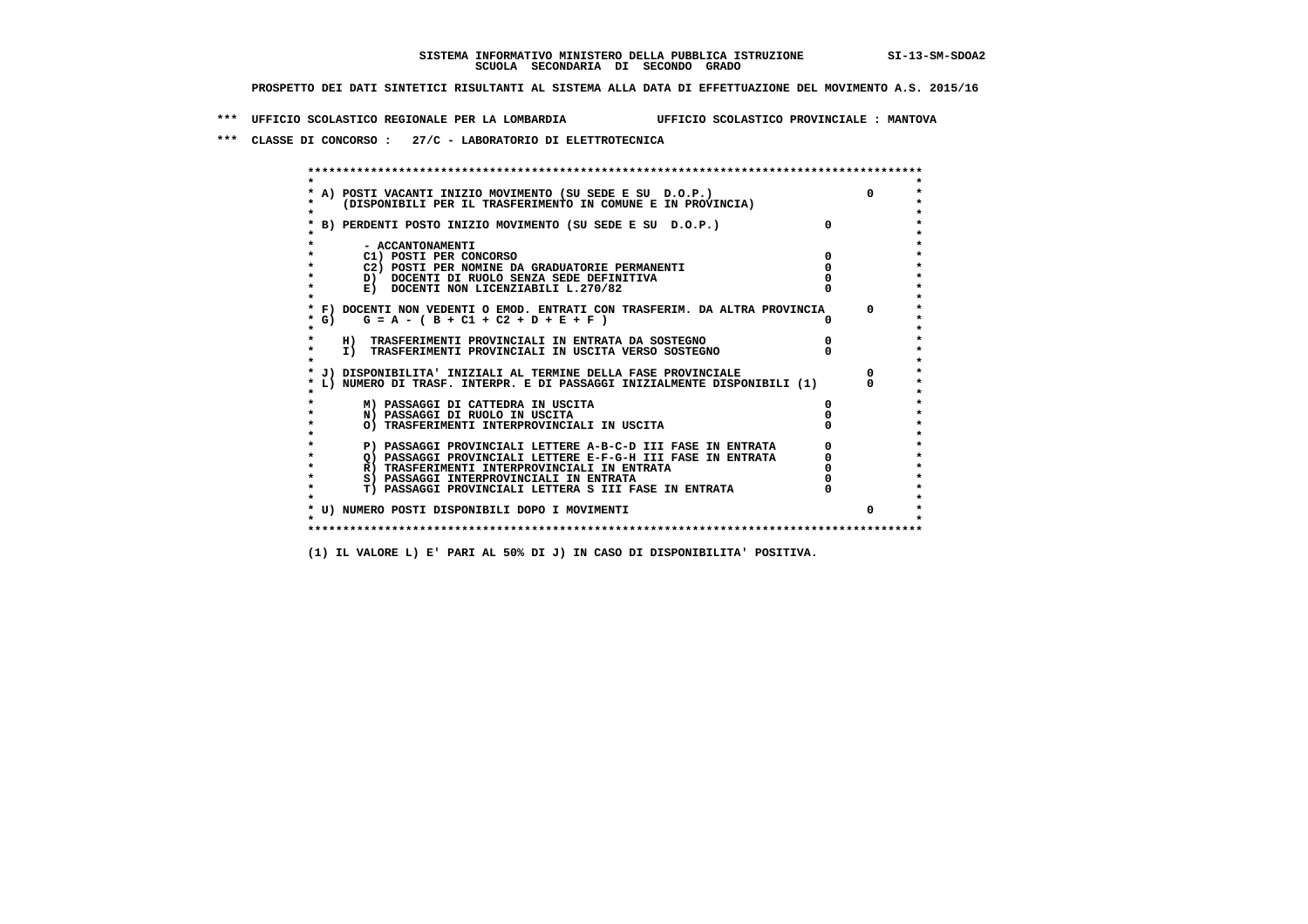SISTEMA INFORMATIVO MINISTERO DELLA PUBBLICA ISTRUZIONE SI-13-SM-SDOA2

SCUOLA SECONDARIA DI SECONDO GRADO

PROSPETTO DEI DATI SINTETICI RISULTANTI AL SISTEMA ALLA DATA DI EFFETTUAZIONE DEL MOVIMENTO A.S. 2015/16

*** UFFICIO SCOLASTICO REGIONALE PER LA LOMBARDIA UFFICIO SCOLASTICO PROVINCIALE : MANTOVA

*** CLASSE DI CONCORSO : 27/C - LABORATORIO DI ELETTROTECNICA

```
******************************************************************************************
*                                                                                        *
* A) POSTI VACANTI INIZIO MOVIMENTO (SU SEDE E SU  D.O.P.)                        0      *
*     (DISPONIBILI PER IL TRASFERIMENTO IN COMUNE E IN PROVINCIA)                        *
*                                                                                        *
* B) PERDENTI POSTO INIZIO MOVIMENTO (SU SEDE E SU  D.O.P.)              0               *
*                                                                                        *
*       - ACCANTONAMENTI                                                                 *
*       C1) POSTI PER CONCORSO                                           0               *
*       C2) POSTI PER NOMINE DA GRADUATORIE PERMANENTI                   0               *
*       D)  DOCENTI DI RUOLO SENZA SEDE DEFINITIVA                       0               *
*       E)  DOCENTI NON LICENZIABILI L.270/82                            0               *
*                                                                                        *
* F) DOCENTI NON VEDENTI O EMOD. ENTRATI CON TRASFERIM. DA ALTRA PROVINCIA       0       *
* G)    G = A - ( B + C1 + C2 + D + E + F )                              0               *
*                                                                                        *
*    H)  TRASFERIMENTI PROVINCIALI IN ENTRATA DA SOSTEGNO                0               *
*    I)  TRASFERIMENTI PROVINCIALI IN USCITA VERSO SOSTEGNO              0               *
*                                                                                        *
* J) DISPONIBILITA' INIZIALI AL TERMINE DELLA FASE PROVINCIALE                   0       *
* L) NUMERO DI TRASF. INTERPR. E DI PASSAGGI INIZIALMENTE DISPONIBILI (1)        0       *
*                                                                                        *
*       M) PASSAGGI DI CATTEDRA IN USCITA                                0               *
*       N) PASSAGGI DI RUOLO IN USCITA                                   0               *
*       O) TRASFERIMENTI INTERPROVINCIALI IN USCITA                      0               *
*                                                                                        *
*       P) PASSAGGI PROVINCIALI LETTERE A-B-C-D III FASE IN ENTRATA      0               *
*       Q) PASSAGGI PROVINCIALI LETTERE E-F-G-H III FASE IN ENTRATA      0               *
*       R) TRASFERIMENTI INTERPROVINCIALI IN ENTRATA                     0               *
*       S) PASSAGGI INTERPROVINCIALI IN ENTRATA                          0               *
*       T) PASSAGGI PROVINCIALI LETTERA S III FASE IN ENTRATA            0               *
*                                                                                        *
* U) NUMERO POSTI DISPONIBILI DOPO I MOVIMENTI                                   0       *
*                                                                                        *
******************************************************************************************
```

(1) IL VALORE L) E' PARI AL 50% DI J) IN CASO DI DISPONIBILITA' POSITIVA.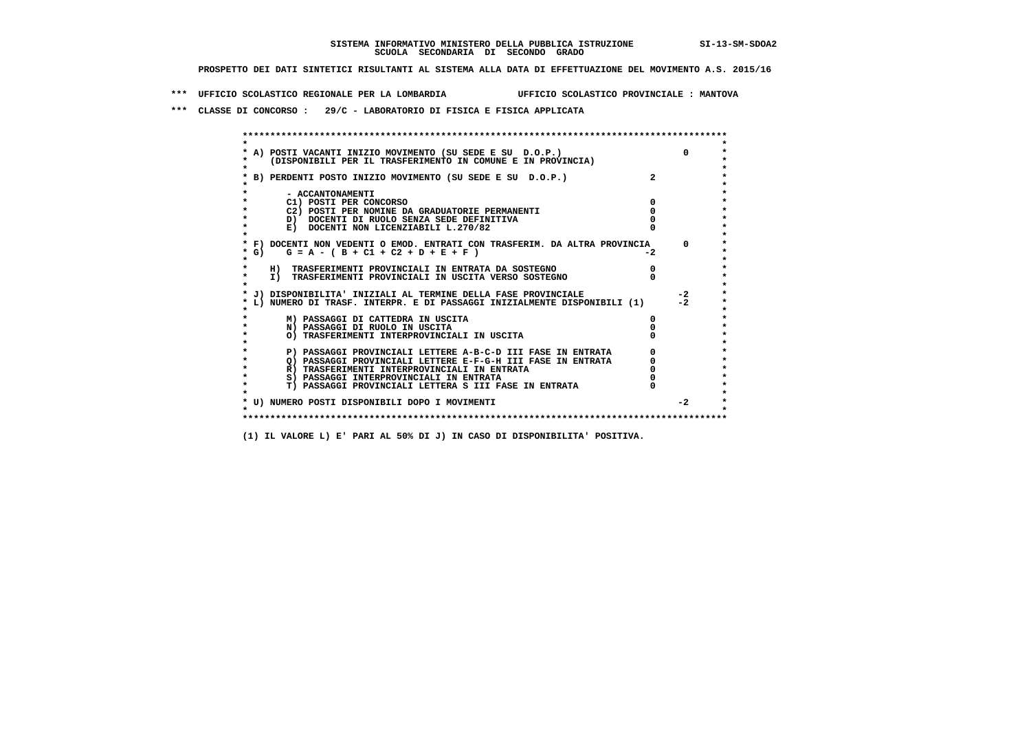SISTEMA INFORMATIVO MINISTERO DELLA PUBBLICA ISTRUZIONE SI-13-SM-SDOA2
SCUOLA SECONDARIA DI SECONDO GRADO

PROSPETTO DEI DATI SINTETICI RISULTANTI AL SISTEMA ALLA DATA DI EFFETTUAZIONE DEL MOVIMENTO A.S. 2015/16

*** UFFICIO SCOLASTICO REGIONALE PER LA LOMBARDIA UFFICIO SCOLASTICO PROVINCIALE : MANTOVA

*** CLASSE DI CONCORSO : 29/C - LABORATORIO DI FISICA E FISICA APPLICATA

```
******************************************************************************************
*                                                                                        *
* A) POSTI VACANTI INIZIO MOVIMENTO (SU SEDE E SU  D.O.P.)                        0      *
*     (DISPONIBILI PER IL TRASFERIMENTO IN COMUNE E IN PROVINCIA)                        *
*                                                                                        *
* B) PERDENTI POSTO INIZIO MOVIMENTO (SU SEDE E SU  D.O.P.)              2               *
*                                                                                        *
*       - ACCANTONAMENTI                                                                 *
*       C1) POSTI PER CONCORSO                                           0               *
*       C2) POSTI PER NOMINE DA GRADUATORIE PERMANENTI                   0               *
*       D)  DOCENTI DI RUOLO SENZA SEDE DEFINITIVA                       0               *
*       E)  DOCENTI NON LICENZIABILI L.270/82                            0               *
*                                                                                        *
* F) DOCENTI NON VEDENTI O EMOD. ENTRATI CON TRASFERIM. DA ALTRA PROVINCIA        0      *
* G)    G = A - ( B + C1 + C2 + D + E + F )                             -2               *
*                                                                                        *
*    H)  TRASFERIMENTI PROVINCIALI IN ENTRATA DA SOSTEGNO                0               *
*    I)  TRASFERIMENTI PROVINCIALI IN USCITA VERSO SOSTEGNO              0               *
*                                                                                        *
* J) DISPONIBILITA' INIZIALI AL TERMINE DELLA FASE PROVINCIALE                   -2      *
* L) NUMERO DI TRASF. INTERPR. E DI PASSAGGI INIZIALMENTE DISPONIBILI (1)        -2      *
*                                                                                        *
*       M) PASSAGGI DI CATTEDRA IN USCITA                                0               *
*       N) PASSAGGI DI RUOLO IN USCITA                                   0               *
*       O) TRASFERIMENTI INTERPROVINCIALI IN USCITA                      0               *
*                                                                                        *
*       P) PASSAGGI PROVINCIALI LETTERE A-B-C-D III FASE IN ENTRATA      0               *
*       Q) PASSAGGI PROVINCIALI LETTERE E-F-G-H III FASE IN ENTRATA      0               *
*       R) TRASFERIMENTI INTERPROVINCIALI IN ENTRATA                     0               *
*       S) PASSAGGI INTERPROVINCIALI IN ENTRATA                          0               *
*       T) PASSAGGI PROVINCIALI LETTERA S III FASE IN ENTRATA            0               *
*                                                                                        *
* U) NUMERO POSTI DISPONIBILI DOPO I MOVIMENTI                                   -2      *
*                                                                                        *
******************************************************************************************
```

(1) IL VALORE L) E' PARI AL 50% DI J) IN CASO DI DISPONIBILITA' POSITIVA.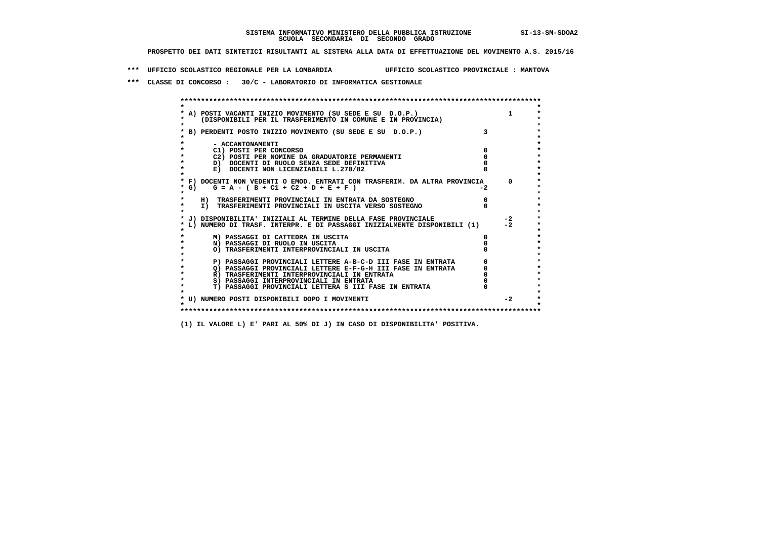SISTEMA INFORMATIVO MINISTERO DELLA PUBBLICA ISTRUZIONE SI-13-SM-SDOA2

SCUOLA SECONDARIA DI SECONDO GRADO

PROSPETTO DEI DATI SINTETICI RISULTANTI AL SISTEMA ALLA DATA DI EFFETTUAZIONE DEL MOVIMENTO A.S. 2015/16

*** UFFICIO SCOLASTICO REGIONALE PER LA LOMBARDIA UFFICIO SCOLASTICO PROVINCIALE : MANTOVA

*** CLASSE DI CONCORSO : 30/C - LABORATORIO DI INFORMATICA GESTIONALE

| | | |
|---|---|---|
| A) POSTI VACANTI INIZIO MOVIMENTO (SU SEDE E SU D.O.P.) (DISPONIBILI PER IL TRASFERIMENTO IN COMUNE E IN PROVINCIA) | | 1 |
| B) PERDENTI POSTO INIZIO MOVIMENTO (SU SEDE E SU D.O.P.) | 3 | |
| - ACCANTONAMENTI | | |
| C1) POSTI PER CONCORSO | 0 | |
| C2) POSTI PER NOMINE DA GRADUATORIE PERMANENTI | 0 | |
| D) DOCENTI DI RUOLO SENZA SEDE DEFINITIVA | 0 | |
| E) DOCENTI NON LICENZIABILI L.270/82 | 0 | |
| F) DOCENTI NON VEDENTI O EMOD. ENTRATI CON TRASFERIM. DA ALTRA PROVINCIA | | 0 |
| G) G = A - ( B + C1 + C2 + D + E + F ) | -2 | |
| H) TRASFERIMENTI PROVINCIALI IN ENTRATA DA SOSTEGNO | 0 | |
| I) TRASFERIMENTI PROVINCIALI IN USCITA VERSO SOSTEGNO | 0 | |
| J) DISPONIBILITA' INIZIALI AL TERMINE DELLA FASE PROVINCIALE | | -2 |
| L) NUMERO DI TRASF. INTERPR. E DI PASSAGGI INIZIALMENTE DISPONIBILI (1) | | -2 |
| M) PASSAGGI DI CATTEDRA IN USCITA | 0 | |
| N) PASSAGGI DI RUOLO IN USCITA | 0 | |
| O) TRASFERIMENTI INTERPROVINCIALI IN USCITA | 0 | |
| P) PASSAGGI PROVINCIALI LETTERE A-B-C-D III FASE IN ENTRATA | 0 | |
| Q) PASSAGGI PROVINCIALI LETTERE E-F-G-H III FASE IN ENTRATA | 0 | |
| R) TRASFERIMENTI INTERPROVINCIALI IN ENTRATA | 0 | |
| S) PASSAGGI INTERPROVINCIALI IN ENTRATA | 0 | |
| T) PASSAGGI PROVINCIALI LETTERA S III FASE IN ENTRATA | 0 | |
| U) NUMERO POSTI DISPONIBILI DOPO I MOVIMENTI | | -2 |

(1) IL VALORE L) E' PARI AL 50% DI J) IN CASO DI DISPONIBILITA' POSITIVA.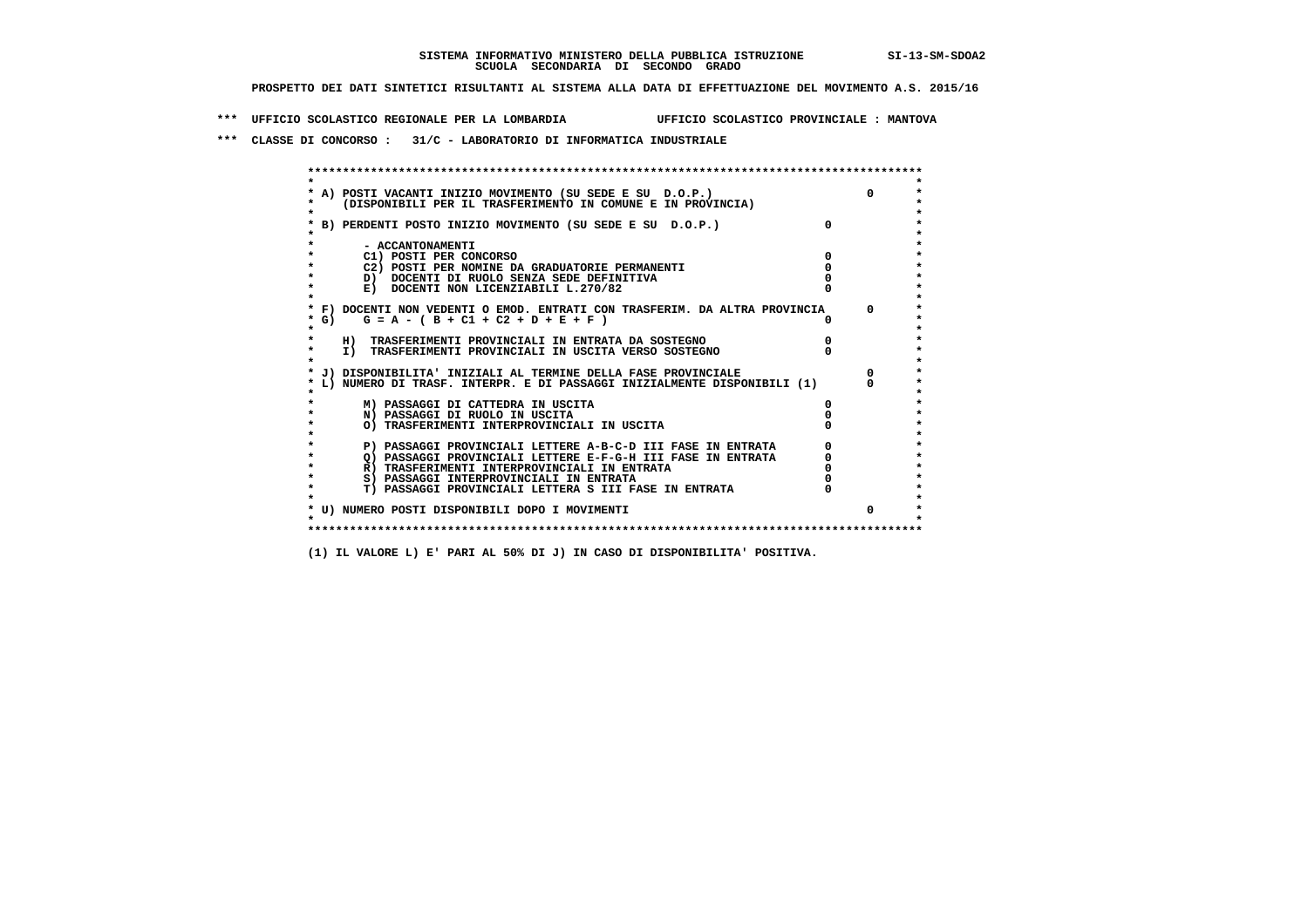**SISTEMA INFORMATIVO MINISTERO DELLA PUBBLICA ISTRUZIONE SI-13-SM-SDOA2**
**SCUOLA SECONDARIA DI SECONDO GRADO**

**PROSPETTO DEI DATI SINTETICI RISULTANTI AL SISTEMA ALLA DATA DI EFFETTUAZIONE DEL MOVIMENTO A.S. 2015/16**

**\*\*\* UFFICIO SCOLASTICO REGIONALE PER LA LOMBARDIA UFFICIO SCOLASTICO PROVINCIALE : MANTOVA**

**\*\*\* CLASSE DI CONCORSO : 31/C - LABORATORIO DI INFORMATICA INDUSTRIALE**

| Voce | | |
|---|---|---|
| A) POSTI VACANTI INIZIO MOVIMENTO (SU SEDE E SU D.O.P.) (DISPONIBILI PER IL TRASFERIMENTO IN COMUNE E IN PROVINCIA) | | 0 |
| B) PERDENTI POSTO INIZIO MOVIMENTO (SU SEDE E SU D.O.P.) | 0 | |
| - ACCANTONAMENTI | | |
| C1) POSTI PER CONCORSO | 0 | |
| C2) POSTI PER NOMINE DA GRADUATORIE PERMANENTI | 0 | |
| D) DOCENTI DI RUOLO SENZA SEDE DEFINITIVA | 0 | |
| E) DOCENTI NON LICENZIABILI L.270/82 | 0 | |
| F) DOCENTI NON VEDENTI O EMOD. ENTRATI CON TRASFERIM. DA ALTRA PROVINCIA | | 0 |
| G) G = A - ( B + C1 + C2 + D + E + F ) | 0 | |
| H) TRASFERIMENTI PROVINCIALI IN ENTRATA DA SOSTEGNO | 0 | |
| I) TRASFERIMENTI PROVINCIALI IN USCITA VERSO SOSTEGNO | 0 | |
| J) DISPONIBILITA' INIZIALI AL TERMINE DELLA FASE PROVINCIALE | | 0 |
| L) NUMERO DI TRASF. INTERPR. E DI PASSAGGI INIZIALMENTE DISPONIBILI (1) | | 0 |
| M) PASSAGGI DI CATTEDRA IN USCITA | 0 | |
| N) PASSAGGI DI RUOLO IN USCITA | 0 | |
| O) TRASFERIMENTI INTERPROVINCIALI IN USCITA | 0 | |
| P) PASSAGGI PROVINCIALI LETTERE A-B-C-D III FASE IN ENTRATA | 0 | |
| Q) PASSAGGI PROVINCIALI LETTERE E-F-G-H III FASE IN ENTRATA | 0 | |
| R) TRASFERIMENTI INTERPROVINCIALI IN ENTRATA | 0 | |
| S) PASSAGGI INTERPROVINCIALI IN ENTRATA | 0 | |
| T) PASSAGGI PROVINCIALI LETTERA S III FASE IN ENTRATA | 0 | |
| U) NUMERO POSTI DISPONIBILI DOPO I MOVIMENTI | | 0 |

**(1) IL VALORE L) E' PARI AL 50% DI J) IN CASO DI DISPONIBILITA' POSITIVA.**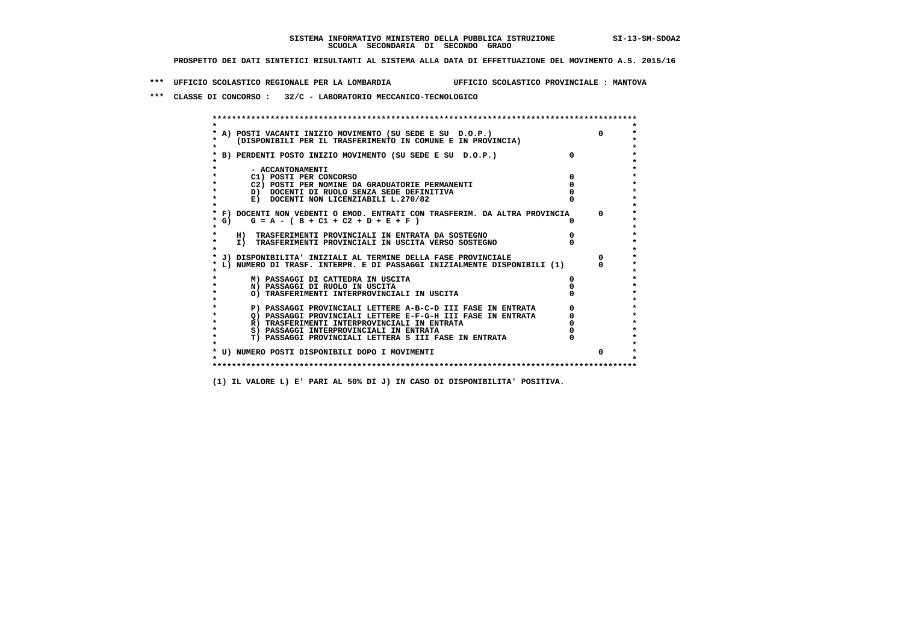SISTEMA INFORMATIVO MINISTERO DELLA PUBBLICA ISTRUZIONE SI-13-SM-SDOA2
SCUOLA SECONDARIA DI SECONDO GRADO

PROSPETTO DEI DATI SINTETICI RISULTANTI AL SISTEMA ALLA DATA DI EFFETTUAZIONE DEL MOVIMENTO A.S. 2015/16

*** UFFICIO SCOLASTICO REGIONALE PER LA LOMBARDIA UFFICIO SCOLASTICO PROVINCIALE : MANTOVA

*** CLASSE DI CONCORSO : 32/C - LABORATORIO MECCANICO-TECNOLOGICO

| Voce | | |
|---|---|---|
| A) POSTI VACANTI INIZIO MOVIMENTO (SU SEDE E SU D.O.P.) (DISPONIBILI PER IL TRASFERIMENTO IN COMUNE E IN PROVINCIA) | | 0 |
| B) PERDENTI POSTO INIZIO MOVIMENTO (SU SEDE E SU D.O.P.) | 0 | |
| - ACCANTONAMENTI | | |
| C1) POSTI PER CONCORSO | 0 | |
| C2) POSTI PER NOMINE DA GRADUATORIE PERMANENTI | 0 | |
| D) DOCENTI DI RUOLO SENZA SEDE DEFINITIVA | 0 | |
| E) DOCENTI NON LICENZIABILI L.270/82 | 0 | |
| F) DOCENTI NON VEDENTI O EMOD. ENTRATI CON TRASFERIM. DA ALTRA PROVINCIA | | 0 |
| G) G = A - ( B + C1 + C2 + D + E + F ) | 0 | |
| H) TRASFERIMENTI PROVINCIALI IN ENTRATA DA SOSTEGNO | 0 | |
| I) TRASFERIMENTI PROVINCIALI IN USCITA VERSO SOSTEGNO | 0 | |
| J) DISPONIBILITA' INIZIALI AL TERMINE DELLA FASE PROVINCIALE | | 0 |
| L) NUMERO DI TRASF. INTERPR. E DI PASSAGGI INIZIALMENTE DISPONIBILI (1) | | 0 |
| M) PASSAGGI DI CATTEDRA IN USCITA | 0 | |
| N) PASSAGGI DI RUOLO IN USCITA | 0 | |
| O) TRASFERIMENTI INTERPROVINCIALI IN USCITA | 0 | |
| P) PASSAGGI PROVINCIALI LETTERE A-B-C-D III FASE IN ENTRATA | 0 | |
| Q) PASSAGGI PROVINCIALI LETTERE E-F-G-H III FASE IN ENTRATA | 0 | |
| R) TRASFERIMENTI INTERPROVINCIALI IN ENTRATA | 0 | |
| S) PASSAGGI INTERPROVINCIALI IN ENTRATA | 0 | |
| T) PASSAGGI PROVINCIALI LETTERA S III FASE IN ENTRATA | 0 | |
| U) NUMERO POSTI DISPONIBILI DOPO I MOVIMENTI | | 0 |

(1) IL VALORE L) E' PARI AL 50% DI J) IN CASO DI DISPONIBILITA' POSITIVA.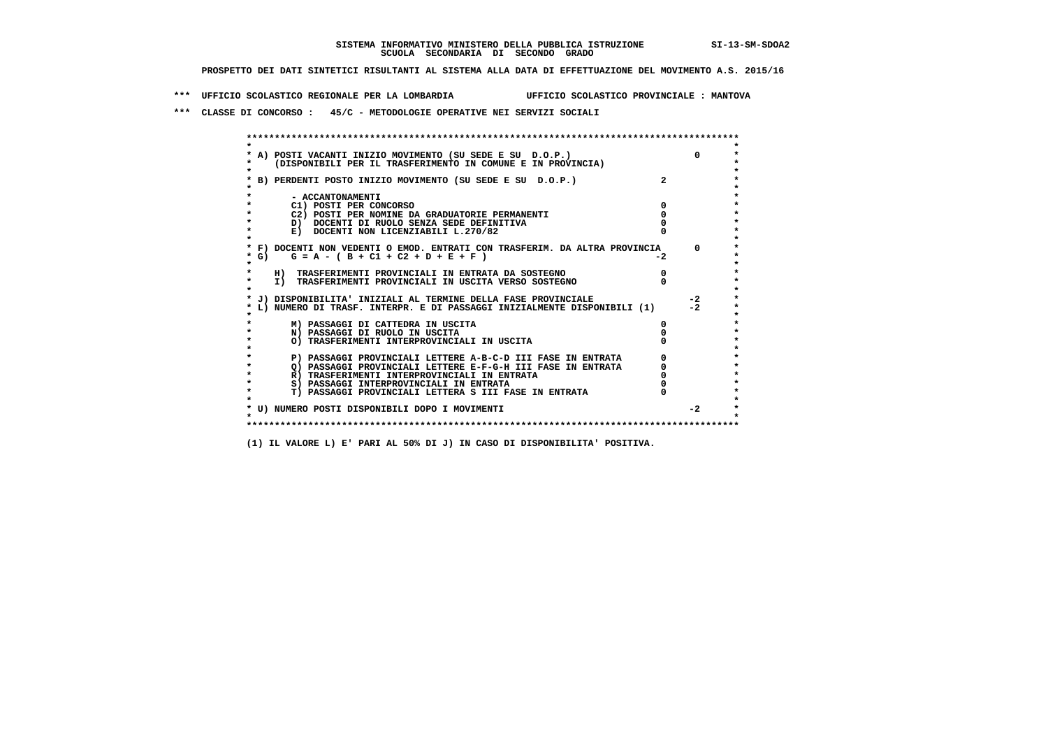SISTEMA INFORMATIVO MINISTERO DELLA PUBBLICA ISTRUZIONE SI-13-SM-SDOA2
SCUOLA SECONDARIA DI SECONDO GRADO

PROSPETTO DEI DATI SINTETICI RISULTANTI AL SISTEMA ALLA DATA DI EFFETTUAZIONE DEL MOVIMENTO A.S. 2015/16

*** UFFICIO SCOLASTICO REGIONALE PER LA LOMBARDIA UFFICIO SCOLASTICO PROVINCIALE : MANTOVA

*** CLASSE DI CONCORSO : 45/C - METODOLOGIE OPERATIVE NEI SERVIZI SOCIALI

| | | |
|---|---|---|
| A) POSTI VACANTI INIZIO MOVIMENTO (SU SEDE E SU D.O.P.) (DISPONIBILI PER IL TRASFERIMENTO IN COMUNE E IN PROVINCIA) | | 0 |
| B) PERDENTI POSTO INIZIO MOVIMENTO (SU SEDE E SU D.O.P.) | 2 | |
| - ACCANTONAMENTI | | |
| C1) POSTI PER CONCORSO | 0 | |
| C2) POSTI PER NOMINE DA GRADUATORIE PERMANENTI | 0 | |
| D) DOCENTI DI RUOLO SENZA SEDE DEFINITIVA | 0 | |
| E) DOCENTI NON LICENZIABILI L.270/82 | 0 | |
| F) DOCENTI NON VEDENTI O EMOD. ENTRATI CON TRASFERIM. DA ALTRA PROVINCIA | | 0 |
| G) G = A - ( B + C1 + C2 + D + E + F ) | -2 | |
| H) TRASFERIMENTI PROVINCIALI IN ENTRATA DA SOSTEGNO | 0 | |
| I) TRASFERIMENTI PROVINCIALI IN USCITA VERSO SOSTEGNO | 0 | |
| J) DISPONIBILITA' INIZIALI AL TERMINE DELLA FASE PROVINCIALE | | -2 |
| L) NUMERO DI TRASF. INTERPR. E DI PASSAGGI INIZIALMENTE DISPONIBILI (1) | | -2 |
| M) PASSAGGI DI CATTEDRA IN USCITA | 0 | |
| N) PASSAGGI DI RUOLO IN USCITA | 0 | |
| O) TRASFERIMENTI INTERPROVINCIALI IN USCITA | 0 | |
| P) PASSAGGI PROVINCIALI LETTERE A-B-C-D III FASE IN ENTRATA | 0 | |
| Q) PASSAGGI PROVINCIALI LETTERE E-F-G-H III FASE IN ENTRATA | 0 | |
| R) TRASFERIMENTI INTERPROVINCIALI IN ENTRATA | 0 | |
| S) PASSAGGI INTERPROVINCIALI IN ENTRATA | 0 | |
| T) PASSAGGI PROVINCIALI LETTERA S III FASE IN ENTRATA | 0 | |
| U) NUMERO POSTI DISPONIBILI DOPO I MOVIMENTI | | -2 |

(1) IL VALORE L) E' PARI AL 50% DI J) IN CASO DI DISPONIBILITA' POSITIVA.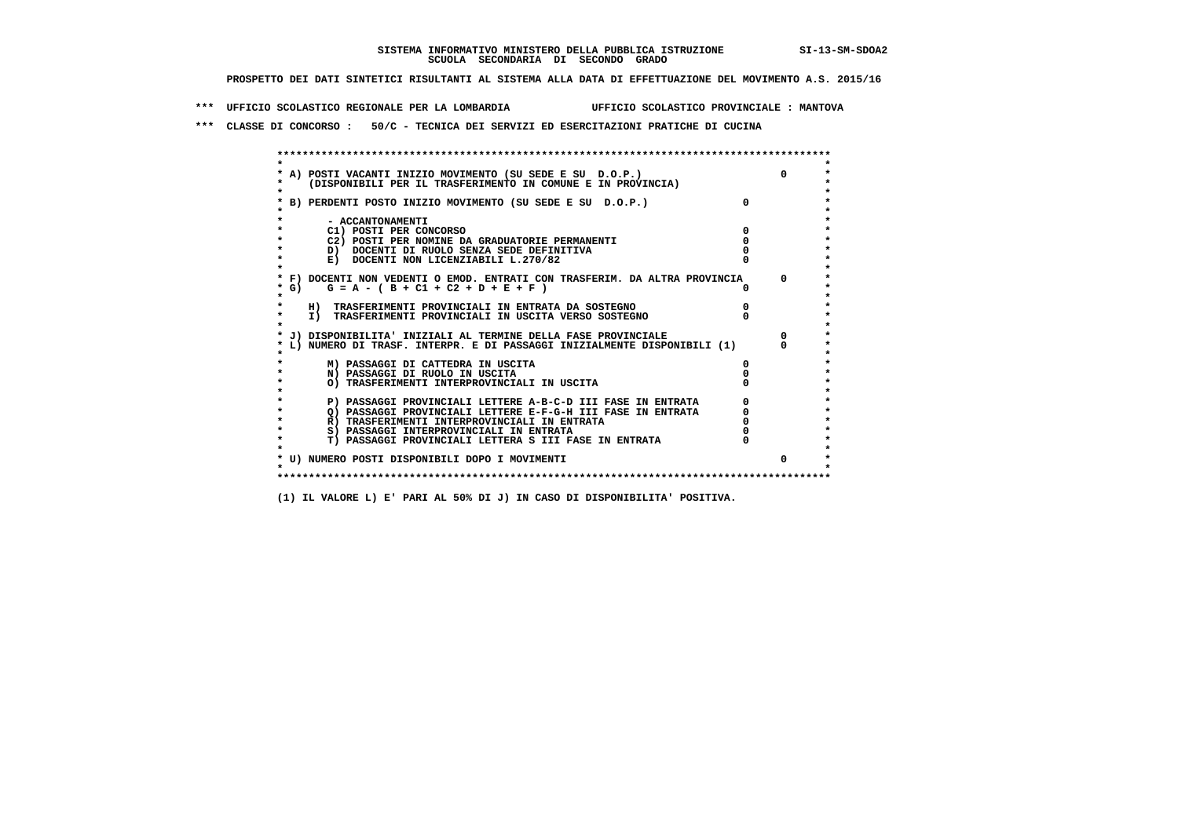SISTEMA INFORMATIVO MINISTERO DELLA PUBBLICA ISTRUZIONE SI-13-SM-SDOA2
SCUOLA SECONDARIA DI SECONDO GRADO

PROSPETTO DEI DATI SINTETICI RISULTANTI AL SISTEMA ALLA DATA DI EFFETTUAZIONE DEL MOVIMENTO A.S. 2015/16

*** UFFICIO SCOLASTICO REGIONALE PER LA LOMBARDIA UFFICIO SCOLASTICO PROVINCIALE : MANTOVA

*** CLASSE DI CONCORSO : 50/C - TECNICA DEI SERVIZI ED ESERCITAZIONI PRATICHE DI CUCINA

| | | |
|---|---|---|
| A) POSTI VACANTI INIZIO MOVIMENTO (SU SEDE E SU D.O.P.) (DISPONIBILI PER IL TRASFERIMENTO IN COMUNE E IN PROVINCIA) | | 0 |
| B) PERDENTI POSTO INIZIO MOVIMENTO (SU SEDE E SU D.O.P.) | 0 | |
| - ACCANTONAMENTI | | |
| C1) POSTI PER CONCORSO | 0 | |
| C2) POSTI PER NOMINE DA GRADUATORIE PERMANENTI | 0 | |
| D) DOCENTI DI RUOLO SENZA SEDE DEFINITIVA | 0 | |
| E) DOCENTI NON LICENZIABILI L.270/82 | 0 | |
| F) DOCENTI NON VEDENTI O EMOD. ENTRATI CON TRASFERIM. DA ALTRA PROVINCIA | | 0 |
| G) G = A - ( B + C1 + C2 + D + E + F ) | 0 | |
| H) TRASFERIMENTI PROVINCIALI IN ENTRATA DA SOSTEGNO | 0 | |
| I) TRASFERIMENTI PROVINCIALI IN USCITA VERSO SOSTEGNO | 0 | |
| J) DISPONIBILITA' INIZIALI AL TERMINE DELLA FASE PROVINCIALE | | 0 |
| L) NUMERO DI TRASF. INTERPR. E DI PASSAGGI INIZIALMENTE DISPONIBILI (1) | | 0 |
| M) PASSAGGI DI CATTEDRA IN USCITA | 0 | |
| N) PASSAGGI DI RUOLO IN USCITA | 0 | |
| O) TRASFERIMENTI INTERPROVINCIALI IN USCITA | 0 | |
| P) PASSAGGI PROVINCIALI LETTERE A-B-C-D III FASE IN ENTRATA | 0 | |
| Q) PASSAGGI PROVINCIALI LETTERE E-F-G-H III FASE IN ENTRATA | 0 | |
| R) TRASFERIMENTI INTERPROVINCIALI IN ENTRATA | 0 | |
| S) PASSAGGI INTERPROVINCIALI IN ENTRATA | 0 | |
| T) PASSAGGI PROVINCIALI LETTERA S III FASE IN ENTRATA | 0 | |
| U) NUMERO POSTI DISPONIBILI DOPO I MOVIMENTI | | 0 |

(1) IL VALORE L) E' PARI AL 50% DI J) IN CASO DI DISPONIBILITA' POSITIVA.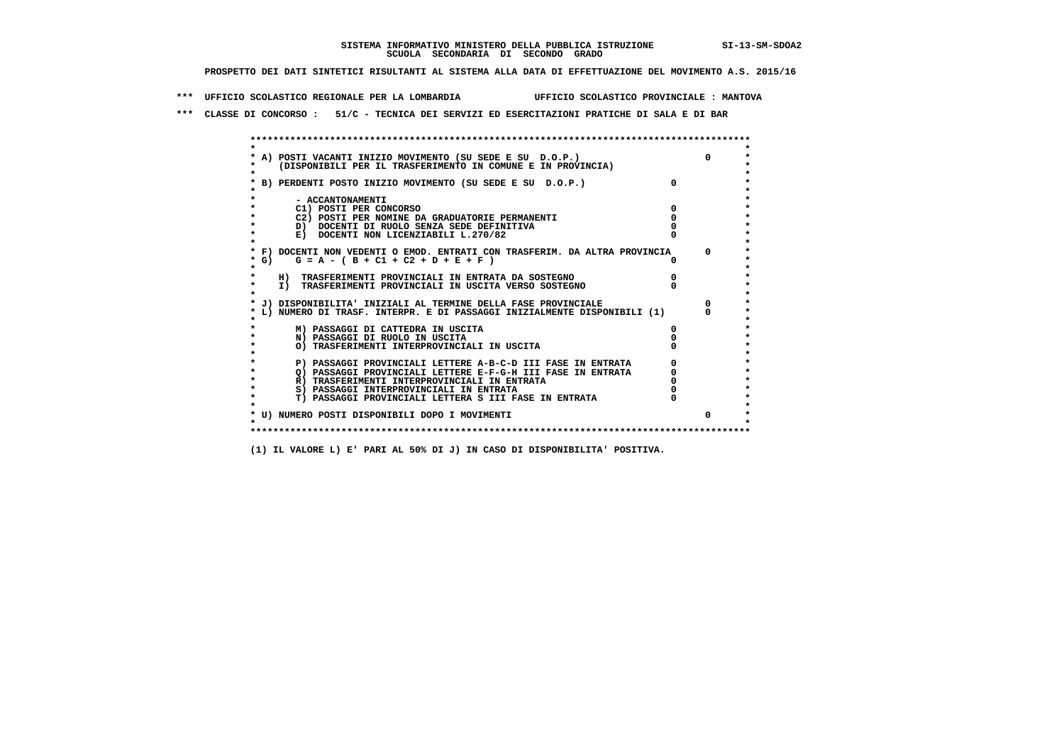SISTEMA INFORMATIVO MINISTERO DELLA PUBBLICA ISTRUZIONE SI-13-SM-SDOA2
SCUOLA SECONDARIA DI SECONDO GRADO

PROSPETTO DEI DATI SINTETICI RISULTANTI AL SISTEMA ALLA DATA DI EFFETTUAZIONE DEL MOVIMENTO A.S. 2015/16

*** UFFICIO SCOLASTICO REGIONALE PER LA LOMBARDIA UFFICIO SCOLASTICO PROVINCIALE : MANTOVA

*** CLASSE DI CONCORSO : 51/C - TECNICA DEI SERVIZI ED ESERCITAZIONI PRATICHE DI SALA E DI BAR

```
*****************************************************************************************
*                                                                                       *
* A) POSTI VACANTI INIZIO MOVIMENTO (SU SEDE E SU  D.O.P.)                       0      *
*    (DISPONIBILI PER IL TRASFERIMENTO IN COMUNE E IN PROVINCIA)                        *
*                                                                                       *
* B) PERDENTI POSTO INIZIO MOVIMENTO (SU SEDE E SU  D.O.P.)              0              *
*                                                                                       *
*       - ACCANTONAMENTI                                                                *
*       C1) POSTI PER CONCORSO                                           0              *
*       C2) POSTI PER NOMINE DA GRADUATORIE PERMANENTI                   0              *
*       D)  DOCENTI DI RUOLO SENZA SEDE DEFINITIVA                       0              *
*       E)  DOCENTI NON LICENZIABILI L.270/82                            0              *
*                                                                                       *
* F) DOCENTI NON VEDENTI O EMOD. ENTRATI CON TRASFERIM. DA ALTRA PROVINCIA      0       *
* G)    G = A - ( B + C1 + C2 + D + E + F )                              0              *
*                                                                                       *
*    H)  TRASFERIMENTI PROVINCIALI IN ENTRATA DA SOSTEGNO                0              *
*    I)  TRASFERIMENTI PROVINCIALI IN USCITA VERSO SOSTEGNO              0              *
*                                                                                       *
* J) DISPONIBILITA' INIZIALI AL TERMINE DELLA FASE PROVINCIALE                  0       *
* L) NUMERO DI TRASF. INTERPR. E DI PASSAGGI INIZIALMENTE DISPONIBILI (1)       0       *
*                                                                                       *
*       M) PASSAGGI DI CATTEDRA IN USCITA                                0              *
*       N) PASSAGGI DI RUOLO IN USCITA                                   0              *
*       O) TRASFERIMENTI INTERPROVINCIALI IN USCITA                      0              *
*                                                                                       *
*       P) PASSAGGI PROVINCIALI LETTERE A-B-C-D III FASE IN ENTRATA      0              *
*       Q) PASSAGGI PROVINCIALI LETTERE E-F-G-H III FASE IN ENTRATA      0              *
*       R) TRASFERIMENTI INTERPROVINCIALI IN ENTRATA                     0              *
*       S) PASSAGGI INTERPROVINCIALI IN ENTRATA                          0              *
*       T) PASSAGGI PROVINCIALI LETTERA S III FASE IN ENTRATA            0              *
*                                                                                       *
* U) NUMERO POSTI DISPONIBILI DOPO I MOVIMENTI                                  0       *
*                                                                                       *
*****************************************************************************************
```

(1) IL VALORE L) E' PARI AL 50% DI J) IN CASO DI DISPONIBILITA' POSITIVA.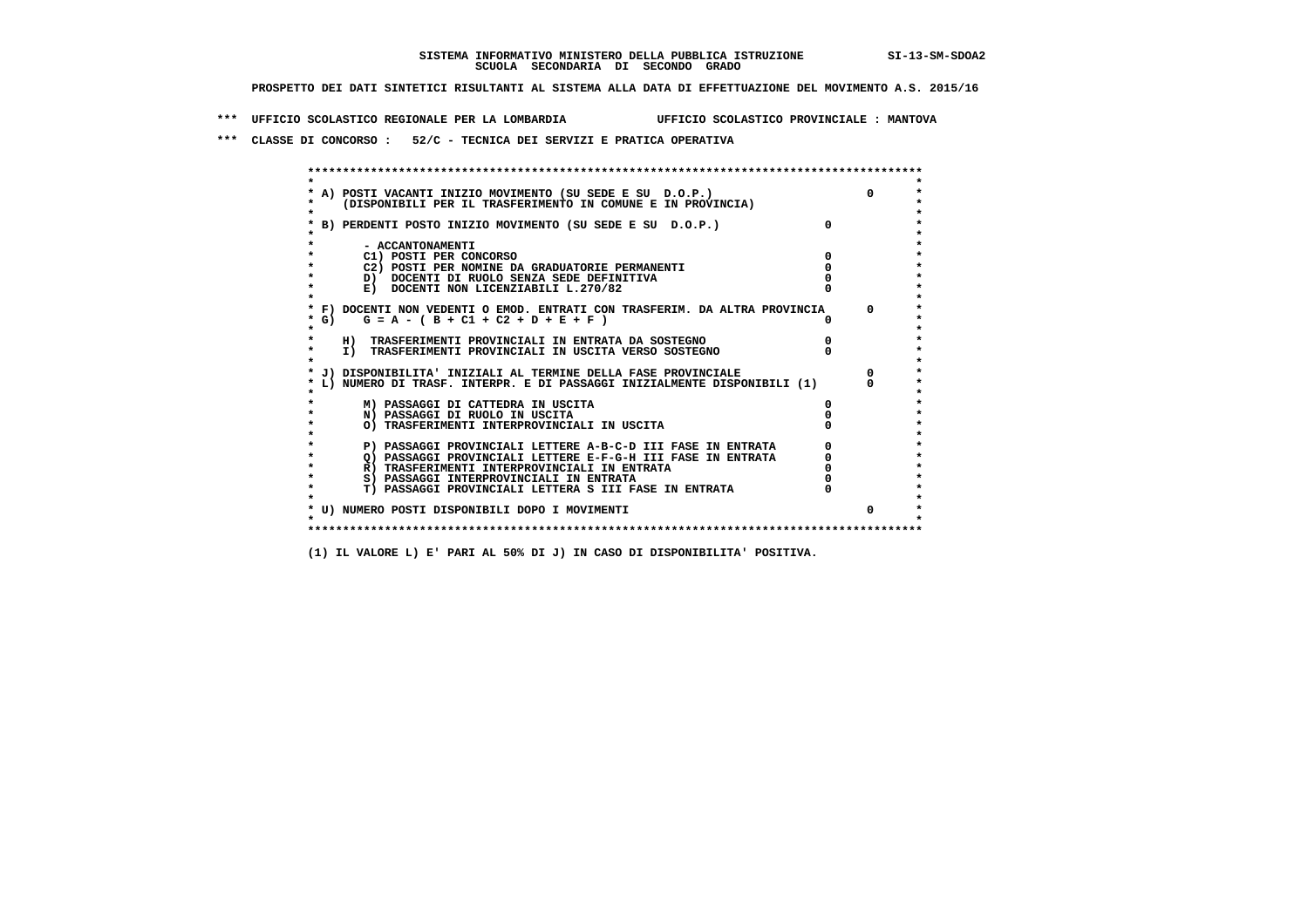SISTEMA INFORMATIVO MINISTERO DELLA PUBBLICA ISTRUZIONE SI-13-SM-SDOA2
SCUOLA SECONDARIA DI SECONDO GRADO

PROSPETTO DEI DATI SINTETICI RISULTANTI AL SISTEMA ALLA DATA DI EFFETTUAZIONE DEL MOVIMENTO A.S. 2015/16

*** UFFICIO SCOLASTICO REGIONALE PER LA LOMBARDIA UFFICIO SCOLASTICO PROVINCIALE : MANTOVA

*** CLASSE DI CONCORSO : 52/C - TECNICA DEI SERVIZI E PRATICA OPERATIVA

| Voce | | |
|---|---|---|
| A) POSTI VACANTI INIZIO MOVIMENTO (SU SEDE E SU D.O.P.) (DISPONIBILI PER IL TRASFERIMENTO IN COMUNE E IN PROVINCIA) | | 0 |
| B) PERDENTI POSTO INIZIO MOVIMENTO (SU SEDE E SU D.O.P.) | 0 | |
| - ACCANTONAMENTI | | |
| C1) POSTI PER CONCORSO | 0 | |
| C2) POSTI PER NOMINE DA GRADUATORIE PERMANENTI | 0 | |
| D) DOCENTI DI RUOLO SENZA SEDE DEFINITIVA | 0 | |
| E) DOCENTI NON LICENZIABILI L.270/82 | 0 | |
| F) DOCENTI NON VEDENTI O EMOD. ENTRATI CON TRASFERIM. DA ALTRA PROVINCIA | | 0 |
| G) G = A - ( B + C1 + C2 + D + E + F ) | 0 | |
| H) TRASFERIMENTI PROVINCIALI IN ENTRATA DA SOSTEGNO | 0 | |
| I) TRASFERIMENTI PROVINCIALI IN USCITA VERSO SOSTEGNO | 0 | |
| J) DISPONIBILITA' INIZIALI AL TERMINE DELLA FASE PROVINCIALE | | 0 |
| L) NUMERO DI TRASF. INTERPR. E DI PASSAGGI INIZIALMENTE DISPONIBILI (1) | | 0 |
| M) PASSAGGI DI CATTEDRA IN USCITA | 0 | |
| N) PASSAGGI DI RUOLO IN USCITA | 0 | |
| O) TRASFERIMENTI INTERPROVINCIALI IN USCITA | 0 | |
| P) PASSAGGI PROVINCIALI LETTERE A-B-C-D III FASE IN ENTRATA | 0 | |
| Q) PASSAGGI PROVINCIALI LETTERE E-F-G-H III FASE IN ENTRATA | 0 | |
| R) TRASFERIMENTI INTERPROVINCIALI IN ENTRATA | 0 | |
| S) PASSAGGI INTERPROVINCIALI IN ENTRATA | 0 | |
| T) PASSAGGI PROVINCIALI LETTERA S III FASE IN ENTRATA | 0 | |
| U) NUMERO POSTI DISPONIBILI DOPO I MOVIMENTI | | 0 |

(1) IL VALORE L) E' PARI AL 50% DI J) IN CASO DI DISPONIBILITA' POSITIVA.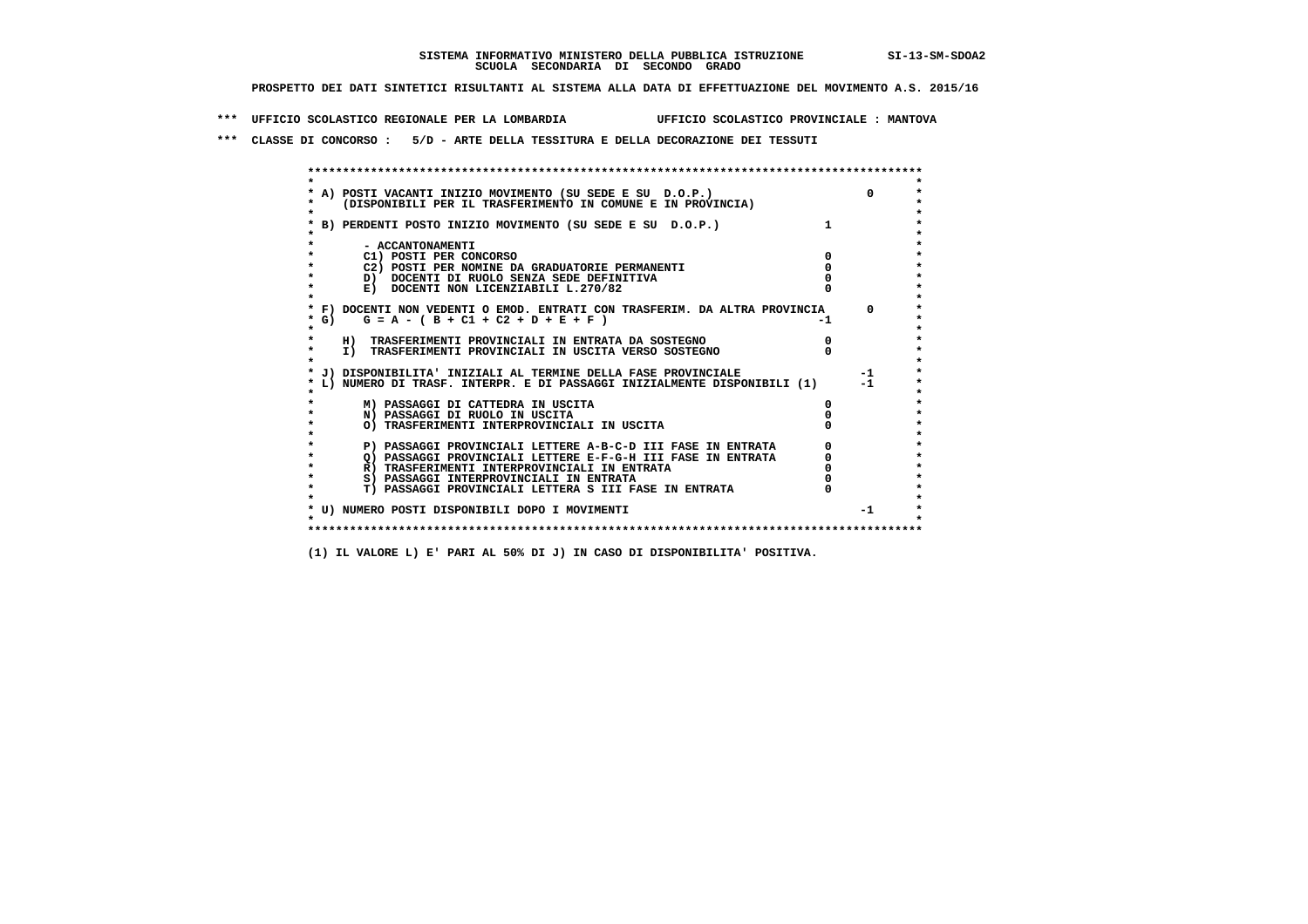**SISTEMA INFORMATIVO MINISTERO DELLA PUBBLICA ISTRUZIONE SI-13-SM-SDOA2**
**SCUOLA SECONDARIA DI SECONDO GRADO**

**PROSPETTO DEI DATI SINTETICI RISULTANTI AL SISTEMA ALLA DATA DI EFFETTUAZIONE DEL MOVIMENTO A.S. 2015/16**

**\*\*\* UFFICIO SCOLASTICO REGIONALE PER LA LOMBARDIA UFFICIO SCOLASTICO PROVINCIALE : MANTOVA**

**\*\*\* CLASSE DI CONCORSO : 5/D - ARTE DELLA TESSITURA E DELLA DECORAZIONE DEI TESSUTI**

```
******************************************************************************************
*                                                                                        *
* A) POSTI VACANTI INIZIO MOVIMENTO (SU SEDE E SU  D.O.P.)                        0      *
*     (DISPONIBILI PER IL TRASFERIMENTO IN COMUNE E IN PROVINCIA)                        *
*                                                                                        *
* B) PERDENTI POSTO INIZIO MOVIMENTO (SU SEDE E SU  D.O.P.)              1               *
*                                                                                        *
*       - ACCANTONAMENTI                                                                 *
*       C1) POSTI PER CONCORSO                                         0                 *
*       C2) POSTI PER NOMINE DA GRADUATORIE PERMANENTI                 0                 *
*       D)  DOCENTI DI RUOLO SENZA SEDE DEFINITIVA                     0                 *
*       E)  DOCENTI NON LICENZIABILI L.270/82                          0                 *
*                                                                                        *
* F) DOCENTI NON VEDENTI O EMOD. ENTRATI CON TRASFERIM. DA ALTRA PROVINCIA      0        *
* G)    G = A - ( B + C1 + C2 + D + E + F )                           -1                 *
*                                                                                        *
*    H)  TRASFERIMENTI PROVINCIALI IN ENTRATA DA SOSTEGNO              0                 *
*    I)  TRASFERIMENTI PROVINCIALI IN USCITA VERSO SOSTEGNO            0                 *
*                                                                                        *
* J) DISPONIBILITA' INIZIALI AL TERMINE DELLA FASE PROVINCIALE                 -1        *
* L) NUMERO DI TRASF. INTERPR. E DI PASSAGGI INIZIALMENTE DISPONIBILI (1)      -1        *
*                                                                                        *
*       M) PASSAGGI DI CATTEDRA IN USCITA                              0                 *
*       N) PASSAGGI DI RUOLO IN USCITA                                 0                 *
*       O) TRASFERIMENTI INTERPROVINCIALI IN USCITA                    0                 *
*                                                                                        *
*       P) PASSAGGI PROVINCIALI LETTERE A-B-C-D III FASE IN ENTRATA    0                 *
*       Q) PASSAGGI PROVINCIALI LETTERE E-F-G-H III FASE IN ENTRATA    0                 *
*       R) TRASFERIMENTI INTERPROVINCIALI IN ENTRATA                   0                 *
*       S) PASSAGGI INTERPROVINCIALI IN ENTRATA                        0                 *
*       T) PASSAGGI PROVINCIALI LETTERA S III FASE IN ENTRATA          0                 *
*                                                                                        *
* U) NUMERO POSTI DISPONIBILI DOPO I MOVIMENTI                                 -1        *
*                                                                                        *
******************************************************************************************
```

**(1) IL VALORE L) E' PARI AL 50% DI J) IN CASO DI DISPONIBILITA' POSITIVA.**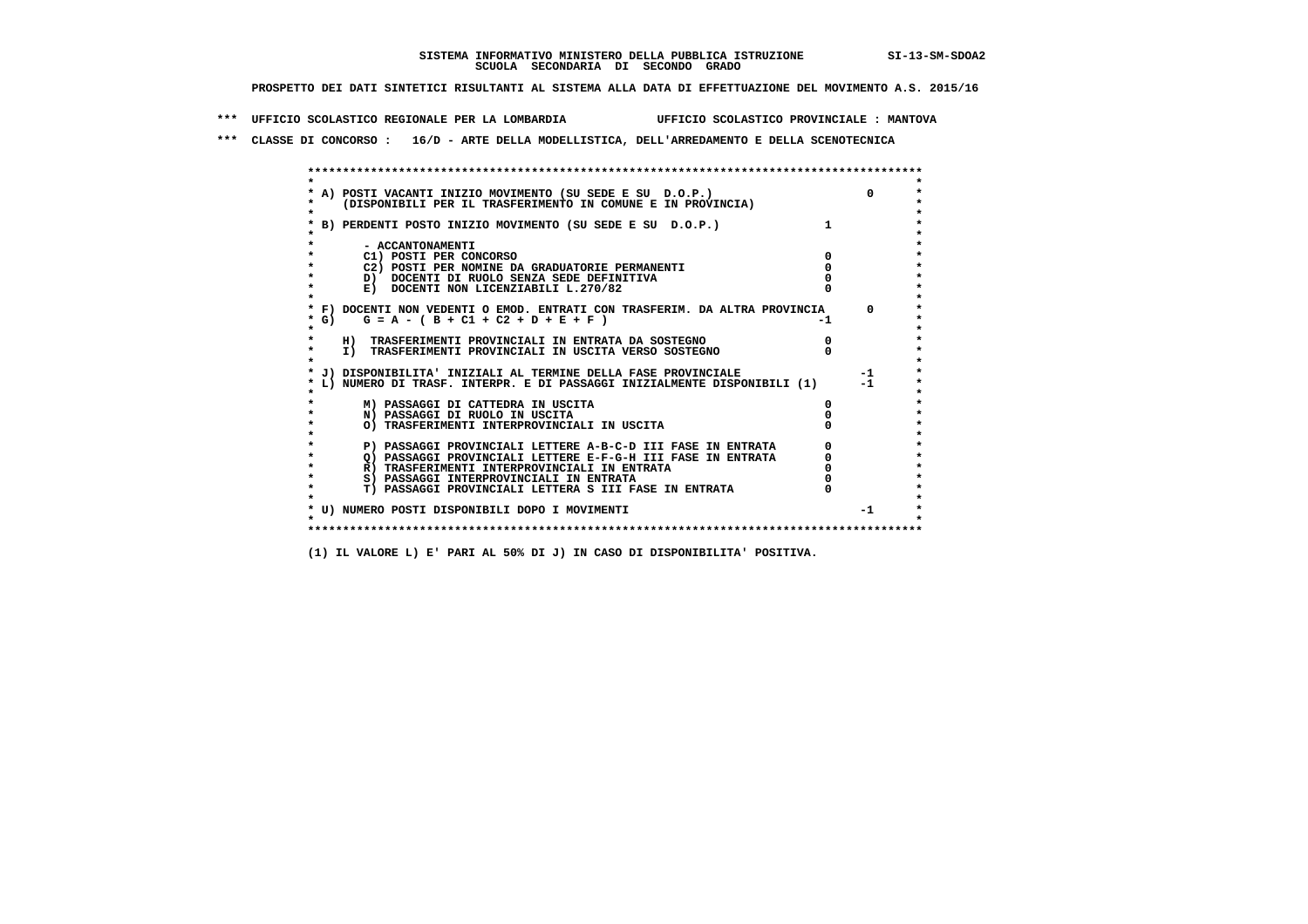SISTEMA INFORMATIVO MINISTERO DELLA PUBBLICA ISTRUZIONE SI-13-SM-SDOA2
SCUOLA SECONDARIA DI SECONDO GRADO

PROSPETTO DEI DATI SINTETICI RISULTANTI AL SISTEMA ALLA DATA DI EFFETTUAZIONE DEL MOVIMENTO A.S. 2015/16

*** UFFICIO SCOLASTICO REGIONALE PER LA LOMBARDIA UFFICIO SCOLASTICO PROVINCIALE : MANTOVA

*** CLASSE DI CONCORSO : 16/D - ARTE DELLA MODELLISTICA, DELL'ARREDAMENTO E DELLA SCENOTECNICA

```
******************************************************************************************
*                                                                                        *
* A) POSTI VACANTI INIZIO MOVIMENTO (SU SEDE E SU  D.O.P.)                        0      *
*     (DISPONIBILI PER IL TRASFERIMENTO IN COMUNE E IN PROVINCIA)                        *
*                                                                                        *
* B) PERDENTI POSTO INIZIO MOVIMENTO (SU SEDE E SU  D.O.P.)              1               *
*                                                                                        *
*       - ACCANTONAMENTI                                                                 *
*       C1) POSTI PER CONCORSO                                           0               *
*       C2) POSTI PER NOMINE DA GRADUATORIE PERMANENTI                   0               *
*       D)  DOCENTI DI RUOLO SENZA SEDE DEFINITIVA                       0               *
*       E)  DOCENTI NON LICENZIABILI L.270/82                            0               *
*                                                                                        *
* F) DOCENTI NON VEDENTI O EMOD. ENTRATI CON TRASFERIM. DA ALTRA PROVINCIA        0      *
* G)    G = A - ( B + C1 + C2 + D + E + F )                             -1               *
*                                                                                        *
*    H)  TRASFERIMENTI PROVINCIALI IN ENTRATA DA SOSTEGNO                0               *
*    I)  TRASFERIMENTI PROVINCIALI IN USCITA VERSO SOSTEGNO              0               *
*                                                                                        *
* J) DISPONIBILITA' INIZIALI AL TERMINE DELLA FASE PROVINCIALE                   -1      *
* L) NUMERO DI TRASF. INTERPR. E DI PASSAGGI INIZIALMENTE DISPONIBILI (1)        -1      *
*                                                                                        *
*       M) PASSAGGI DI CATTEDRA IN USCITA                                0               *
*       N) PASSAGGI DI RUOLO IN USCITA                                   0               *
*       O) TRASFERIMENTI INTERPROVINCIALI IN USCITA                      0               *
*                                                                                        *
*       P) PASSAGGI PROVINCIALI LETTERE A-B-C-D III FASE IN ENTRATA      0               *
*       Q) PASSAGGI PROVINCIALI LETTERE E-F-G-H III FASE IN ENTRATA      0               *
*       R) TRASFERIMENTI INTERPROVINCIALI IN ENTRATA                     0               *
*       S) PASSAGGI INTERPROVINCIALI IN ENTRATA                          0               *
*       T) PASSAGGI PROVINCIALI LETTERA S III FASE IN ENTRATA            0               *
*                                                                                        *
* U) NUMERO POSTI DISPONIBILI DOPO I MOVIMENTI                                   -1      *
*                                                                                        *
******************************************************************************************
```

(1) IL VALORE L) E' PARI AL 50% DI J) IN CASO DI DISPONIBILITA' POSITIVA.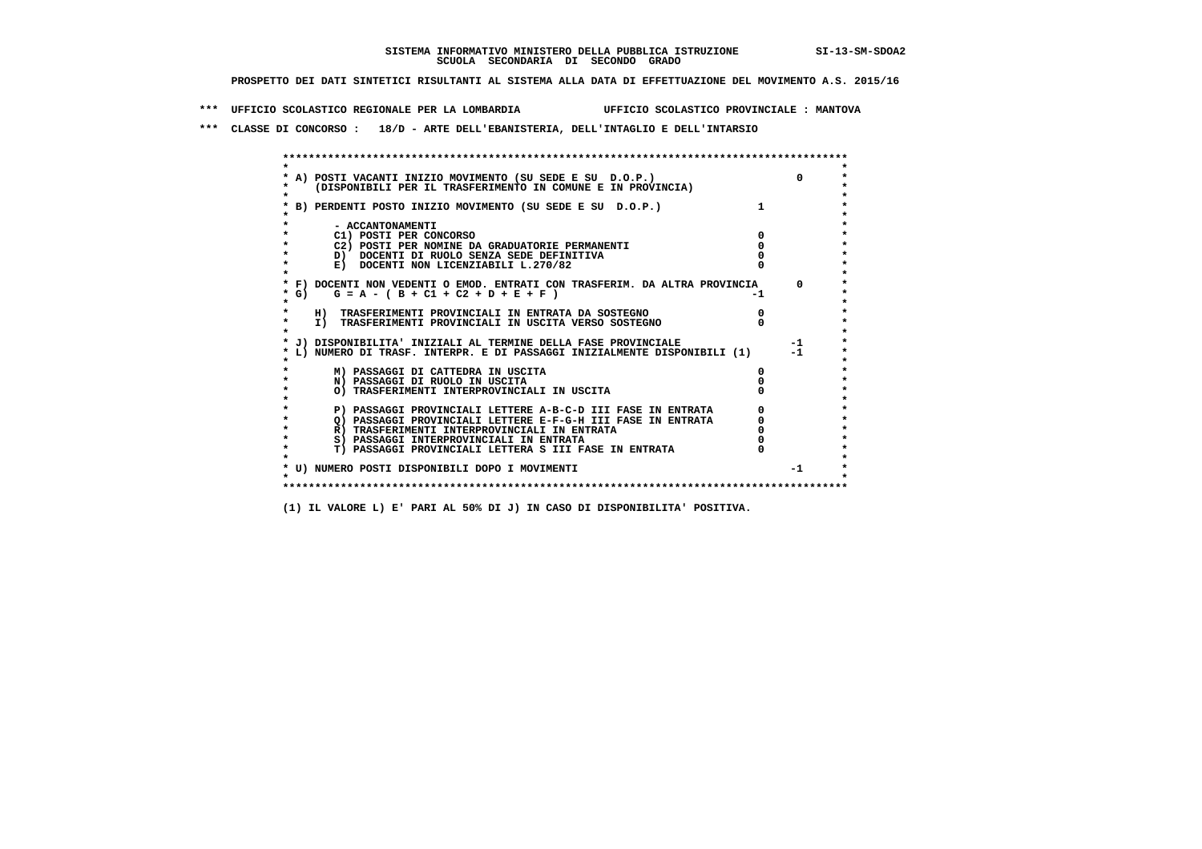SISTEMA INFORMATIVO MINISTERO DELLA PUBBLICA ISTRUZIONE SI-13-SM-SDOA2
SCUOLA SECONDARIA DI SECONDO GRADO

PROSPETTO DEI DATI SINTETICI RISULTANTI AL SISTEMA ALLA DATA DI EFFETTUAZIONE DEL MOVIMENTO A.S. 2015/16

*** UFFICIO SCOLASTICO REGIONALE PER LA LOMBARDIA UFFICIO SCOLASTICO PROVINCIALE : MANTOVA

*** CLASSE DI CONCORSO : 18/D - ARTE DELL'EBANISTERIA, DELL'INTAGLIO E DELL'INTARSIO

| Voce | | | |
|---|---|---|---|
| A) POSTI VACANTI INIZIO MOVIMENTO (SU SEDE E SU D.O.P.) (DISPONIBILI PER IL TRASFERIMENTO IN COMUNE E IN PROVINCIA) | | | 0 |
| B) PERDENTI POSTO INIZIO MOVIMENTO (SU SEDE E SU D.O.P.) | | 1 | |
| - ACCANTONAMENTI | | | |
| C1) POSTI PER CONCORSO | 0 | | |
| C2) POSTI PER NOMINE DA GRADUATORIE PERMANENTI | 0 | | |
| D) DOCENTI DI RUOLO SENZA SEDE DEFINITIVA | 0 | | |
| E) DOCENTI NON LICENZIABILI L.270/82 | 0 | | |
| F) DOCENTI NON VEDENTI O EMOD. ENTRATI CON TRASFERIM. DA ALTRA PROVINCIA | | | 0 |
| G) G = A - ( B + C1 + C2 + D + E + F ) | -1 | | |
| H) TRASFERIMENTI PROVINCIALI IN ENTRATA DA SOSTEGNO | 0 | | |
| I) TRASFERIMENTI PROVINCIALI IN USCITA VERSO SOSTEGNO | 0 | | |
| J) DISPONIBILITA' INIZIALI AL TERMINE DELLA FASE PROVINCIALE | | | -1 |
| L) NUMERO DI TRASF. INTERPR. E DI PASSAGGI INIZIALMENTE DISPONIBILI (1) | | | -1 |
| M) PASSAGGI DI CATTEDRA IN USCITA | 0 | | |
| N) PASSAGGI DI RUOLO IN USCITA | 0 | | |
| O) TRASFERIMENTI INTERPROVINCIALI IN USCITA | 0 | | |
| P) PASSAGGI PROVINCIALI LETTERE A-B-C-D III FASE IN ENTRATA | 0 | | |
| Q) PASSAGGI PROVINCIALI LETTERE E-F-G-H III FASE IN ENTRATA | 0 | | |
| R) TRASFERIMENTI INTERPROVINCIALI IN ENTRATA | 0 | | |
| S) PASSAGGI INTERPROVINCIALI IN ENTRATA | 0 | | |
| T) PASSAGGI PROVINCIALI LETTERA S III FASE IN ENTRATA | 0 | | |
| U) NUMERO POSTI DISPONIBILI DOPO I MOVIMENTI | | | -1 |

(1) IL VALORE L) E' PARI AL 50% DI J) IN CASO DI DISPONIBILITA' POSITIVA.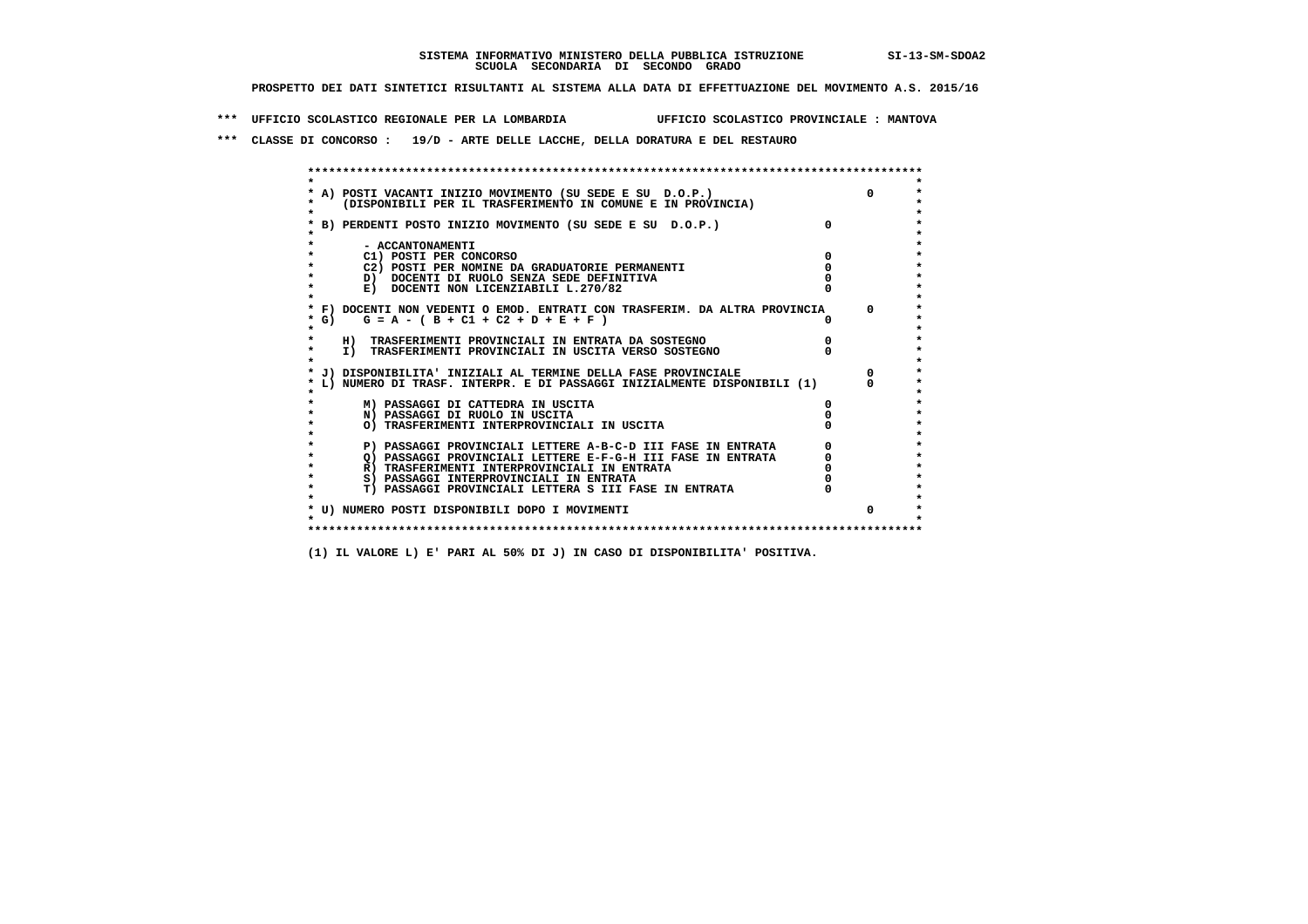SISTEMA INFORMATIVO MINISTERO DELLA PUBBLICA ISTRUZIONE SI-13-SM-SDOA2

SCUOLA SECONDARIA DI SECONDO GRADO

PROSPETTO DEI DATI SINTETICI RISULTANTI AL SISTEMA ALLA DATA DI EFFETTUAZIONE DEL MOVIMENTO A.S. 2015/16

*** UFFICIO SCOLASTICO REGIONALE PER LA LOMBARDIA UFFICIO SCOLASTICO PROVINCIALE : MANTOVA

*** CLASSE DI CONCORSO : 19/D - ARTE DELLE LACCHE, DELLA DORATURA E DEL RESTAURO

| | | |
|---|---|---|
| A) POSTI VACANTI INIZIO MOVIMENTO (SU SEDE E SU D.O.P.) (DISPONIBILI PER IL TRASFERIMENTO IN COMUNE E IN PROVINCIA) | | 0 |
| B) PERDENTI POSTO INIZIO MOVIMENTO (SU SEDE E SU D.O.P.) | 0 | |
| - ACCANTONAMENTI | | |
| C1) POSTI PER CONCORSO | 0 | |
| C2) POSTI PER NOMINE DA GRADUATORIE PERMANENTI | 0 | |
| D) DOCENTI DI RUOLO SENZA SEDE DEFINITIVA | 0 | |
| E) DOCENTI NON LICENZIABILI L.270/82 | 0 | |
| F) DOCENTI NON VEDENTI O EMOD. ENTRATI CON TRASFERIM. DA ALTRA PROVINCIA | | 0 |
| G) G = A - ( B + C1 + C2 + D + E + F ) | 0 | |
| H) TRASFERIMENTI PROVINCIALI IN ENTRATA DA SOSTEGNO | 0 | |
| I) TRASFERIMENTI PROVINCIALI IN USCITA VERSO SOSTEGNO | 0 | |
| J) DISPONIBILITA' INIZIALI AL TERMINE DELLA FASE PROVINCIALE | | 0 |
| L) NUMERO DI TRASF. INTERPR. E DI PASSAGGI INIZIALMENTE DISPONIBILI (1) | | 0 |
| M) PASSAGGI DI CATTEDRA IN USCITA | 0 | |
| N) PASSAGGI DI RUOLO IN USCITA | 0 | |
| O) TRASFERIMENTI INTERPROVINCIALI IN USCITA | 0 | |
| P) PASSAGGI PROVINCIALI LETTERE A-B-C-D III FASE IN ENTRATA | 0 | |
| Q) PASSAGGI PROVINCIALI LETTERE E-F-G-H III FASE IN ENTRATA | 0 | |
| R) TRASFERIMENTI INTERPROVINCIALI IN ENTRATA | 0 | |
| S) PASSAGGI INTERPROVINCIALI IN ENTRATA | 0 | |
| T) PASSAGGI PROVINCIALI LETTERA S III FASE IN ENTRATA | 0 | |
| U) NUMERO POSTI DISPONIBILI DOPO I MOVIMENTI | | 0 |

(1) IL VALORE L) E' PARI AL 50% DI J) IN CASO DI DISPONIBILITA' POSITIVA.